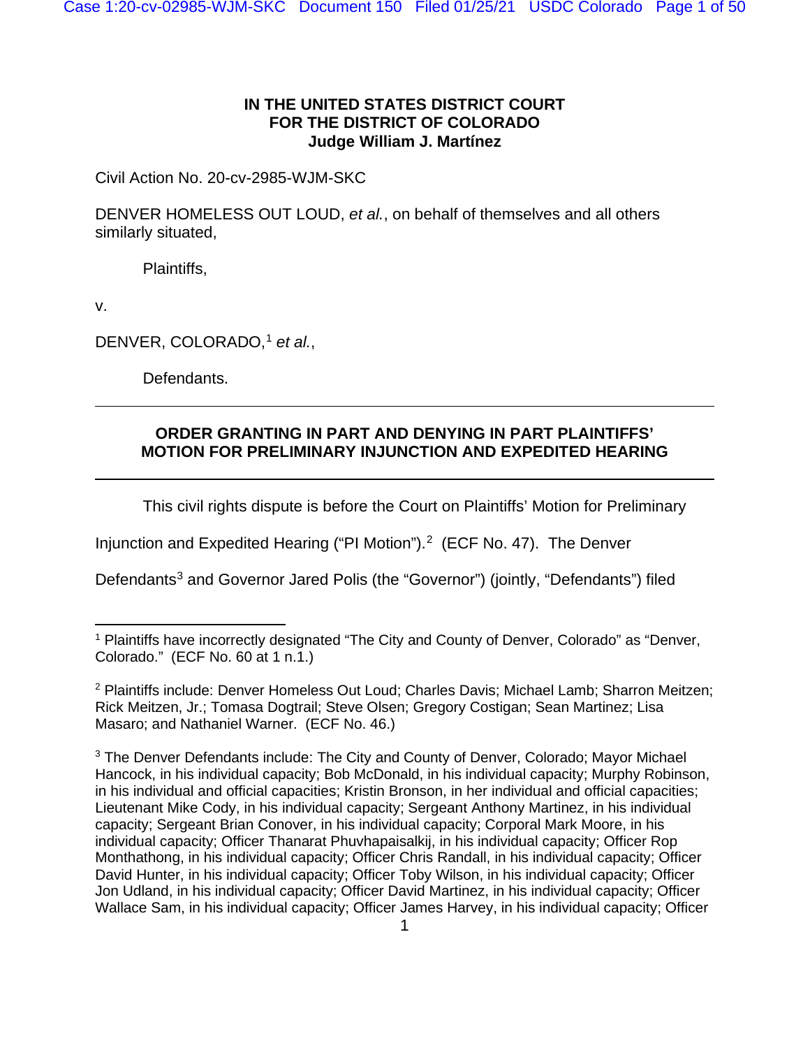**IN THE UNITED STATES DISTRICT COURT**
**FOR THE DISTRICT OF COLORADO**
**Judge William J. Martínez**

Civil Action No. 20-cv-2985-WJM-SKC

DENVER HOMELESS OUT LOUD, *et al.*, on behalf of themselves and all others similarly situated,

Plaintiffs,

v.

DENVER, COLORADO,[1] *et al.*,

Defendants.

---

**ORDER GRANTING IN PART AND DENYING IN PART PLAINTIFFS' MOTION FOR PRELIMINARY INJUNCTION AND EXPEDITED HEARING**

---

This civil rights dispute is before the Court on Plaintiffs' Motion for Preliminary Injunction and Expedited Hearing ("PI Motion").[2] (ECF No. 47). The Denver Defendants[3] and Governor Jared Polis (the "Governor") (jointly, "Defendants") filed

---

[1] Plaintiffs have incorrectly designated "The City and County of Denver, Colorado" as "Denver, Colorado." (ECF No. 60 at 1 n.1.)

[2] Plaintiffs include: Denver Homeless Out Loud; Charles Davis; Michael Lamb; Sharron Meitzen; Rick Meitzen, Jr.; Tomasa Dogtrail; Steve Olsen; Gregory Costigan; Sean Martinez; Lisa Masaro; and Nathaniel Warner. (ECF No. 46.)

[3] The Denver Defendants include: The City and County of Denver, Colorado; Mayor Michael Hancock, in his individual capacity; Bob McDonald, in his individual capacity; Murphy Robinson, in his individual and official capacities; Kristin Bronson, in her individual and official capacities; Lieutenant Mike Cody, in his individual capacity; Sergeant Anthony Martinez, in his individual capacity; Sergeant Brian Conover, in his individual capacity; Corporal Mark Moore, in his individual capacity; Officer Thanarat Phuvhapaisalkij, in his individual capacity; Officer Rop Monthathong, in his individual capacity; Officer Chris Randall, in his individual capacity; Officer David Hunter, in his individual capacity; Officer Toby Wilson, in his individual capacity; Officer Jon Udland, in his individual capacity; Officer David Martinez, in his individual capacity; Officer Wallace Sam, in his individual capacity; Officer James Harvey, in his individual capacity; Officer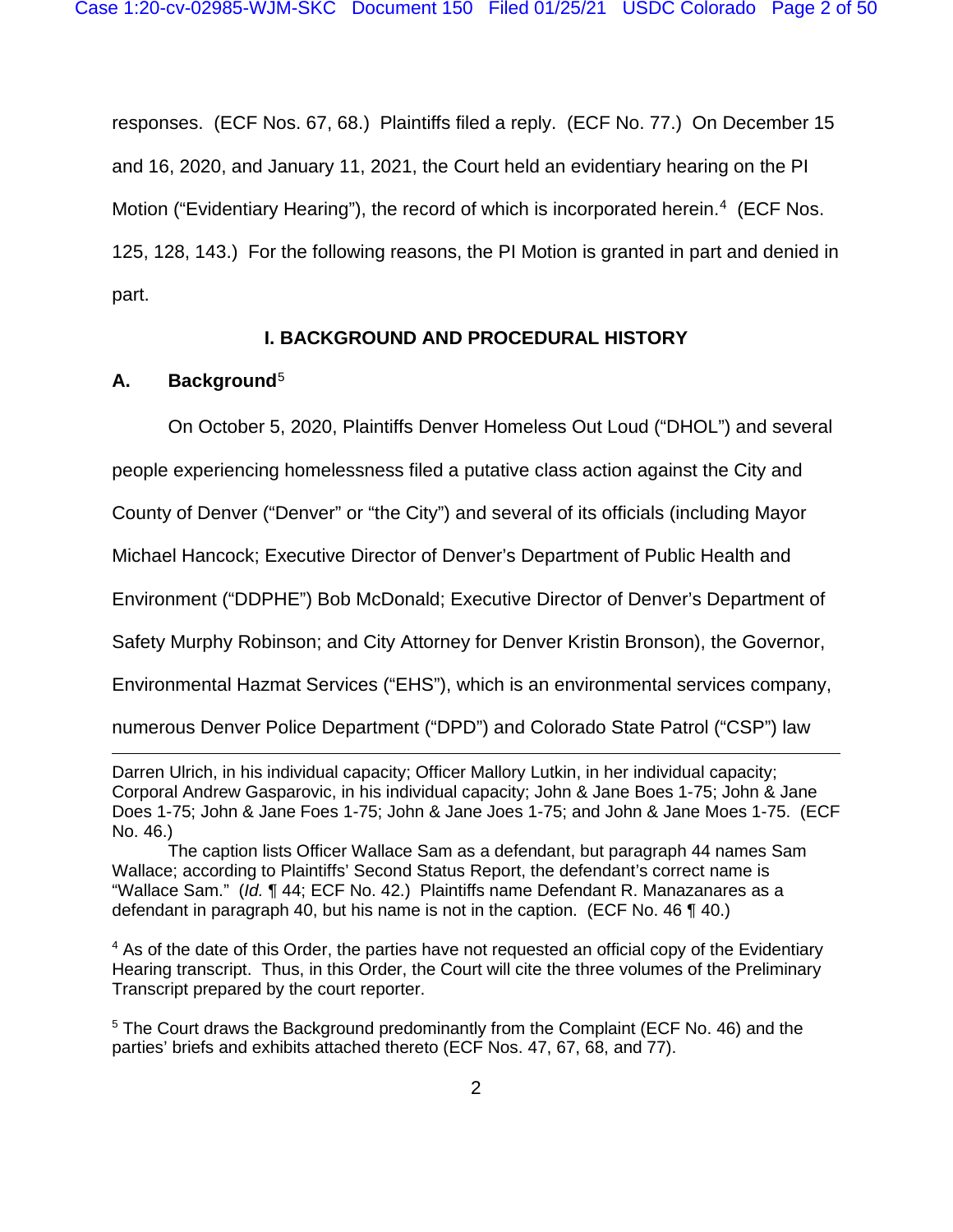responses. (ECF Nos. 67, 68.) Plaintiffs filed a reply. (ECF No. 77.) On December 15 and 16, 2020, and January 11, 2021, the Court held an evidentiary hearing on the PI Motion ("Evidentiary Hearing"), the record of which is incorporated herein.[4] (ECF Nos. 125, 128, 143.) For the following reasons, the PI Motion is granted in part and denied in part.

## I. BACKGROUND AND PROCEDURAL HISTORY

### A. Background[5]

On October 5, 2020, Plaintiffs Denver Homeless Out Loud ("DHOL") and several people experiencing homelessness filed a putative class action against the City and County of Denver ("Denver" or "the City") and several of its officials (including Mayor Michael Hancock; Executive Director of Denver's Department of Public Health and Environment ("DDPHE") Bob McDonald; Executive Director of Denver's Department of Safety Murphy Robinson; and City Attorney for Denver Kristin Bronson), the Governor, Environmental Hazmat Services ("EHS"), which is an environmental services company, numerous Denver Police Department ("DPD") and Colorado State Patrol ("CSP") law

---

Darren Ulrich, in his individual capacity; Officer Mallory Lutkin, in her individual capacity; Corporal Andrew Gasparovic, in his individual capacity; John & Jane Boes 1-75; John & Jane Does 1-75; John & Jane Foes 1-75; John & Jane Joes 1-75; and John & Jane Moes 1-75. (ECF No. 46.)

The caption lists Officer Wallace Sam as a defendant, but paragraph 44 names Sam Wallace; according to Plaintiffs' Second Status Report, the defendant's correct name is "Wallace Sam." (*Id.* ¶ 44; ECF No. 42.) Plaintiffs name Defendant R. Manazanares as a defendant in paragraph 40, but his name is not in the caption. (ECF No. 46 ¶ 40.)

[4] As of the date of this Order, the parties have not requested an official copy of the Evidentiary Hearing transcript. Thus, in this Order, the Court will cite the three volumes of the Preliminary Transcript prepared by the court reporter.

[5] The Court draws the Background predominantly from the Complaint (ECF No. 46) and the parties' briefs and exhibits attached thereto (ECF Nos. 47, 67, 68, and 77).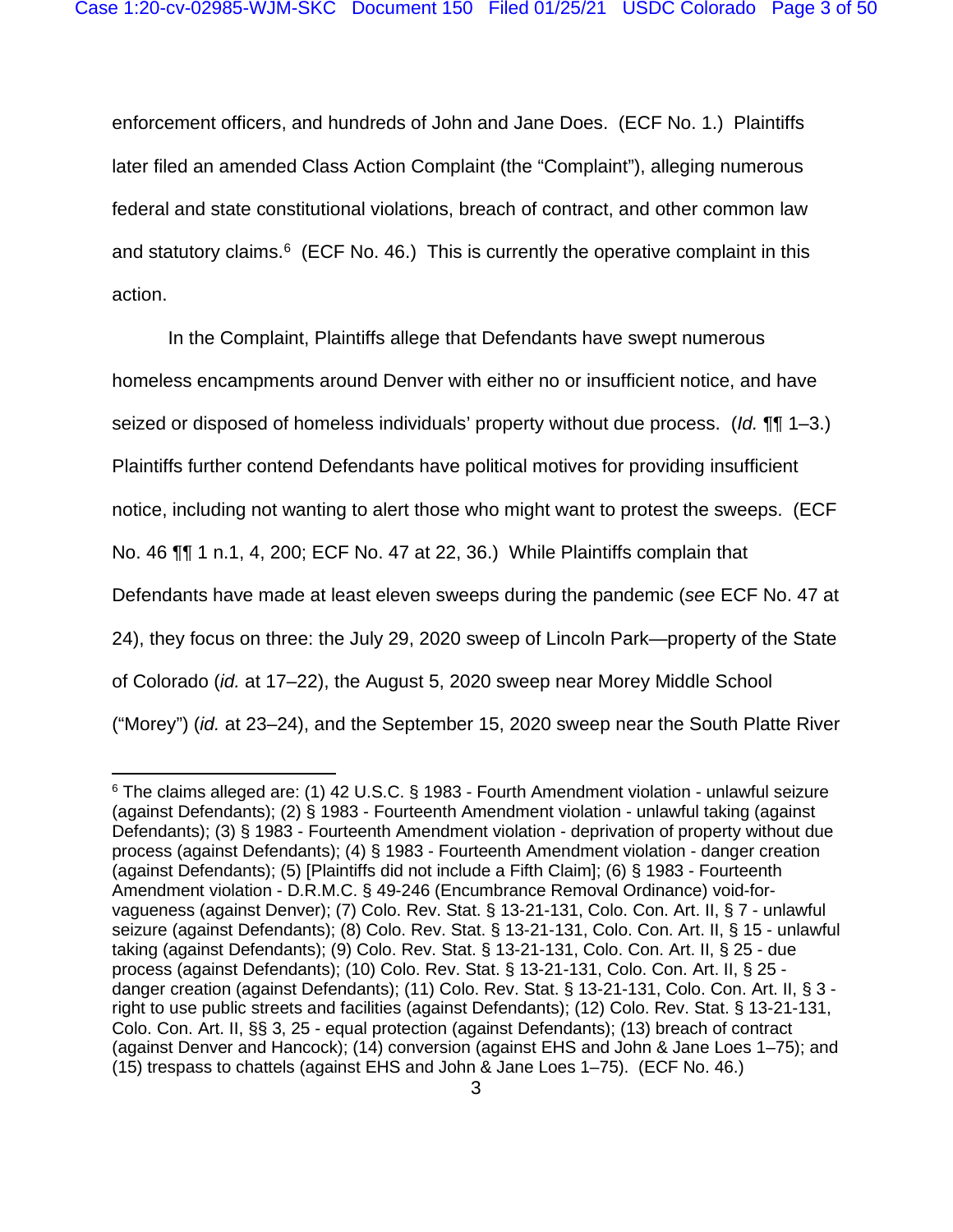enforcement officers, and hundreds of John and Jane Does. (ECF No. 1.) Plaintiffs later filed an amended Class Action Complaint (the "Complaint"), alleging numerous federal and state constitutional violations, breach of contract, and other common law and statutory claims.[6] (ECF No. 46.) This is currently the operative complaint in this action.

In the Complaint, Plaintiffs allege that Defendants have swept numerous homeless encampments around Denver with either no or insufficient notice, and have seized or disposed of homeless individuals' property without due process. (*Id.* ¶¶ 1–3.) Plaintiffs further contend Defendants have political motives for providing insufficient notice, including not wanting to alert those who might want to protest the sweeps. (ECF No. 46 ¶¶ 1 n.1, 4, 200; ECF No. 47 at 22, 36.) While Plaintiffs complain that Defendants have made at least eleven sweeps during the pandemic (*see* ECF No. 47 at 24), they focus on three: the July 29, 2020 sweep of Lincoln Park—property of the State of Colorado (*id.* at 17–22), the August 5, 2020 sweep near Morey Middle School ("Morey") (*id.* at 23–24), and the September 15, 2020 sweep near the South Platte River

---

[6] The claims alleged are: (1) 42 U.S.C. § 1983 - Fourth Amendment violation - unlawful seizure (against Defendants); (2) § 1983 - Fourteenth Amendment violation - unlawful taking (against Defendants); (3) § 1983 - Fourteenth Amendment violation - deprivation of property without due process (against Defendants); (4) § 1983 - Fourteenth Amendment violation - danger creation (against Defendants); (5) [Plaintiffs did not include a Fifth Claim]; (6) § 1983 - Fourteenth Amendment violation - D.R.M.C. § 49-246 (Encumbrance Removal Ordinance) void-for-vagueness (against Denver); (7) Colo. Rev. Stat. § 13-21-131, Colo. Con. Art. II, § 7 - unlawful seizure (against Defendants); (8) Colo. Rev. Stat. § 13-21-131, Colo. Con. Art. II, § 15 - unlawful taking (against Defendants); (9) Colo. Rev. Stat. § 13-21-131, Colo. Con. Art. II, § 25 - due process (against Defendants); (10) Colo. Rev. Stat. § 13-21-131, Colo. Con. Art. II, § 25 - danger creation (against Defendants); (11) Colo. Rev. Stat. § 13-21-131, Colo. Con. Art. II, § 3 - right to use public streets and facilities (against Defendants); (12) Colo. Rev. Stat. § 13-21-131, Colo. Con. Art. II, §§ 3, 25 - equal protection (against Defendants); (13) breach of contract (against Denver and Hancock); (14) conversion (against EHS and John & Jane Loes 1–75); and (15) trespass to chattels (against EHS and John & Jane Loes 1–75). (ECF No. 46.)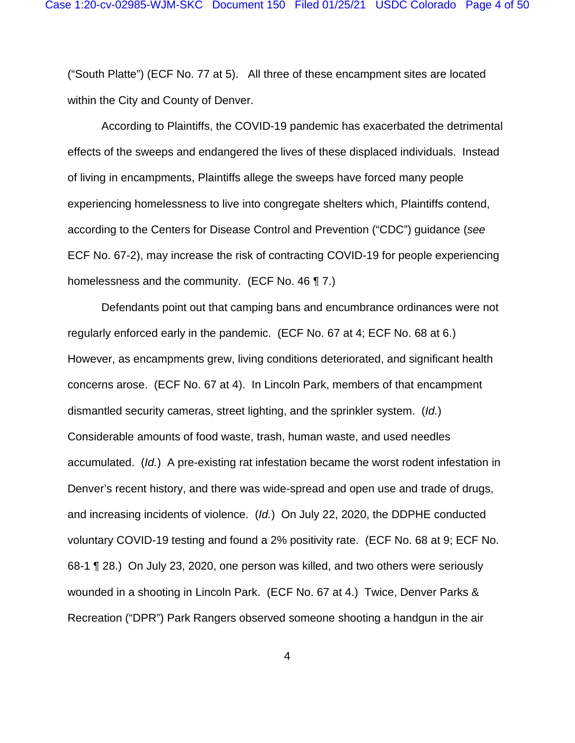("South Platte") (ECF No. 77 at 5). All three of these encampment sites are located within the City and County of Denver.

According to Plaintiffs, the COVID-19 pandemic has exacerbated the detrimental effects of the sweeps and endangered the lives of these displaced individuals. Instead of living in encampments, Plaintiffs allege the sweeps have forced many people experiencing homelessness to live into congregate shelters which, Plaintiffs contend, according to the Centers for Disease Control and Prevention ("CDC") guidance (*see* ECF No. 67-2), may increase the risk of contracting COVID-19 for people experiencing homelessness and the community. (ECF No. 46 ¶ 7.)

Defendants point out that camping bans and encumbrance ordinances were not regularly enforced early in the pandemic. (ECF No. 67 at 4; ECF No. 68 at 6.) However, as encampments grew, living conditions deteriorated, and significant health concerns arose. (ECF No. 67 at 4). In Lincoln Park, members of that encampment dismantled security cameras, street lighting, and the sprinkler system. (*Id.*) Considerable amounts of food waste, trash, human waste, and used needles accumulated. (*Id.*) A pre-existing rat infestation became the worst rodent infestation in Denver's recent history, and there was wide-spread and open use and trade of drugs, and increasing incidents of violence. (*Id.*) On July 22, 2020, the DDPHE conducted voluntary COVID-19 testing and found a 2% positivity rate. (ECF No. 68 at 9; ECF No. 68-1 ¶ 28.) On July 23, 2020, one person was killed, and two others were seriously wounded in a shooting in Lincoln Park. (ECF No. 67 at 4.) Twice, Denver Parks & Recreation ("DPR") Park Rangers observed someone shooting a handgun in the air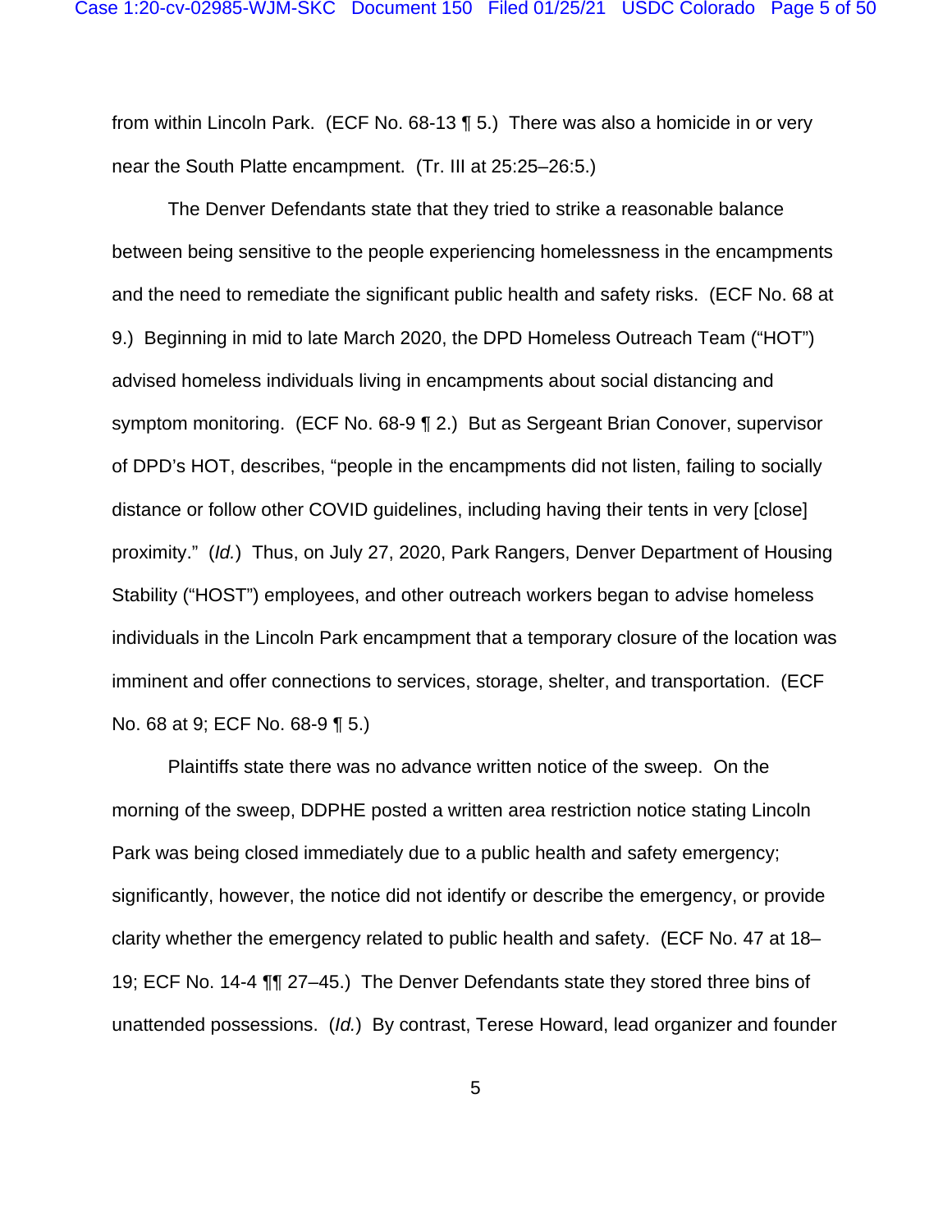from within Lincoln Park. (ECF No. 68-13 ¶ 5.) There was also a homicide in or very near the South Platte encampment. (Tr. III at 25:25–26:5.)

The Denver Defendants state that they tried to strike a reasonable balance between being sensitive to the people experiencing homelessness in the encampments and the need to remediate the significant public health and safety risks. (ECF No. 68 at 9.) Beginning in mid to late March 2020, the DPD Homeless Outreach Team ("HOT") advised homeless individuals living in encampments about social distancing and symptom monitoring. (ECF No. 68-9 ¶ 2.) But as Sergeant Brian Conover, supervisor of DPD's HOT, describes, "people in the encampments did not listen, failing to socially distance or follow other COVID guidelines, including having their tents in very [close] proximity." (*Id.*) Thus, on July 27, 2020, Park Rangers, Denver Department of Housing Stability ("HOST") employees, and other outreach workers began to advise homeless individuals in the Lincoln Park encampment that a temporary closure of the location was imminent and offer connections to services, storage, shelter, and transportation. (ECF No. 68 at 9; ECF No. 68-9 ¶ 5.)

Plaintiffs state there was no advance written notice of the sweep. On the morning of the sweep, DDPHE posted a written area restriction notice stating Lincoln Park was being closed immediately due to a public health and safety emergency; significantly, however, the notice did not identify or describe the emergency, or provide clarity whether the emergency related to public health and safety. (ECF No. 47 at 18–19; ECF No. 14-4 ¶¶ 27–45.) The Denver Defendants state they stored three bins of unattended possessions. (*Id.*) By contrast, Terese Howard, lead organizer and founder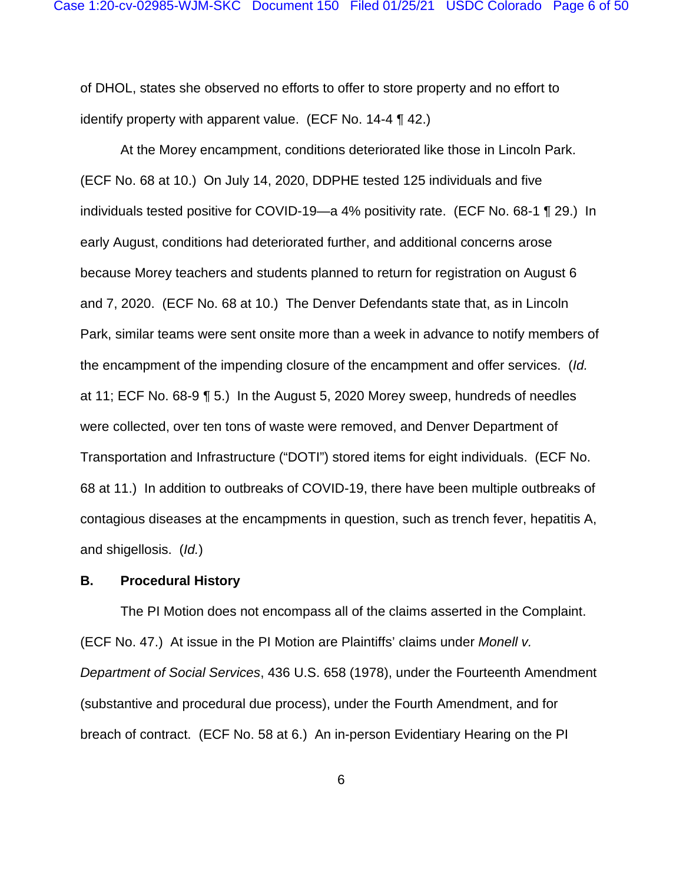of DHOL, states she observed no efforts to offer to store property and no effort to identify property with apparent value. (ECF No. 14-4 ¶ 42.)

At the Morey encampment, conditions deteriorated like those in Lincoln Park. (ECF No. 68 at 10.) On July 14, 2020, DDPHE tested 125 individuals and five individuals tested positive for COVID-19—a 4% positivity rate. (ECF No. 68-1 ¶ 29.) In early August, conditions had deteriorated further, and additional concerns arose because Morey teachers and students planned to return for registration on August 6 and 7, 2020. (ECF No. 68 at 10.) The Denver Defendants state that, as in Lincoln Park, similar teams were sent onsite more than a week in advance to notify members of the encampment of the impending closure of the encampment and offer services. (*Id.* at 11; ECF No. 68-9 ¶ 5.) In the August 5, 2020 Morey sweep, hundreds of needles were collected, over ten tons of waste were removed, and Denver Department of Transportation and Infrastructure ("DOTI") stored items for eight individuals. (ECF No. 68 at 11.) In addition to outbreaks of COVID-19, there have been multiple outbreaks of contagious diseases at the encampments in question, such as trench fever, hepatitis A, and shigellosis. (*Id.*)

### B. Procedural History

The PI Motion does not encompass all of the claims asserted in the Complaint. (ECF No. 47.) At issue in the PI Motion are Plaintiffs' claims under *Monell v. Department of Social Services*, 436 U.S. 658 (1978), under the Fourteenth Amendment (substantive and procedural due process), under the Fourth Amendment, and for breach of contract. (ECF No. 58 at 6.) An in-person Evidentiary Hearing on the PI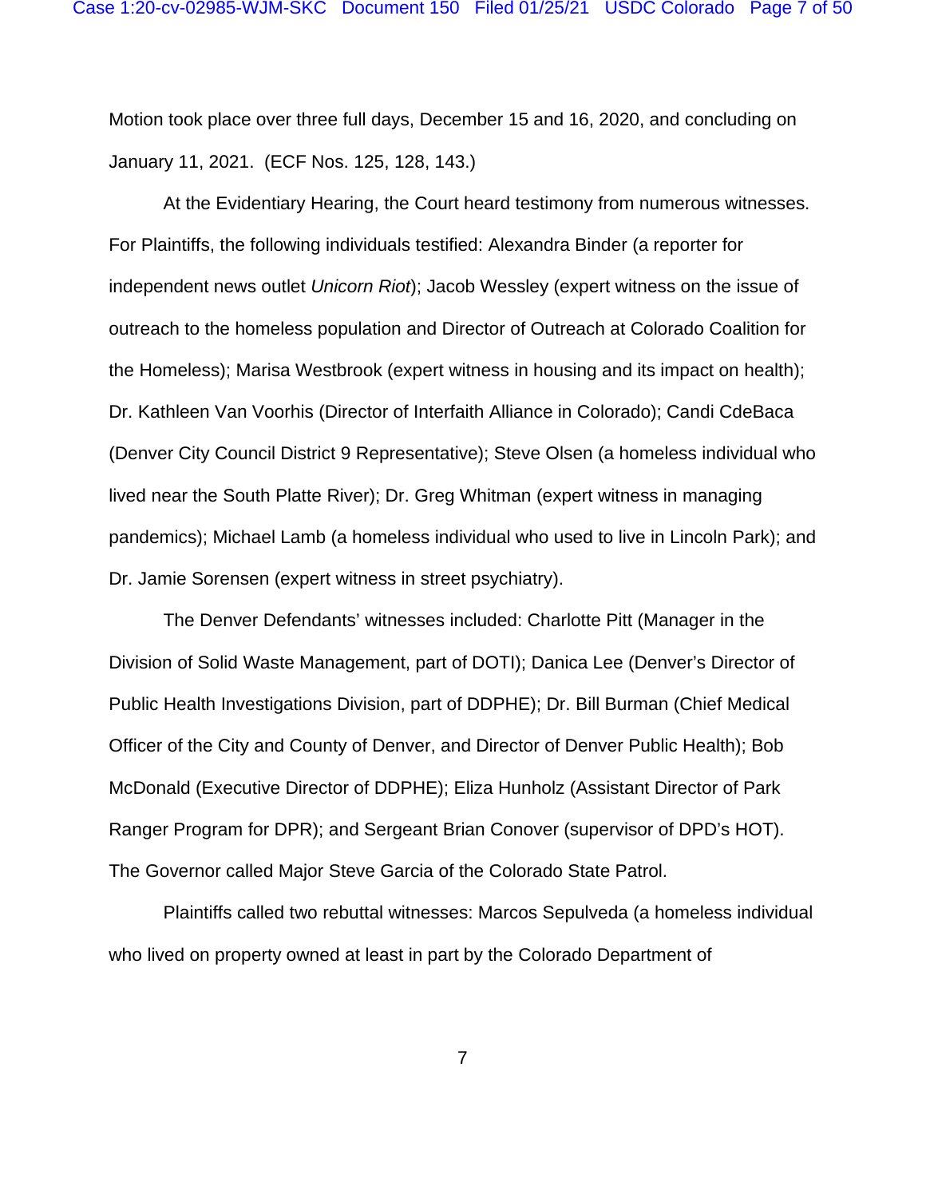Motion took place over three full days, December 15 and 16, 2020, and concluding on January 11, 2021. (ECF Nos. 125, 128, 143.)

At the Evidentiary Hearing, the Court heard testimony from numerous witnesses. For Plaintiffs, the following individuals testified: Alexandra Binder (a reporter for independent news outlet *Unicorn Riot*); Jacob Wessley (expert witness on the issue of outreach to the homeless population and Director of Outreach at Colorado Coalition for the Homeless); Marisa Westbrook (expert witness in housing and its impact on health); Dr. Kathleen Van Voorhis (Director of Interfaith Alliance in Colorado); Candi CdeBaca (Denver City Council District 9 Representative); Steve Olsen (a homeless individual who lived near the South Platte River); Dr. Greg Whitman (expert witness in managing pandemics); Michael Lamb (a homeless individual who used to live in Lincoln Park); and Dr. Jamie Sorensen (expert witness in street psychiatry).

The Denver Defendants' witnesses included: Charlotte Pitt (Manager in the Division of Solid Waste Management, part of DOTI); Danica Lee (Denver's Director of Public Health Investigations Division, part of DDPHE); Dr. Bill Burman (Chief Medical Officer of the City and County of Denver, and Director of Denver Public Health); Bob McDonald (Executive Director of DDPHE); Eliza Hunholz (Assistant Director of Park Ranger Program for DPR); and Sergeant Brian Conover (supervisor of DPD's HOT). The Governor called Major Steve Garcia of the Colorado State Patrol.

Plaintiffs called two rebuttal witnesses: Marcos Sepulveda (a homeless individual who lived on property owned at least in part by the Colorado Department of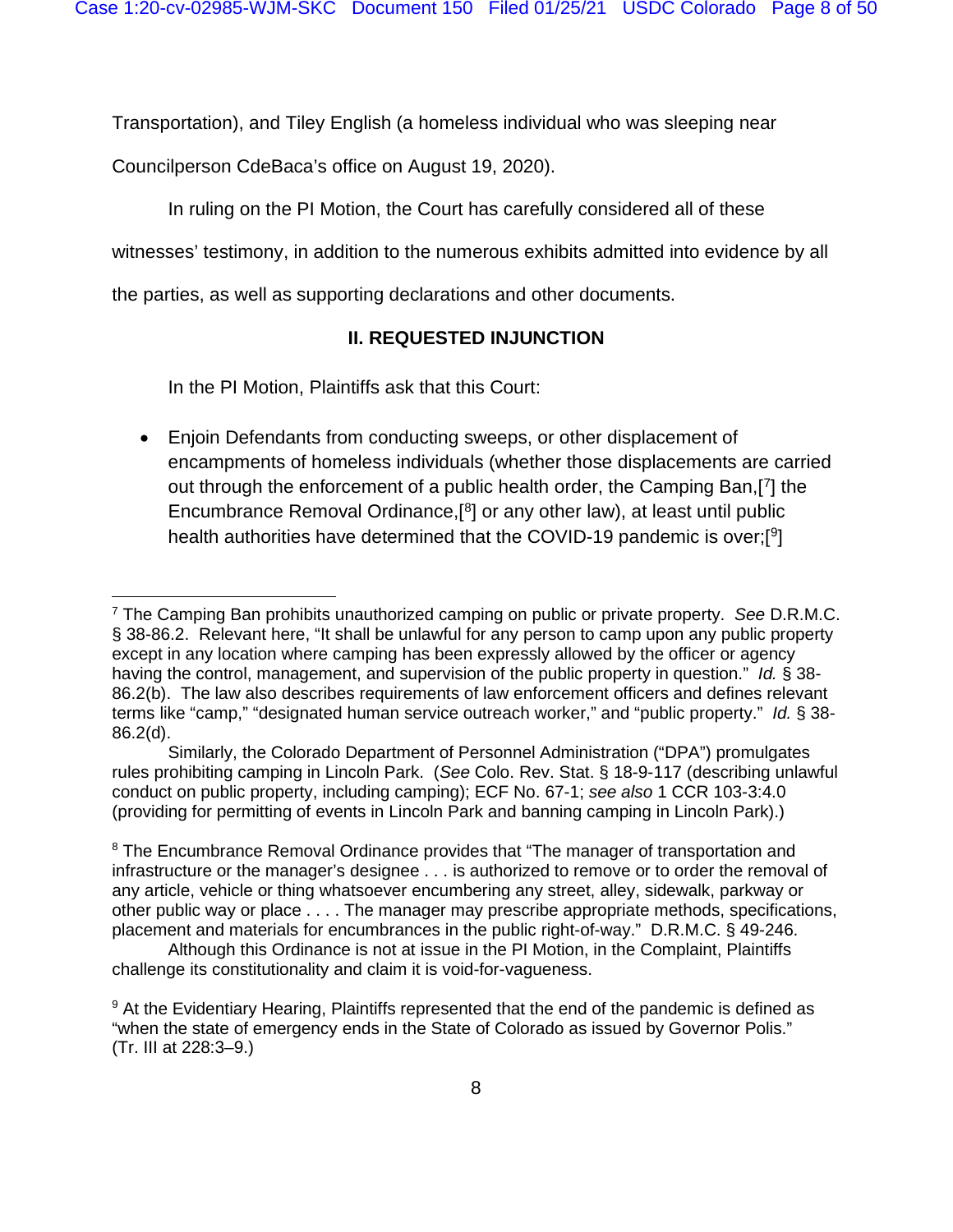Transportation), and Tiley English (a homeless individual who was sleeping near Councilperson CdeBaca's office on August 19, 2020).

In ruling on the PI Motion, the Court has carefully considered all of these witnesses' testimony, in addition to the numerous exhibits admitted into evidence by all the parties, as well as supporting declarations and other documents.

## II. REQUESTED INJUNCTION

In the PI Motion, Plaintiffs ask that this Court:

- Enjoin Defendants from conducting sweeps, or other displacement of encampments of homeless individuals (whether those displacements are carried out through the enforcement of a public health order, the Camping Ban,[7] the Encumbrance Removal Ordinance,[8] or any other law), at least until public health authorities have determined that the COVID-19 pandemic is over;[9]

---

[7] The Camping Ban prohibits unauthorized camping on public or private property. *See* D.R.M.C. § 38-86.2. Relevant here, "It shall be unlawful for any person to camp upon any public property except in any location where camping has been expressly allowed by the officer or agency having the control, management, and supervision of the public property in question." *Id.* § 38-86.2(b). The law also describes requirements of law enforcement officers and defines relevant terms like "camp," "designated human service outreach worker," and "public property." *Id.* § 38-86.2(d).

Similarly, the Colorado Department of Personnel Administration ("DPA") promulgates rules prohibiting camping in Lincoln Park. (*See* Colo. Rev. Stat. § 18-9-117 (describing unlawful conduct on public property, including camping); ECF No. 67-1; *see also* 1 CCR 103-3:4.0 (providing for permitting of events in Lincoln Park and banning camping in Lincoln Park).)

[8] The Encumbrance Removal Ordinance provides that "The manager of transportation and infrastructure or the manager's designee . . . is authorized to remove or to order the removal of any article, vehicle or thing whatsoever encumbering any street, alley, sidewalk, parkway or other public way or place . . . . The manager may prescribe appropriate methods, specifications, placement and materials for encumbrances in the public right-of-way." D.R.M.C. § 49-246.

Although this Ordinance is not at issue in the PI Motion, in the Complaint, Plaintiffs challenge its constitutionality and claim it is void-for-vagueness.

[9] At the Evidentiary Hearing, Plaintiffs represented that the end of the pandemic is defined as "when the state of emergency ends in the State of Colorado as issued by Governor Polis." (Tr. III at 228:3–9.)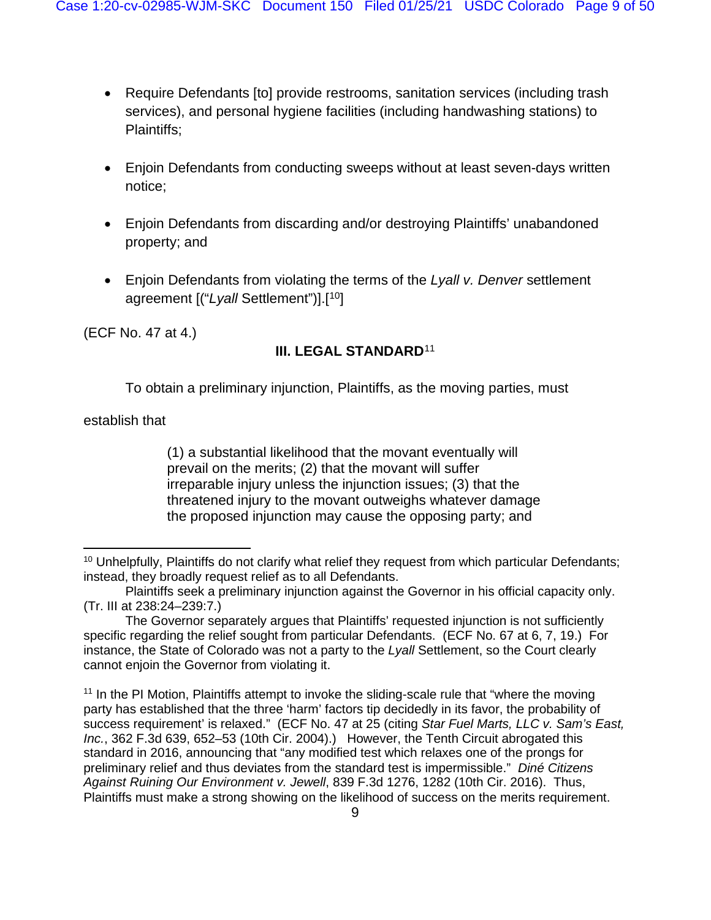- Require Defendants [to] provide restrooms, sanitation services (including trash services), and personal hygiene facilities (including handwashing stations) to Plaintiffs;

- Enjoin Defendants from conducting sweeps without at least seven-days written notice;

- Enjoin Defendants from discarding and/or destroying Plaintiffs' unabandoned property; and

- Enjoin Defendants from violating the terms of the *Lyall v. Denver* settlement agreement [("*Lyall* Settlement")].[10]

(ECF No. 47 at 4.)

## III. LEGAL STANDARD[11]

To obtain a preliminary injunction, Plaintiffs, as the moving parties, must establish that

> (1) a substantial likelihood that the movant eventually will prevail on the merits; (2) that the movant will suffer irreparable injury unless the injunction issues; (3) that the threatened injury to the movant outweighs whatever damage the proposed injunction may cause the opposing party; and

---

[10] Unhelpfully, Plaintiffs do not clarify what relief they request from which particular Defendants; instead, they broadly request relief as to all Defendants.

Plaintiffs seek a preliminary injunction against the Governor in his official capacity only. (Tr. III at 238:24–239:7.)

The Governor separately argues that Plaintiffs' requested injunction is not sufficiently specific regarding the relief sought from particular Defendants. (ECF No. 67 at 6, 7, 19.) For instance, the State of Colorado was not a party to the *Lyall* Settlement, so the Court clearly cannot enjoin the Governor from violating it.

[11] In the PI Motion, Plaintiffs attempt to invoke the sliding-scale rule that "where the moving party has established that the three 'harm' factors tip decidedly in its favor, the probability of success requirement' is relaxed." (ECF No. 47 at 25 (citing *Star Fuel Marts, LLC v. Sam's East, Inc.*, 362 F.3d 639, 652–53 (10th Cir. 2004).) However, the Tenth Circuit abrogated this standard in 2016, announcing that "any modified test which relaxes one of the prongs for preliminary relief and thus deviates from the standard test is impermissible." *Diné Citizens Against Ruining Our Environment v. Jewell*, 839 F.3d 1276, 1282 (10th Cir. 2016). Thus, Plaintiffs must make a strong showing on the likelihood of success on the merits requirement.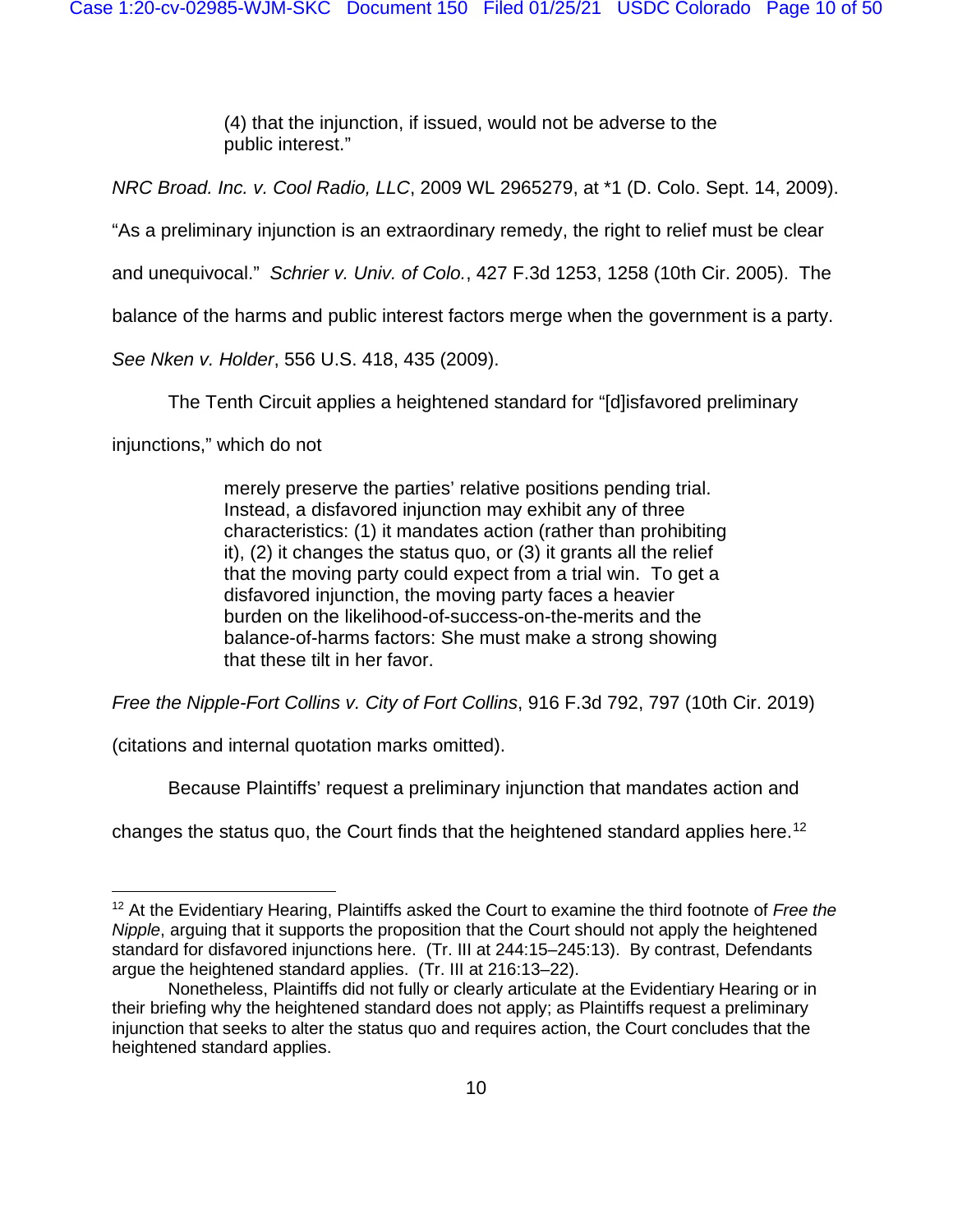> (4) that the injunction, if issued, would not be adverse to the public interest."

*NRC Broad. Inc. v. Cool Radio, LLC*, 2009 WL 2965279, at *1 (D. Colo. Sept. 14, 2009). "As a preliminary injunction is an extraordinary remedy, the right to relief must be clear and unequivocal." *Schrier v. Univ. of Colo.*, 427 F.3d 1253, 1258 (10th Cir. 2005). The balance of the harms and public interest factors merge when the government is a party. *See Nken v. Holder*, 556 U.S. 418, 435 (2009).

The Tenth Circuit applies a heightened standard for "[d]isfavored preliminary injunctions," which do not

> merely preserve the parties' relative positions pending trial. Instead, a disfavored injunction may exhibit any of three characteristics: (1) it mandates action (rather than prohibiting it), (2) it changes the status quo, or (3) it grants all the relief that the moving party could expect from a trial win. To get a disfavored injunction, the moving party faces a heavier burden on the likelihood-of-success-on-the-merits and the balance-of-harms factors: She must make a strong showing that these tilt in her favor.

*Free the Nipple-Fort Collins v. City of Fort Collins*, 916 F.3d 792, 797 (10th Cir. 2019) (citations and internal quotation marks omitted).

Because Plaintiffs' request a preliminary injunction that mandates action and changes the status quo, the Court finds that the heightened standard applies here.[12]

---

[12] At the Evidentiary Hearing, Plaintiffs asked the Court to examine the third footnote of *Free the Nipple*, arguing that it supports the proposition that the Court should not apply the heightened standard for disfavored injunctions here. (Tr. III at 244:15–245:13). By contrast, Defendants argue the heightened standard applies. (Tr. III at 216:13–22).

Nonetheless, Plaintiffs did not fully or clearly articulate at the Evidentiary Hearing or in their briefing why the heightened standard does not apply; as Plaintiffs request a preliminary injunction that seeks to alter the status quo and requires action, the Court concludes that the heightened standard applies.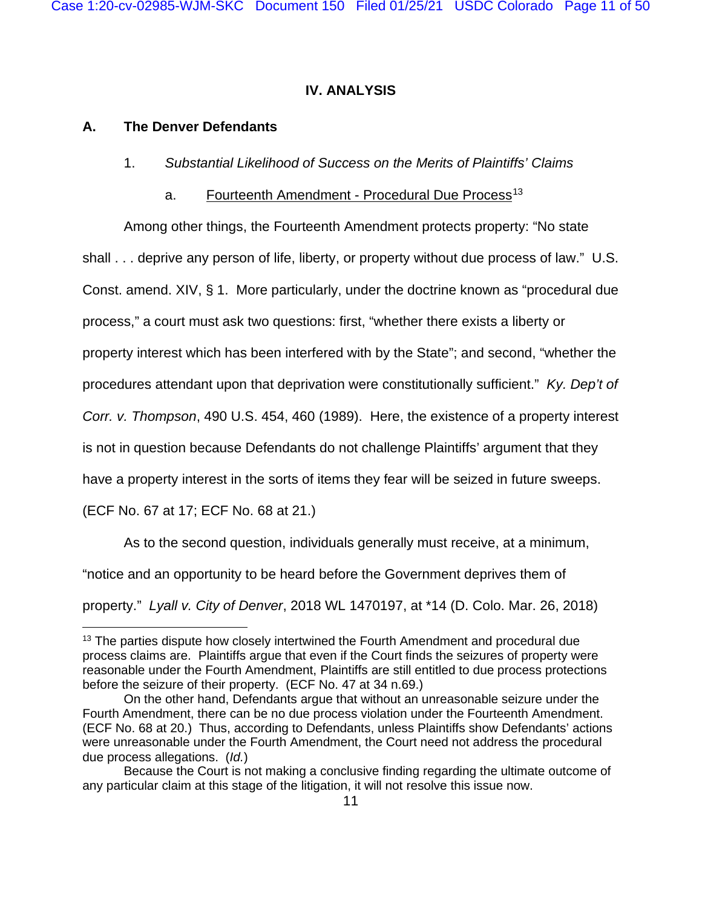## IV. ANALYSIS

### A. The Denver Defendants

1. *Substantial Likelihood of Success on the Merits of Plaintiffs' Claims*

a. Fourteenth Amendment - Procedural Due Process[13]

Among other things, the Fourteenth Amendment protects property: "No state shall . . . deprive any person of life, liberty, or property without due process of law." U.S. Const. amend. XIV, § 1. More particularly, under the doctrine known as "procedural due process," a court must ask two questions: first, "whether there exists a liberty or property interest which has been interfered with by the State"; and second, "whether the procedures attendant upon that deprivation were constitutionally sufficient." *Ky. Dep't of Corr. v. Thompson*, 490 U.S. 454, 460 (1989). Here, the existence of a property interest is not in question because Defendants do not challenge Plaintiffs' argument that they have a property interest in the sorts of items they fear will be seized in future sweeps. (ECF No. 67 at 17; ECF No. 68 at 21.)

As to the second question, individuals generally must receive, at a minimum, "notice and an opportunity to be heard before the Government deprives them of property." *Lyall v. City of Denver*, 2018 WL 1470197, at *14 (D. Colo. Mar. 26, 2018)

---

[13] The parties dispute how closely intertwined the Fourth Amendment and procedural due process claims are. Plaintiffs argue that even if the Court finds the seizures of property were reasonable under the Fourth Amendment, Plaintiffs are still entitled to due process protections before the seizure of their property. (ECF No. 47 at 34 n.69.)

On the other hand, Defendants argue that without an unreasonable seizure under the Fourth Amendment, there can be no due process violation under the Fourteenth Amendment. (ECF No. 68 at 20.) Thus, according to Defendants, unless Plaintiffs show Defendants' actions were unreasonable under the Fourth Amendment, the Court need not address the procedural due process allegations. (*Id.*)

Because the Court is not making a conclusive finding regarding the ultimate outcome of any particular claim at this stage of the litigation, it will not resolve this issue now.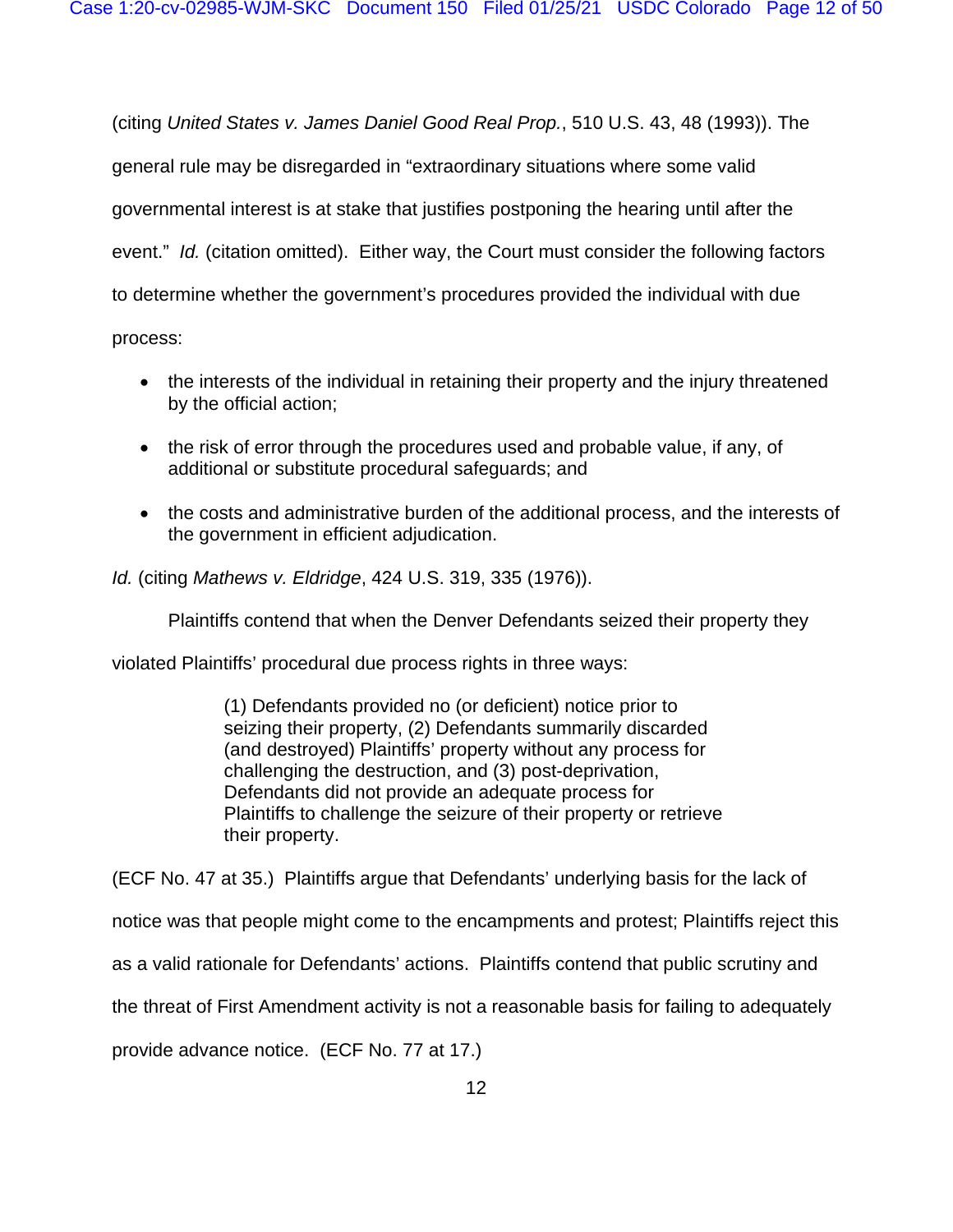(citing *United States v. James Daniel Good Real Prop.*, 510 U.S. 43, 48 (1993)). The general rule may be disregarded in "extraordinary situations where some valid governmental interest is at stake that justifies postponing the hearing until after the event." *Id.* (citation omitted). Either way, the Court must consider the following factors to determine whether the government's procedures provided the individual with due process:

- the interests of the individual in retaining their property and the injury threatened by the official action;
- the risk of error through the procedures used and probable value, if any, of additional or substitute procedural safeguards; and
- the costs and administrative burden of the additional process, and the interests of the government in efficient adjudication.

*Id.* (citing *Mathews v. Eldridge*, 424 U.S. 319, 335 (1976)).

Plaintiffs contend that when the Denver Defendants seized their property they violated Plaintiffs' procedural due process rights in three ways:

> (1) Defendants provided no (or deficient) notice prior to seizing their property, (2) Defendants summarily discarded (and destroyed) Plaintiffs' property without any process for challenging the destruction, and (3) post-deprivation, Defendants did not provide an adequate process for Plaintiffs to challenge the seizure of their property or retrieve their property.

(ECF No. 47 at 35.) Plaintiffs argue that Defendants' underlying basis for the lack of notice was that people might come to the encampments and protest; Plaintiffs reject this as a valid rationale for Defendants' actions. Plaintiffs contend that public scrutiny and the threat of First Amendment activity is not a reasonable basis for failing to adequately provide advance notice. (ECF No. 77 at 17.)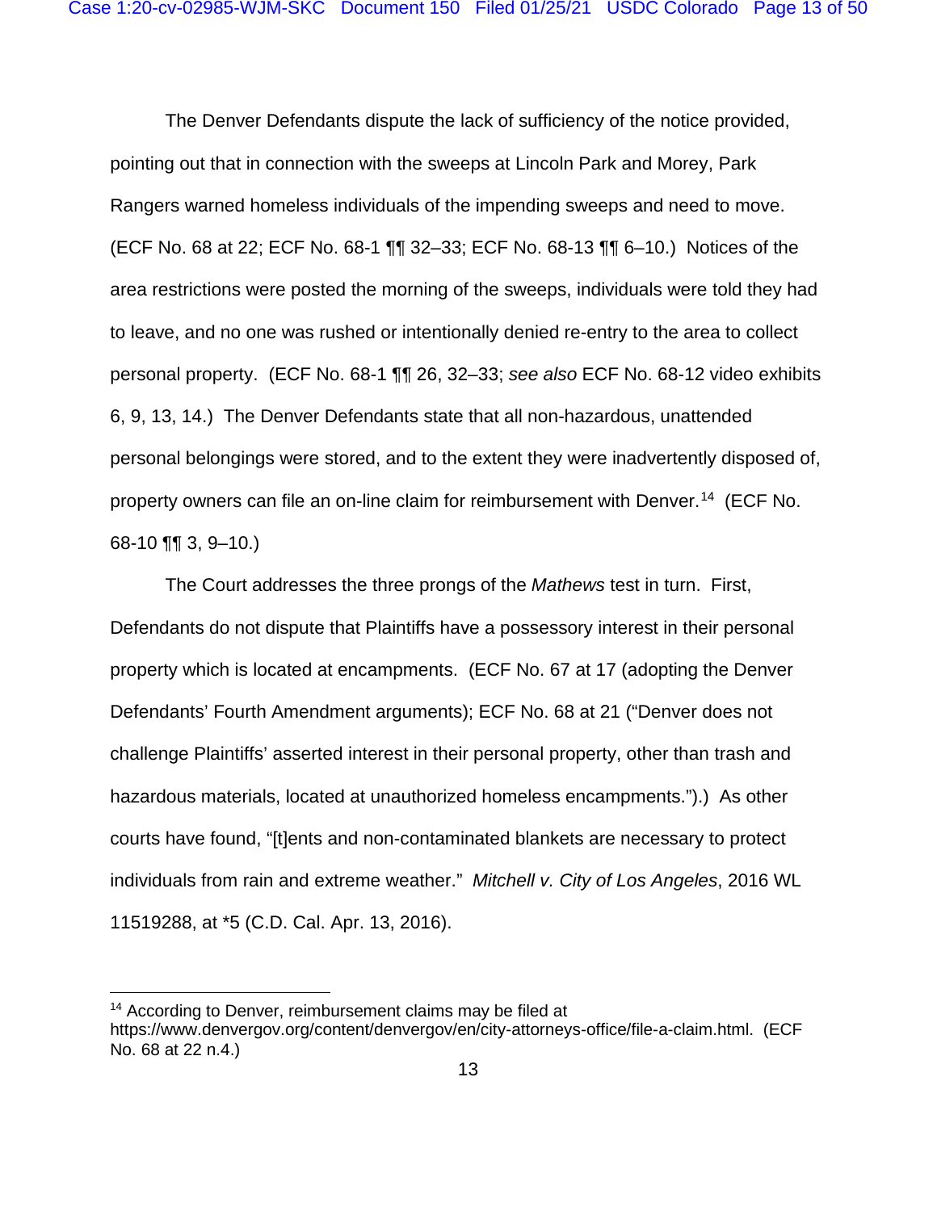The Denver Defendants dispute the lack of sufficiency of the notice provided, pointing out that in connection with the sweeps at Lincoln Park and Morey, Park Rangers warned homeless individuals of the impending sweeps and need to move. (ECF No. 68 at 22; ECF No. 68-1 ¶¶ 32–33; ECF No. 68-13 ¶¶ 6–10.) Notices of the area restrictions were posted the morning of the sweeps, individuals were told they had to leave, and no one was rushed or intentionally denied re-entry to the area to collect personal property. (ECF No. 68-1 ¶¶ 26, 32–33; *see also* ECF No. 68-12 video exhibits 6, 9, 13, 14.) The Denver Defendants state that all non-hazardous, unattended personal belongings were stored, and to the extent they were inadvertently disposed of, property owners can file an on-line claim for reimbursement with Denver.[14] (ECF No. 68-10 ¶¶ 3, 9–10.)

The Court addresses the three prongs of the *Mathews* test in turn. First, Defendants do not dispute that Plaintiffs have a possessory interest in their personal property which is located at encampments. (ECF No. 67 at 17 (adopting the Denver Defendants' Fourth Amendment arguments); ECF No. 68 at 21 ("Denver does not challenge Plaintiffs' asserted interest in their personal property, other than trash and hazardous materials, located at unauthorized homeless encampments.").) As other courts have found, "[t]ents and non-contaminated blankets are necessary to protect individuals from rain and extreme weather." *Mitchell v. City of Los Angeles*, 2016 WL 11519288, at *5 (C.D. Cal. Apr. 13, 2016).

---

[14] According to Denver, reimbursement claims may be filed at https://www.denvergov.org/content/denvergov/en/city-attorneys-office/file-a-claim.html. (ECF No. 68 at 22 n.4.)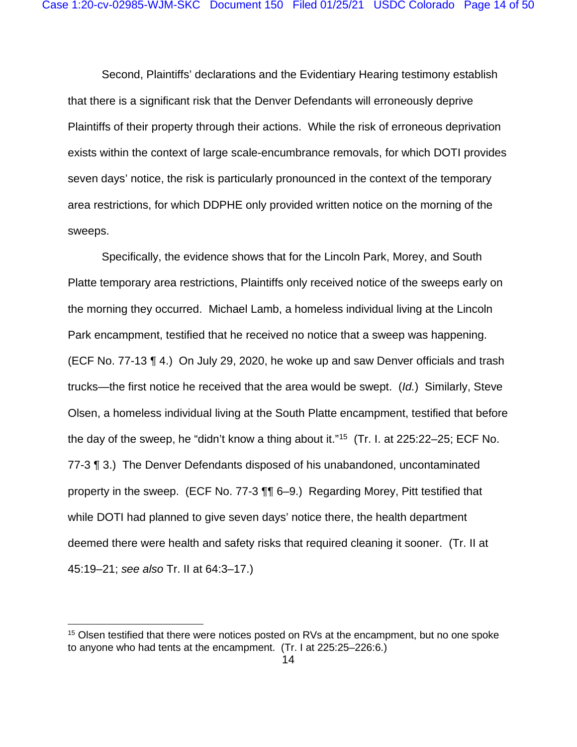Second, Plaintiffs' declarations and the Evidentiary Hearing testimony establish that there is a significant risk that the Denver Defendants will erroneously deprive Plaintiffs of their property through their actions. While the risk of erroneous deprivation exists within the context of large scale-encumbrance removals, for which DOTI provides seven days' notice, the risk is particularly pronounced in the context of the temporary area restrictions, for which DDPHE only provided written notice on the morning of the sweeps.

Specifically, the evidence shows that for the Lincoln Park, Morey, and South Platte temporary area restrictions, Plaintiffs only received notice of the sweeps early on the morning they occurred. Michael Lamb, a homeless individual living at the Lincoln Park encampment, testified that he received no notice that a sweep was happening. (ECF No. 77-13 ¶ 4.) On July 29, 2020, he woke up and saw Denver officials and trash trucks—the first notice he received that the area would be swept. (*Id.*) Similarly, Steve Olsen, a homeless individual living at the South Platte encampment, testified that before the day of the sweep, he "didn't know a thing about it."[15] (Tr. I. at 225:22–25; ECF No. 77-3 ¶ 3.) The Denver Defendants disposed of his unabandoned, uncontaminated property in the sweep. (ECF No. 77-3 ¶¶ 6–9.) Regarding Morey, Pitt testified that while DOTI had planned to give seven days' notice there, the health department deemed there were health and safety risks that required cleaning it sooner. (Tr. II at 45:19–21; *see also* Tr. II at 64:3–17.)

---

[15] Olsen testified that there were notices posted on RVs at the encampment, but no one spoke to anyone who had tents at the encampment. (Tr. I at 225:25–226:6.)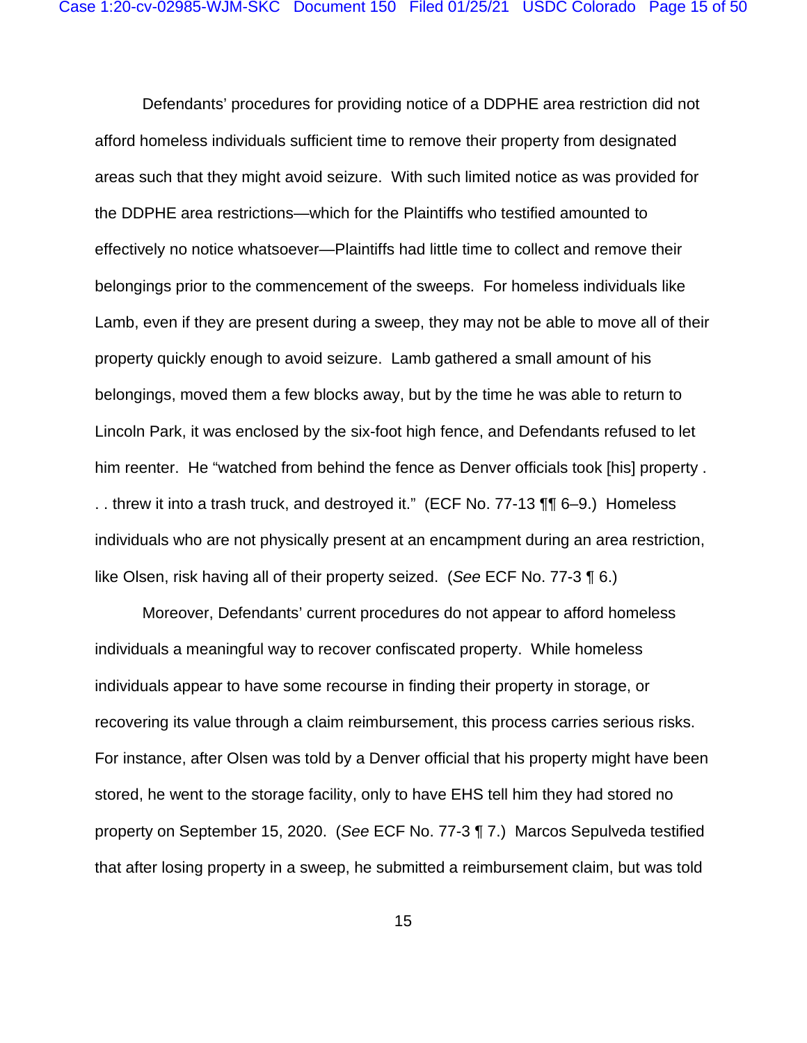Defendants' procedures for providing notice of a DDPHE area restriction did not afford homeless individuals sufficient time to remove their property from designated areas such that they might avoid seizure. With such limited notice as was provided for the DDPHE area restrictions—which for the Plaintiffs who testified amounted to effectively no notice whatsoever—Plaintiffs had little time to collect and remove their belongings prior to the commencement of the sweeps. For homeless individuals like Lamb, even if they are present during a sweep, they may not be able to move all of their property quickly enough to avoid seizure. Lamb gathered a small amount of his belongings, moved them a few blocks away, but by the time he was able to return to Lincoln Park, it was enclosed by the six-foot high fence, and Defendants refused to let him reenter. He "watched from behind the fence as Denver officials took [his] property . . . threw it into a trash truck, and destroyed it." (ECF No. 77-13 ¶¶ 6–9.) Homeless individuals who are not physically present at an encampment during an area restriction, like Olsen, risk having all of their property seized. (*See* ECF No. 77-3 ¶ 6.)

Moreover, Defendants' current procedures do not appear to afford homeless individuals a meaningful way to recover confiscated property. While homeless individuals appear to have some recourse in finding their property in storage, or recovering its value through a claim reimbursement, this process carries serious risks. For instance, after Olsen was told by a Denver official that his property might have been stored, he went to the storage facility, only to have EHS tell him they had stored no property on September 15, 2020. (*See* ECF No. 77-3 ¶ 7.) Marcos Sepulveda testified that after losing property in a sweep, he submitted a reimbursement claim, but was told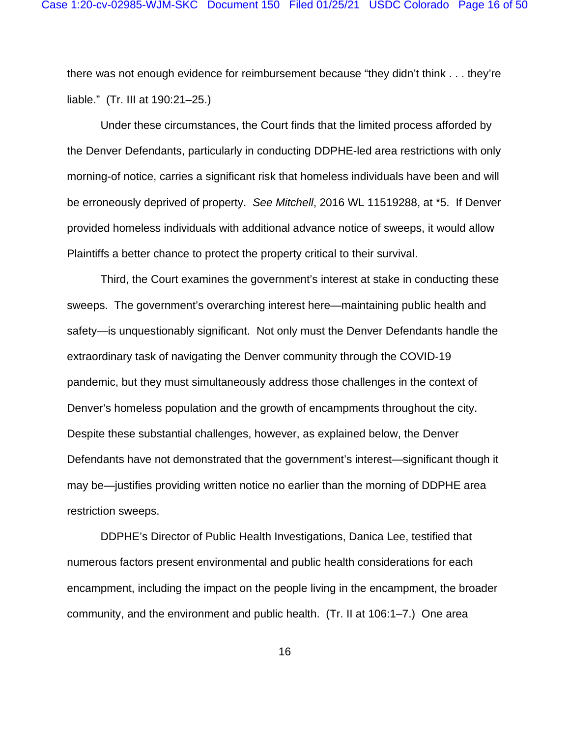there was not enough evidence for reimbursement because "they didn't think . . . they're liable." (Tr. III at 190:21–25.)

Under these circumstances, the Court finds that the limited process afforded by the Denver Defendants, particularly in conducting DDPHE-led area restrictions with only morning-of notice, carries a significant risk that homeless individuals have been and will be erroneously deprived of property. *See Mitchell*, 2016 WL 11519288, at *5. If Denver provided homeless individuals with additional advance notice of sweeps, it would allow Plaintiffs a better chance to protect the property critical to their survival.

Third, the Court examines the government's interest at stake in conducting these sweeps. The government's overarching interest here—maintaining public health and safety—is unquestionably significant. Not only must the Denver Defendants handle the extraordinary task of navigating the Denver community through the COVID-19 pandemic, but they must simultaneously address those challenges in the context of Denver's homeless population and the growth of encampments throughout the city. Despite these substantial challenges, however, as explained below, the Denver Defendants have not demonstrated that the government's interest—significant though it may be—justifies providing written notice no earlier than the morning of DDPHE area restriction sweeps.

DDPHE's Director of Public Health Investigations, Danica Lee, testified that numerous factors present environmental and public health considerations for each encampment, including the impact on the people living in the encampment, the broader community, and the environment and public health. (Tr. II at 106:1–7.) One area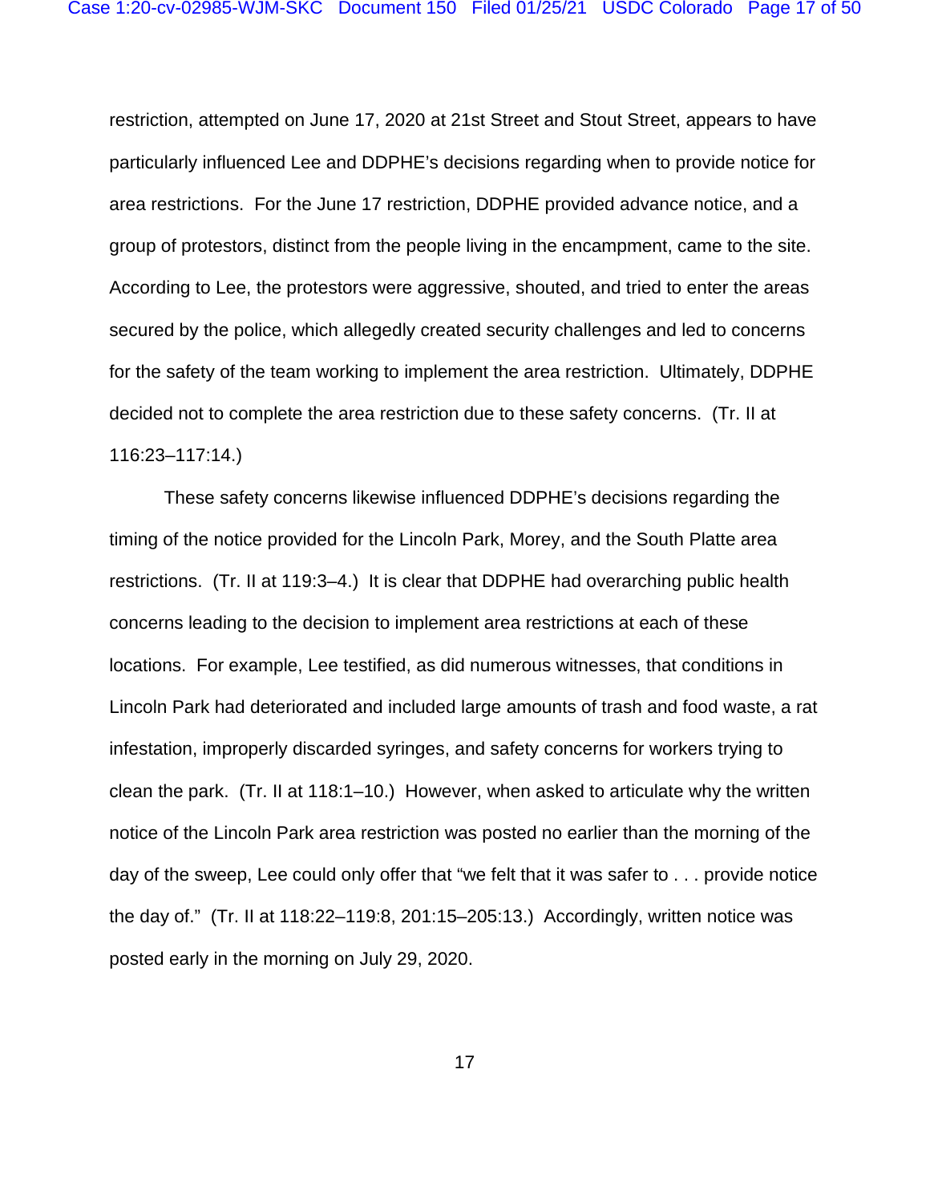restriction, attempted on June 17, 2020 at 21st Street and Stout Street, appears to have particularly influenced Lee and DDPHE's decisions regarding when to provide notice for area restrictions. For the June 17 restriction, DDPHE provided advance notice, and a group of protestors, distinct from the people living in the encampment, came to the site. According to Lee, the protestors were aggressive, shouted, and tried to enter the areas secured by the police, which allegedly created security challenges and led to concerns for the safety of the team working to implement the area restriction. Ultimately, DDPHE decided not to complete the area restriction due to these safety concerns. (Tr. II at 116:23–117:14.)

These safety concerns likewise influenced DDPHE's decisions regarding the timing of the notice provided for the Lincoln Park, Morey, and the South Platte area restrictions. (Tr. II at 119:3–4.) It is clear that DDPHE had overarching public health concerns leading to the decision to implement area restrictions at each of these locations. For example, Lee testified, as did numerous witnesses, that conditions in Lincoln Park had deteriorated and included large amounts of trash and food waste, a rat infestation, improperly discarded syringes, and safety concerns for workers trying to clean the park. (Tr. II at 118:1–10.) However, when asked to articulate why the written notice of the Lincoln Park area restriction was posted no earlier than the morning of the day of the sweep, Lee could only offer that "we felt that it was safer to . . . provide notice the day of." (Tr. II at 118:22–119:8, 201:15–205:13.) Accordingly, written notice was posted early in the morning on July 29, 2020.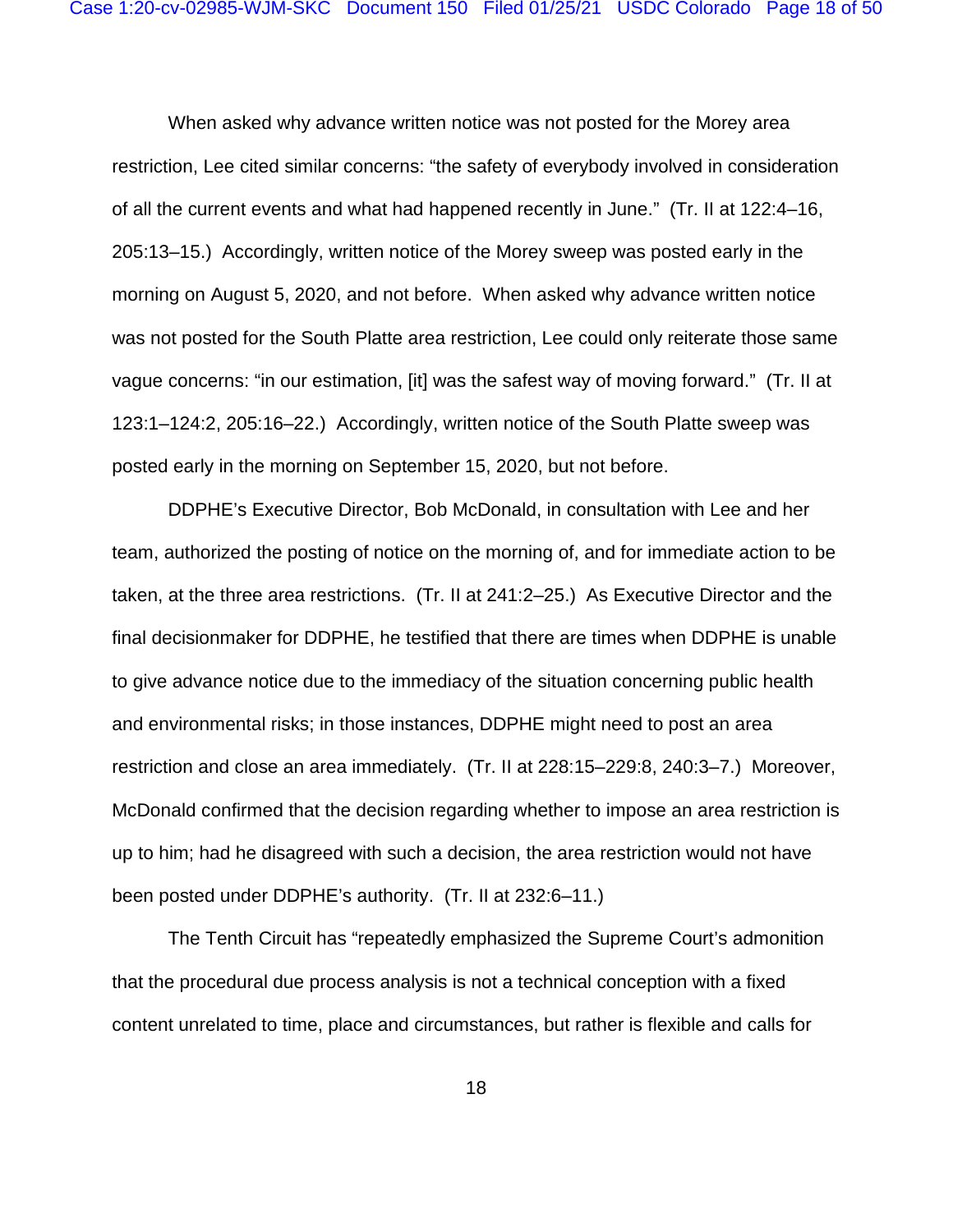When asked why advance written notice was not posted for the Morey area restriction, Lee cited similar concerns: "the safety of everybody involved in consideration of all the current events and what had happened recently in June." (Tr. II at 122:4–16, 205:13–15.) Accordingly, written notice of the Morey sweep was posted early in the morning on August 5, 2020, and not before. When asked why advance written notice was not posted for the South Platte area restriction, Lee could only reiterate those same vague concerns: "in our estimation, [it] was the safest way of moving forward." (Tr. II at 123:1–124:2, 205:16–22.) Accordingly, written notice of the South Platte sweep was posted early in the morning on September 15, 2020, but not before.

DDPHE's Executive Director, Bob McDonald, in consultation with Lee and her team, authorized the posting of notice on the morning of, and for immediate action to be taken, at the three area restrictions. (Tr. II at 241:2–25.) As Executive Director and the final decisionmaker for DDPHE, he testified that there are times when DDPHE is unable to give advance notice due to the immediacy of the situation concerning public health and environmental risks; in those instances, DDPHE might need to post an area restriction and close an area immediately. (Tr. II at 228:15–229:8, 240:3–7.) Moreover, McDonald confirmed that the decision regarding whether to impose an area restriction is up to him; had he disagreed with such a decision, the area restriction would not have been posted under DDPHE's authority. (Tr. II at 232:6–11.)

The Tenth Circuit has "repeatedly emphasized the Supreme Court's admonition that the procedural due process analysis is not a technical conception with a fixed content unrelated to time, place and circumstances, but rather is flexible and calls for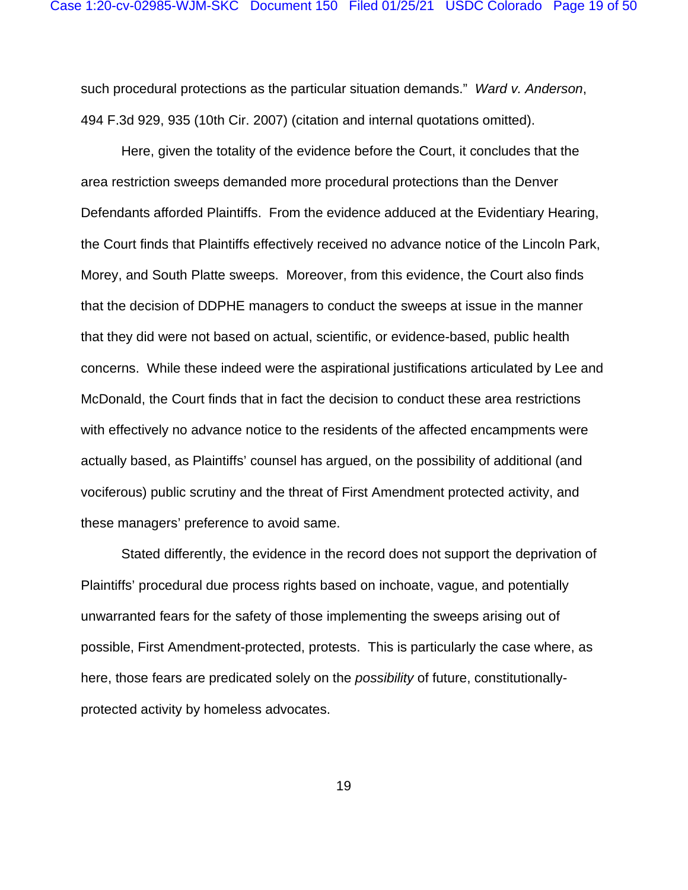such procedural protections as the particular situation demands." *Ward v. Anderson*, 494 F.3d 929, 935 (10th Cir. 2007) (citation and internal quotations omitted).

Here, given the totality of the evidence before the Court, it concludes that the area restriction sweeps demanded more procedural protections than the Denver Defendants afforded Plaintiffs. From the evidence adduced at the Evidentiary Hearing, the Court finds that Plaintiffs effectively received no advance notice of the Lincoln Park, Morey, and South Platte sweeps. Moreover, from this evidence, the Court also finds that the decision of DDPHE managers to conduct the sweeps at issue in the manner that they did were not based on actual, scientific, or evidence-based, public health concerns. While these indeed were the aspirational justifications articulated by Lee and McDonald, the Court finds that in fact the decision to conduct these area restrictions with effectively no advance notice to the residents of the affected encampments were actually based, as Plaintiffs' counsel has argued, on the possibility of additional (and vociferous) public scrutiny and the threat of First Amendment protected activity, and these managers' preference to avoid same.

Stated differently, the evidence in the record does not support the deprivation of Plaintiffs' procedural due process rights based on inchoate, vague, and potentially unwarranted fears for the safety of those implementing the sweeps arising out of possible, First Amendment-protected, protests. This is particularly the case where, as here, those fears are predicated solely on the *possibility* of future, constitutionally-protected activity by homeless advocates.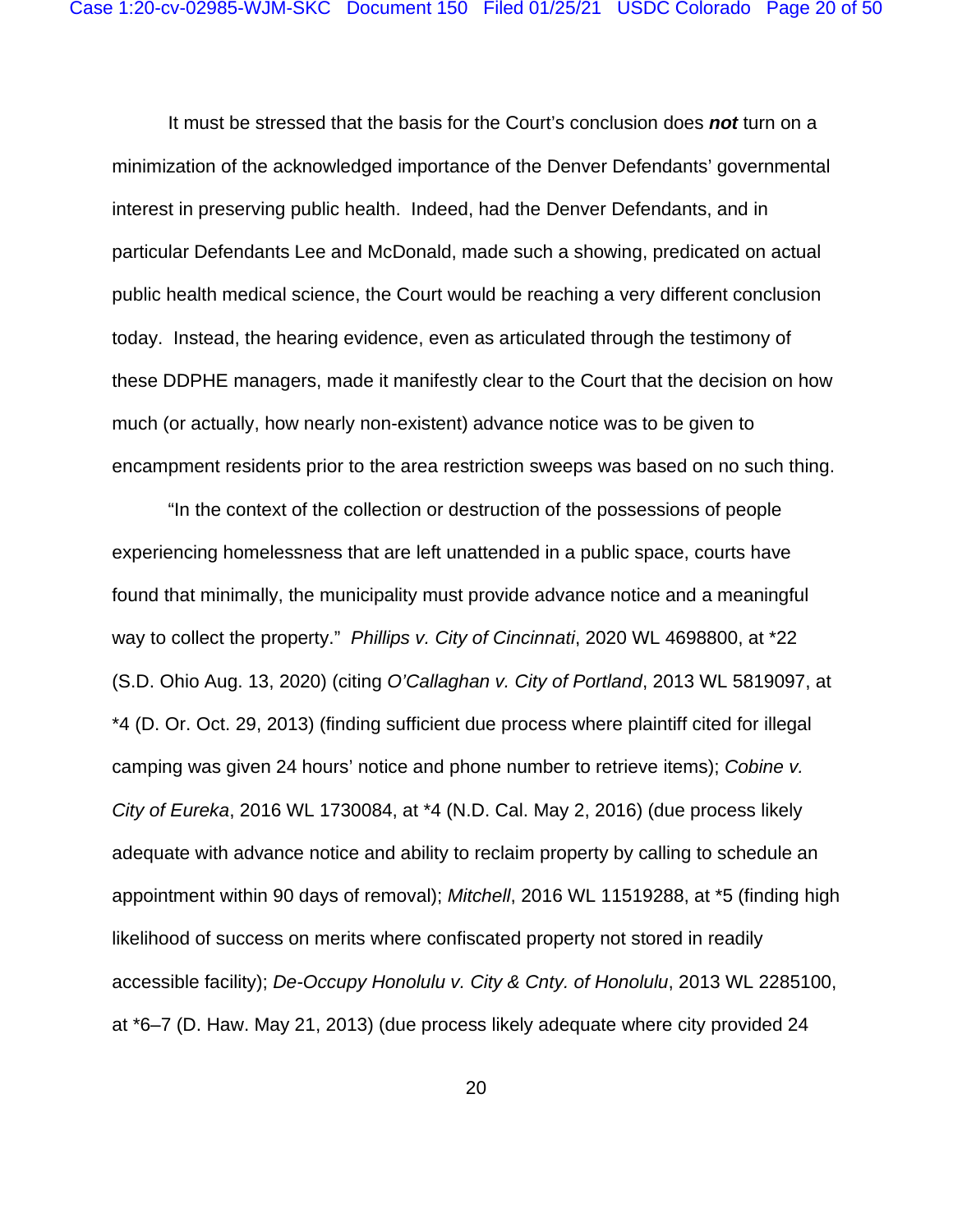It must be stressed that the basis for the Court's conclusion does ***not*** turn on a minimization of the acknowledged importance of the Denver Defendants' governmental interest in preserving public health. Indeed, had the Denver Defendants, and in particular Defendants Lee and McDonald, made such a showing, predicated on actual public health medical science, the Court would be reaching a very different conclusion today. Instead, the hearing evidence, even as articulated through the testimony of these DDPHE managers, made it manifestly clear to the Court that the decision on how much (or actually, how nearly non-existent) advance notice was to be given to encampment residents prior to the area restriction sweeps was based on no such thing.

"In the context of the collection or destruction of the possessions of people experiencing homelessness that are left unattended in a public space, courts have found that minimally, the municipality must provide advance notice and a meaningful way to collect the property." *Phillips v. City of Cincinnati*, 2020 WL 4698800, at *22 (S.D. Ohio Aug. 13, 2020) (citing *O'Callaghan v. City of Portland*, 2013 WL 5819097, at *4 (D. Or. Oct. 29, 2013) (finding sufficient due process where plaintiff cited for illegal camping was given 24 hours' notice and phone number to retrieve items); *Cobine v. City of Eureka*, 2016 WL 1730084, at *4 (N.D. Cal. May 2, 2016) (due process likely adequate with advance notice and ability to reclaim property by calling to schedule an appointment within 90 days of removal); *Mitchell*, 2016 WL 11519288, at *5 (finding high likelihood of success on merits where confiscated property not stored in readily accessible facility); *De-Occupy Honolulu v. City & Cnty. of Honolulu*, 2013 WL 2285100, at *6–7 (D. Haw. May 21, 2013) (due process likely adequate where city provided 24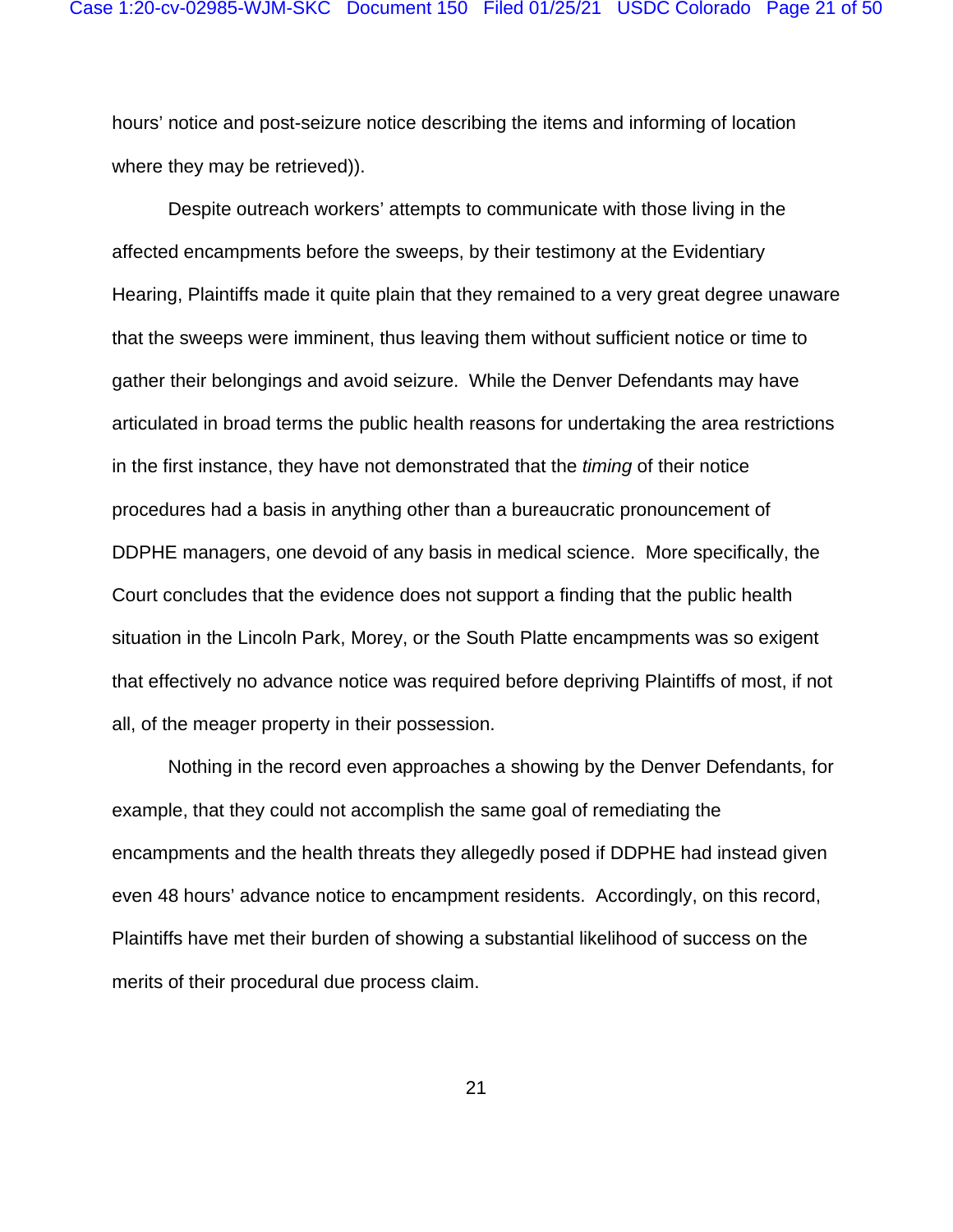hours' notice and post-seizure notice describing the items and informing of location where they may be retrieved)).

Despite outreach workers' attempts to communicate with those living in the affected encampments before the sweeps, by their testimony at the Evidentiary Hearing, Plaintiffs made it quite plain that they remained to a very great degree unaware that the sweeps were imminent, thus leaving them without sufficient notice or time to gather their belongings and avoid seizure. While the Denver Defendants may have articulated in broad terms the public health reasons for undertaking the area restrictions in the first instance, they have not demonstrated that the *timing* of their notice procedures had a basis in anything other than a bureaucratic pronouncement of DDPHE managers, one devoid of any basis in medical science. More specifically, the Court concludes that the evidence does not support a finding that the public health situation in the Lincoln Park, Morey, or the South Platte encampments was so exigent that effectively no advance notice was required before depriving Plaintiffs of most, if not all, of the meager property in their possession.

Nothing in the record even approaches a showing by the Denver Defendants, for example, that they could not accomplish the same goal of remediating the encampments and the health threats they allegedly posed if DDPHE had instead given even 48 hours' advance notice to encampment residents. Accordingly, on this record, Plaintiffs have met their burden of showing a substantial likelihood of success on the merits of their procedural due process claim.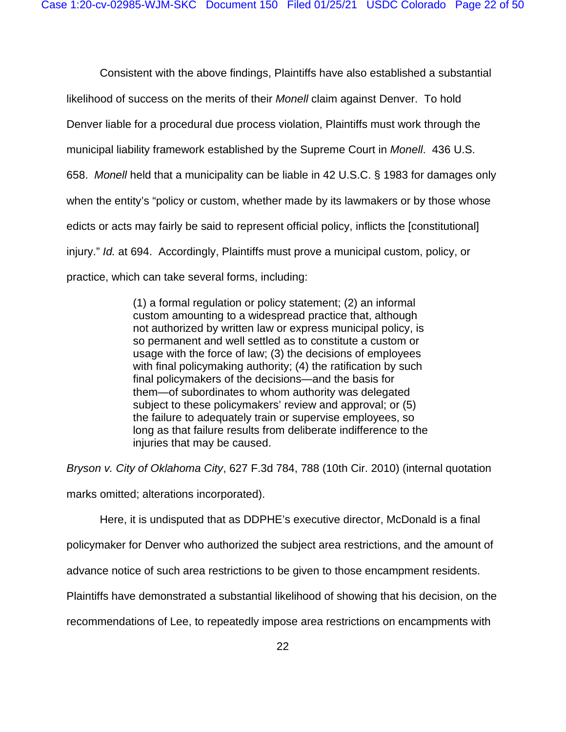Consistent with the above findings, Plaintiffs have also established a substantial likelihood of success on the merits of their *Monell* claim against Denver. To hold Denver liable for a procedural due process violation, Plaintiffs must work through the municipal liability framework established by the Supreme Court in *Monell*. 436 U.S. 658. *Monell* held that a municipality can be liable in 42 U.S.C. § 1983 for damages only when the entity's "policy or custom, whether made by its lawmakers or by those whose edicts or acts may fairly be said to represent official policy, inflicts the [constitutional] injury." *Id.* at 694. Accordingly, Plaintiffs must prove a municipal custom, policy, or practice, which can take several forms, including:

> (1) a formal regulation or policy statement; (2) an informal custom amounting to a widespread practice that, although not authorized by written law or express municipal policy, is so permanent and well settled as to constitute a custom or usage with the force of law; (3) the decisions of employees with final policymaking authority; (4) the ratification by such final policymakers of the decisions—and the basis for them—of subordinates to whom authority was delegated subject to these policymakers' review and approval; or (5) the failure to adequately train or supervise employees, so long as that failure results from deliberate indifference to the injuries that may be caused.

*Bryson v. City of Oklahoma City*, 627 F.3d 784, 788 (10th Cir. 2010) (internal quotation marks omitted; alterations incorporated).

Here, it is undisputed that as DDPHE's executive director, McDonald is a final policymaker for Denver who authorized the subject area restrictions, and the amount of advance notice of such area restrictions to be given to those encampment residents. Plaintiffs have demonstrated a substantial likelihood of showing that his decision, on the recommendations of Lee, to repeatedly impose area restrictions on encampments with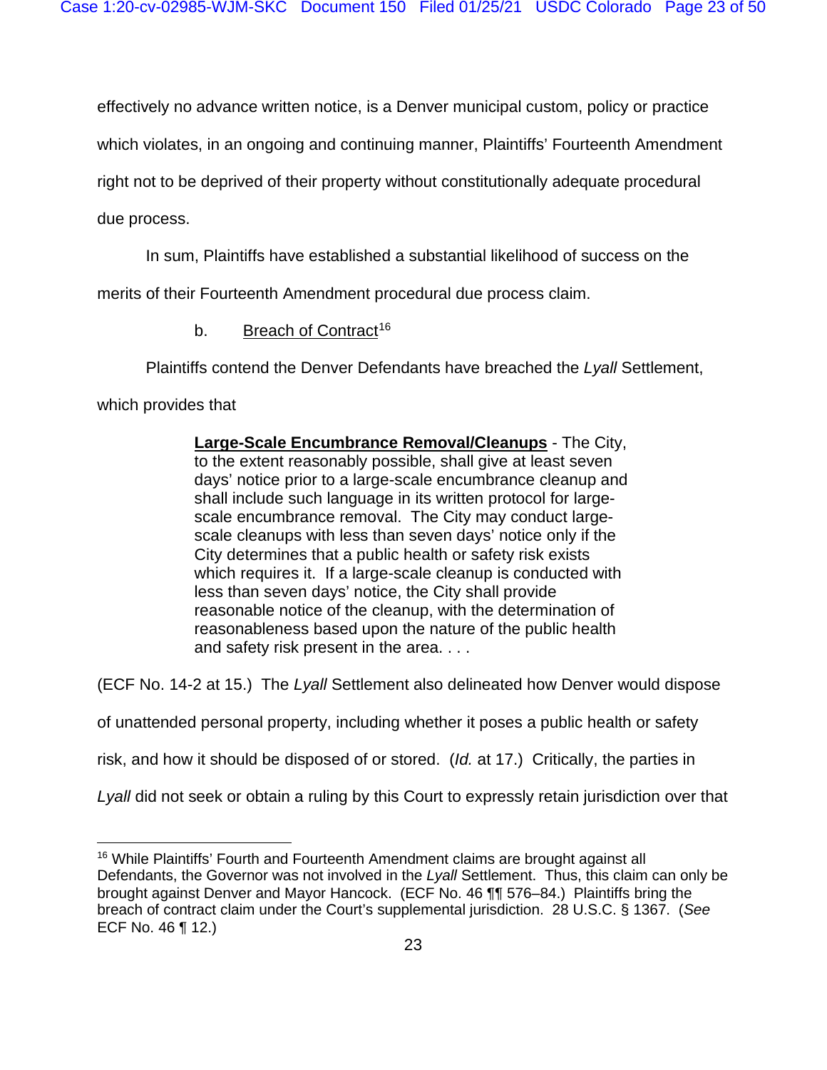effectively no advance written notice, is a Denver municipal custom, policy or practice which violates, in an ongoing and continuing manner, Plaintiffs' Fourteenth Amendment right not to be deprived of their property without constitutionally adequate procedural due process.

In sum, Plaintiffs have established a substantial likelihood of success on the merits of their Fourteenth Amendment procedural due process claim.

b. Breach of Contract[16]

Plaintiffs contend the Denver Defendants have breached the *Lyall* Settlement, which provides that

> **Large-Scale Encumbrance Removal/Cleanups** - The City, to the extent reasonably possible, shall give at least seven days' notice prior to a large-scale encumbrance cleanup and shall include such language in its written protocol for large-scale encumbrance removal. The City may conduct large-scale cleanups with less than seven days' notice only if the City determines that a public health or safety risk exists which requires it. If a large-scale cleanup is conducted with less than seven days' notice, the City shall provide reasonable notice of the cleanup, with the determination of reasonableness based upon the nature of the public health and safety risk present in the area. . . .

(ECF No. 14-2 at 15.) The *Lyall* Settlement also delineated how Denver would dispose of unattended personal property, including whether it poses a public health or safety risk, and how it should be disposed of or stored. (*Id.* at 17.) Critically, the parties in *Lyall* did not seek or obtain a ruling by this Court to expressly retain jurisdiction over that

---

[16] While Plaintiffs' Fourth and Fourteenth Amendment claims are brought against all Defendants, the Governor was not involved in the *Lyall* Settlement. Thus, this claim can only be brought against Denver and Mayor Hancock. (ECF No. 46 ¶¶ 576–84.) Plaintiffs bring the breach of contract claim under the Court's supplemental jurisdiction. 28 U.S.C. § 1367. (*See* ECF No. 46 ¶ 12.)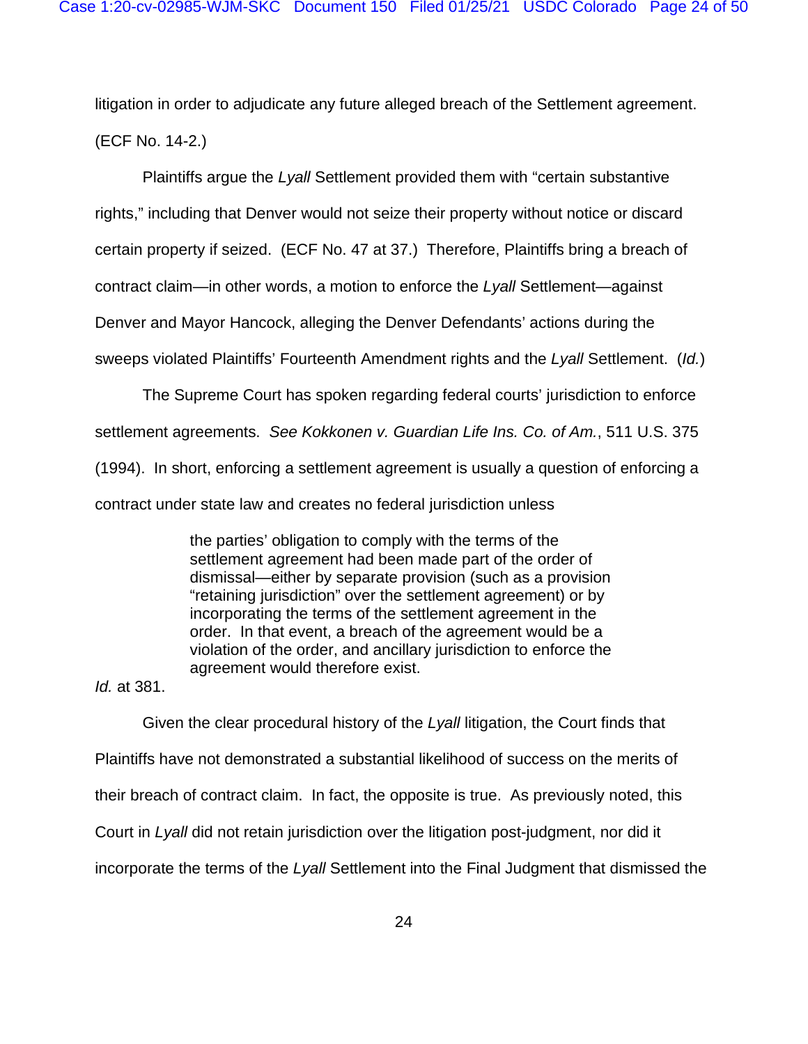litigation in order to adjudicate any future alleged breach of the Settlement agreement. (ECF No. 14-2.)

Plaintiffs argue the *Lyall* Settlement provided them with "certain substantive rights," including that Denver would not seize their property without notice or discard certain property if seized. (ECF No. 47 at 37.) Therefore, Plaintiffs bring a breach of contract claim—in other words, a motion to enforce the *Lyall* Settlement—against Denver and Mayor Hancock, alleging the Denver Defendants' actions during the sweeps violated Plaintiffs' Fourteenth Amendment rights and the *Lyall* Settlement. (*Id.*)

The Supreme Court has spoken regarding federal courts' jurisdiction to enforce settlement agreements. *See Kokkonen v. Guardian Life Ins. Co. of Am.*, 511 U.S. 375 (1994). In short, enforcing a settlement agreement is usually a question of enforcing a contract under state law and creates no federal jurisdiction unless

> the parties' obligation to comply with the terms of the settlement agreement had been made part of the order of dismissal—either by separate provision (such as a provision "retaining jurisdiction" over the settlement agreement) or by incorporating the terms of the settlement agreement in the order. In that event, a breach of the agreement would be a violation of the order, and ancillary jurisdiction to enforce the agreement would therefore exist.

*Id.* at 381.

Given the clear procedural history of the *Lyall* litigation, the Court finds that Plaintiffs have not demonstrated a substantial likelihood of success on the merits of their breach of contract claim. In fact, the opposite is true. As previously noted, this Court in *Lyall* did not retain jurisdiction over the litigation post-judgment, nor did it incorporate the terms of the *Lyall* Settlement into the Final Judgment that dismissed the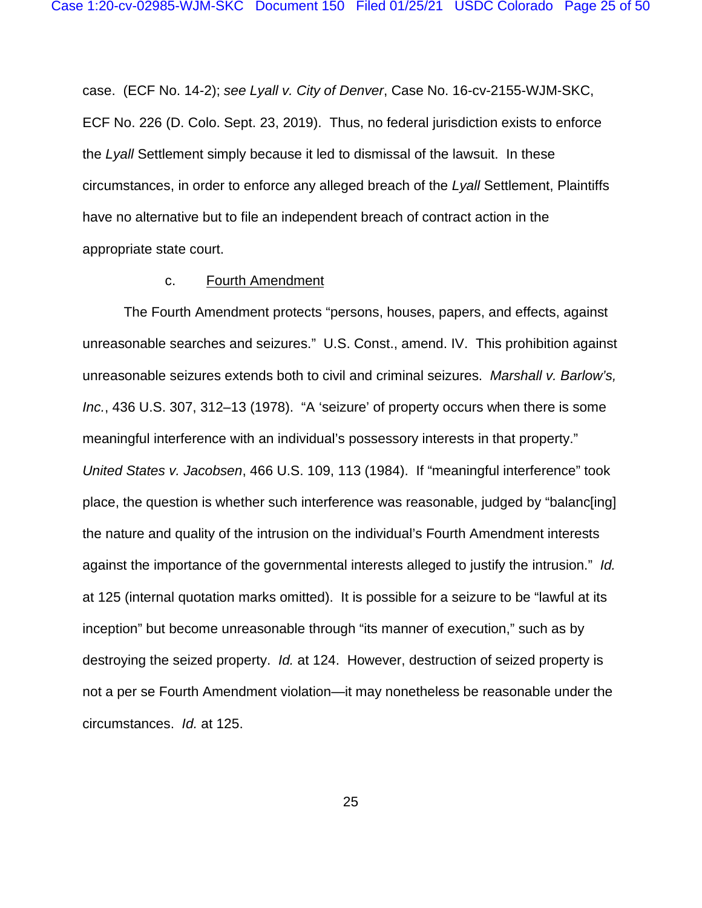case. (ECF No. 14-2); *see Lyall v. City of Denver*, Case No. 16-cv-2155-WJM-SKC, ECF No. 226 (D. Colo. Sept. 23, 2019). Thus, no federal jurisdiction exists to enforce the *Lyall* Settlement simply because it led to dismissal of the lawsuit. In these circumstances, in order to enforce any alleged breach of the *Lyall* Settlement, Plaintiffs have no alternative but to file an independent breach of contract action in the appropriate state court.

c. <u>Fourth Amendment</u>

The Fourth Amendment protects "persons, houses, papers, and effects, against unreasonable searches and seizures." U.S. Const., amend. IV. This prohibition against unreasonable seizures extends both to civil and criminal seizures. *Marshall v. Barlow's, Inc.*, 436 U.S. 307, 312–13 (1978). "A 'seizure' of property occurs when there is some meaningful interference with an individual's possessory interests in that property." *United States v. Jacobsen*, 466 U.S. 109, 113 (1984). If "meaningful interference" took place, the question is whether such interference was reasonable, judged by "balanc[ing] the nature and quality of the intrusion on the individual's Fourth Amendment interests against the importance of the governmental interests alleged to justify the intrusion." *Id.* at 125 (internal quotation marks omitted). It is possible for a seizure to be "lawful at its inception" but become unreasonable through "its manner of execution," such as by destroying the seized property. *Id.* at 124. However, destruction of seized property is not a per se Fourth Amendment violation—it may nonetheless be reasonable under the circumstances. *Id.* at 125.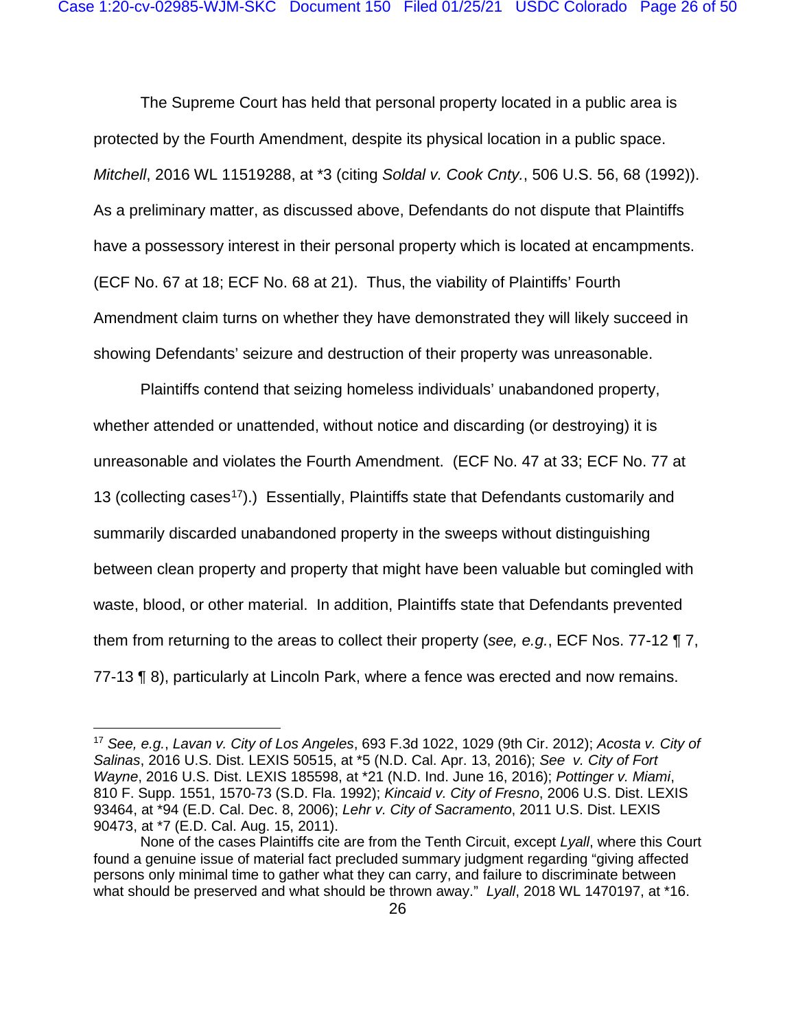The Supreme Court has held that personal property located in a public area is protected by the Fourth Amendment, despite its physical location in a public space. *Mitchell*, 2016 WL 11519288, at *3 (citing *Soldal v. Cook Cnty.*, 506 U.S. 56, 68 (1992)). As a preliminary matter, as discussed above, Defendants do not dispute that Plaintiffs have a possessory interest in their personal property which is located at encampments. (ECF No. 67 at 18; ECF No. 68 at 21). Thus, the viability of Plaintiffs' Fourth Amendment claim turns on whether they have demonstrated they will likely succeed in showing Defendants' seizure and destruction of their property was unreasonable.

Plaintiffs contend that seizing homeless individuals' unabandoned property, whether attended or unattended, without notice and discarding (or destroying) it is unreasonable and violates the Fourth Amendment. (ECF No. 47 at 33; ECF No. 77 at 13 (collecting cases[17]).) Essentially, Plaintiffs state that Defendants customarily and summarily discarded unabandoned property in the sweeps without distinguishing between clean property and property that might have been valuable but comingled with waste, blood, or other material. In addition, Plaintiffs state that Defendants prevented them from returning to the areas to collect their property (*see, e.g.*, ECF Nos. 77-12 ¶ 7, 77-13 ¶ 8), particularly at Lincoln Park, where a fence was erected and now remains.

---

[17] *See, e.g.*, *Lavan v. City of Los Angeles*, 693 F.3d 1022, 1029 (9th Cir. 2012); *Acosta v. City of Salinas*, 2016 U.S. Dist. LEXIS 50515, at *5 (N.D. Cal. Apr. 13, 2016); *See v. City of Fort Wayne*, 2016 U.S. Dist. LEXIS 185598, at *21 (N.D. Ind. June 16, 2016); *Pottinger v. Miami*, 810 F. Supp. 1551, 1570-73 (S.D. Fla. 1992); *Kincaid v. City of Fresno*, 2006 U.S. Dist. LEXIS 93464, at *94 (E.D. Cal. Dec. 8, 2006); *Lehr v. City of Sacramento*, 2011 U.S. Dist. LEXIS 90473, at *7 (E.D. Cal. Aug. 15, 2011).

None of the cases Plaintiffs cite are from the Tenth Circuit, except *Lyall*, where this Court found a genuine issue of material fact precluded summary judgment regarding "giving affected persons only minimal time to gather what they can carry, and failure to discriminate between what should be preserved and what should be thrown away." *Lyall*, 2018 WL 1470197, at *16.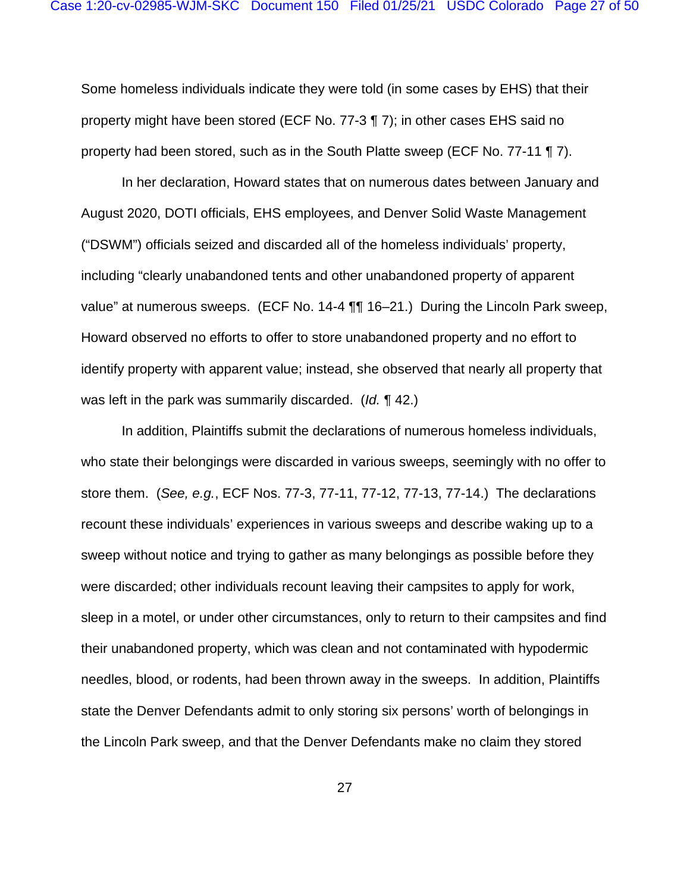Some homeless individuals indicate they were told (in some cases by EHS) that their property might have been stored (ECF No. 77-3 ¶ 7); in other cases EHS said no property had been stored, such as in the South Platte sweep (ECF No. 77-11 ¶ 7).

In her declaration, Howard states that on numerous dates between January and August 2020, DOTI officials, EHS employees, and Denver Solid Waste Management ("DSWM") officials seized and discarded all of the homeless individuals' property, including "clearly unabandoned tents and other unabandoned property of apparent value" at numerous sweeps. (ECF No. 14-4 ¶¶ 16–21.) During the Lincoln Park sweep, Howard observed no efforts to offer to store unabandoned property and no effort to identify property with apparent value; instead, she observed that nearly all property that was left in the park was summarily discarded. (*Id.* ¶ 42.)

In addition, Plaintiffs submit the declarations of numerous homeless individuals, who state their belongings were discarded in various sweeps, seemingly with no offer to store them. (*See, e.g.*, ECF Nos. 77-3, 77-11, 77-12, 77-13, 77-14.) The declarations recount these individuals' experiences in various sweeps and describe waking up to a sweep without notice and trying to gather as many belongings as possible before they were discarded; other individuals recount leaving their campsites to apply for work, sleep in a motel, or under other circumstances, only to return to their campsites and find their unabandoned property, which was clean and not contaminated with hypodermic needles, blood, or rodents, had been thrown away in the sweeps. In addition, Plaintiffs state the Denver Defendants admit to only storing six persons' worth of belongings in the Lincoln Park sweep, and that the Denver Defendants make no claim they stored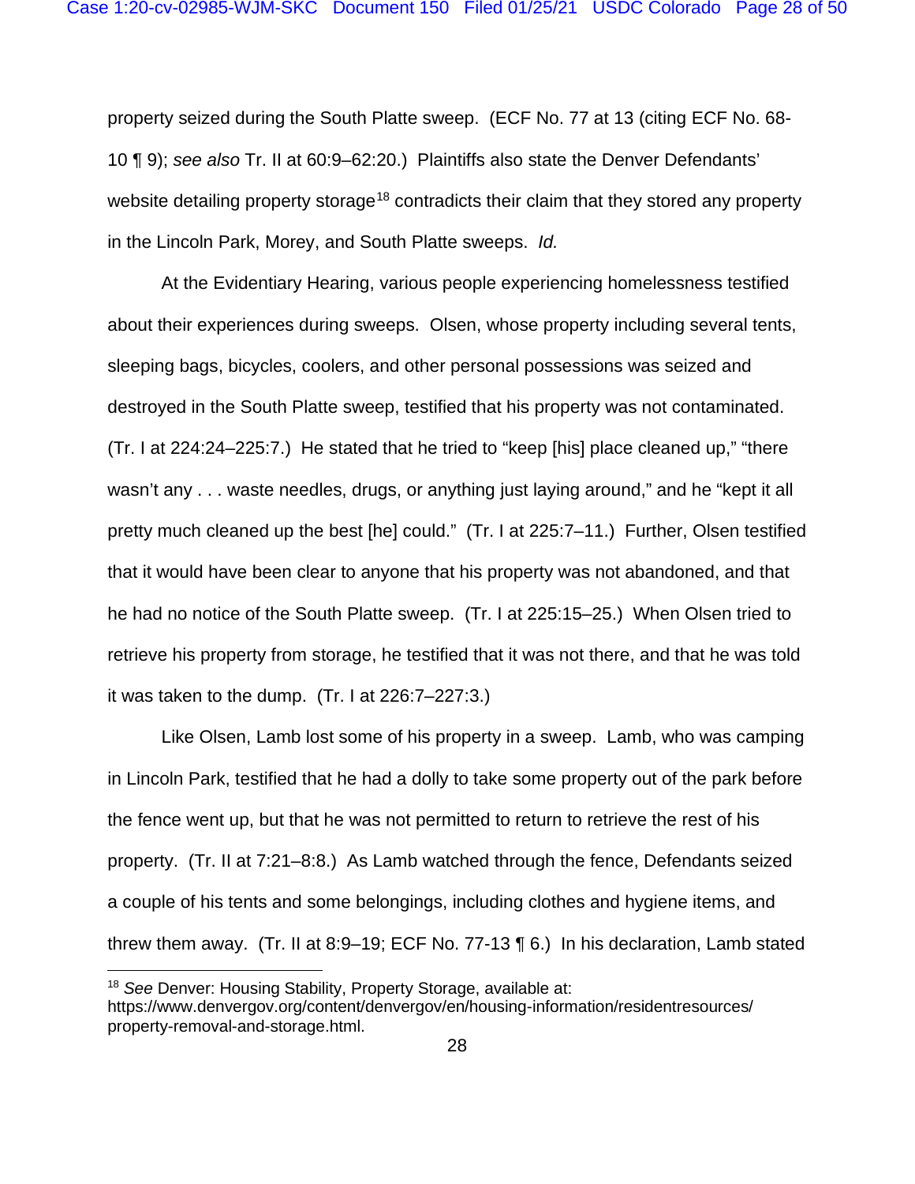property seized during the South Platte sweep. (ECF No. 77 at 13 (citing ECF No. 68-10 ¶ 9); *see also* Tr. II at 60:9–62:20.) Plaintiffs also state the Denver Defendants' website detailing property storage[18] contradicts their claim that they stored any property in the Lincoln Park, Morey, and South Platte sweeps. *Id.*

At the Evidentiary Hearing, various people experiencing homelessness testified about their experiences during sweeps. Olsen, whose property including several tents, sleeping bags, bicycles, coolers, and other personal possessions was seized and destroyed in the South Platte sweep, testified that his property was not contaminated. (Tr. I at 224:24–225:7.) He stated that he tried to "keep [his] place cleaned up," "there wasn't any . . . waste needles, drugs, or anything just laying around," and he "kept it all pretty much cleaned up the best [he] could." (Tr. I at 225:7–11.) Further, Olsen testified that it would have been clear to anyone that his property was not abandoned, and that he had no notice of the South Platte sweep. (Tr. I at 225:15–25.) When Olsen tried to retrieve his property from storage, he testified that it was not there, and that he was told it was taken to the dump. (Tr. I at 226:7–227:3.)

Like Olsen, Lamb lost some of his property in a sweep. Lamb, who was camping in Lincoln Park, testified that he had a dolly to take some property out of the park before the fence went up, but that he was not permitted to return to retrieve the rest of his property. (Tr. II at 7:21–8:8.) As Lamb watched through the fence, Defendants seized a couple of his tents and some belongings, including clothes and hygiene items, and threw them away. (Tr. II at 8:9–19; ECF No. 77-13 ¶ 6.) In his declaration, Lamb stated

---

[18] *See* Denver: Housing Stability, Property Storage, available at: https://www.denvergov.org/content/denvergov/en/housing-information/residentresources/property-removal-and-storage.html.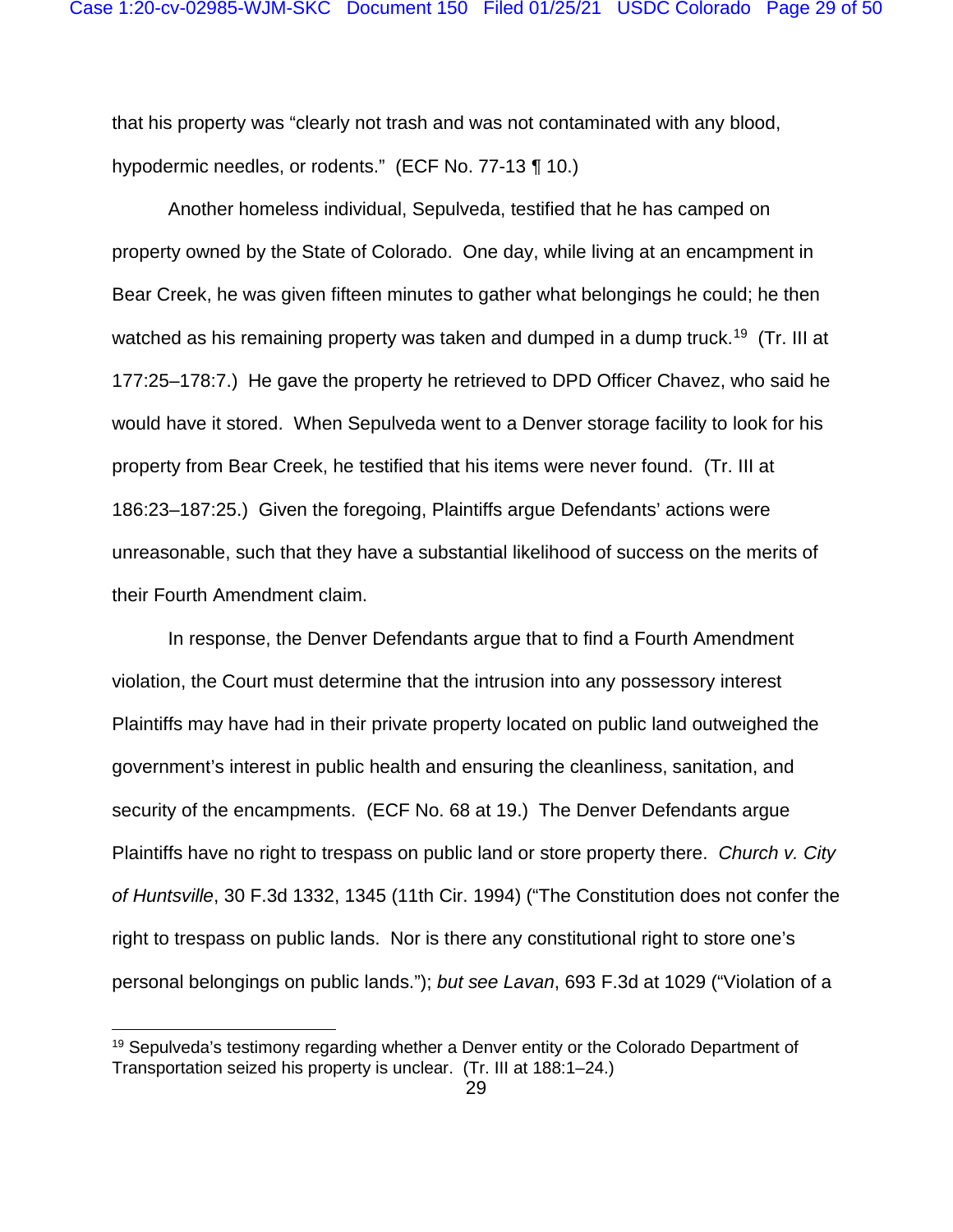that his property was "clearly not trash and was not contaminated with any blood, hypodermic needles, or rodents." (ECF No. 77-13 ¶ 10.)

Another homeless individual, Sepulveda, testified that he has camped on property owned by the State of Colorado. One day, while living at an encampment in Bear Creek, he was given fifteen minutes to gather what belongings he could; he then watched as his remaining property was taken and dumped in a dump truck.[19] (Tr. III at 177:25–178:7.) He gave the property he retrieved to DPD Officer Chavez, who said he would have it stored. When Sepulveda went to a Denver storage facility to look for his property from Bear Creek, he testified that his items were never found. (Tr. III at 186:23–187:25.) Given the foregoing, Plaintiffs argue Defendants' actions were unreasonable, such that they have a substantial likelihood of success on the merits of their Fourth Amendment claim.

In response, the Denver Defendants argue that to find a Fourth Amendment violation, the Court must determine that the intrusion into any possessory interest Plaintiffs may have had in their private property located on public land outweighed the government's interest in public health and ensuring the cleanliness, sanitation, and security of the encampments. (ECF No. 68 at 19.) The Denver Defendants argue Plaintiffs have no right to trespass on public land or store property there. *Church v. City of Huntsville*, 30 F.3d 1332, 1345 (11th Cir. 1994) ("The Constitution does not confer the right to trespass on public lands. Nor is there any constitutional right to store one's personal belongings on public lands."); *but see Lavan*, 693 F.3d at 1029 ("Violation of a

---

[19] Sepulveda's testimony regarding whether a Denver entity or the Colorado Department of Transportation seized his property is unclear. (Tr. III at 188:1–24.)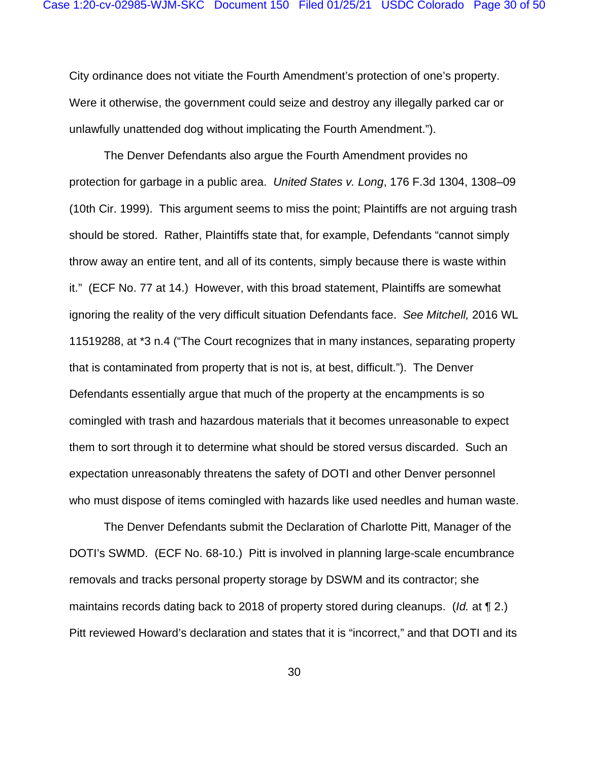City ordinance does not vitiate the Fourth Amendment's protection of one's property. Were it otherwise, the government could seize and destroy any illegally parked car or unlawfully unattended dog without implicating the Fourth Amendment.").

The Denver Defendants also argue the Fourth Amendment provides no protection for garbage in a public area. *United States v. Long*, 176 F.3d 1304, 1308–09 (10th Cir. 1999). This argument seems to miss the point; Plaintiffs are not arguing trash should be stored. Rather, Plaintiffs state that, for example, Defendants "cannot simply throw away an entire tent, and all of its contents, simply because there is waste within it." (ECF No. 77 at 14.) However, with this broad statement, Plaintiffs are somewhat ignoring the reality of the very difficult situation Defendants face. *See Mitchell,* 2016 WL 11519288, at *3 n.4 ("The Court recognizes that in many instances, separating property that is contaminated from property that is not is, at best, difficult."). The Denver Defendants essentially argue that much of the property at the encampments is so comingled with trash and hazardous materials that it becomes unreasonable to expect them to sort through it to determine what should be stored versus discarded. Such an expectation unreasonably threatens the safety of DOTI and other Denver personnel who must dispose of items comingled with hazards like used needles and human waste.

The Denver Defendants submit the Declaration of Charlotte Pitt, Manager of the DOTI's SWMD. (ECF No. 68-10.) Pitt is involved in planning large-scale encumbrance removals and tracks personal property storage by DSWM and its contractor; she maintains records dating back to 2018 of property stored during cleanups. (*Id.* at ¶ 2.) Pitt reviewed Howard's declaration and states that it is "incorrect," and that DOTI and its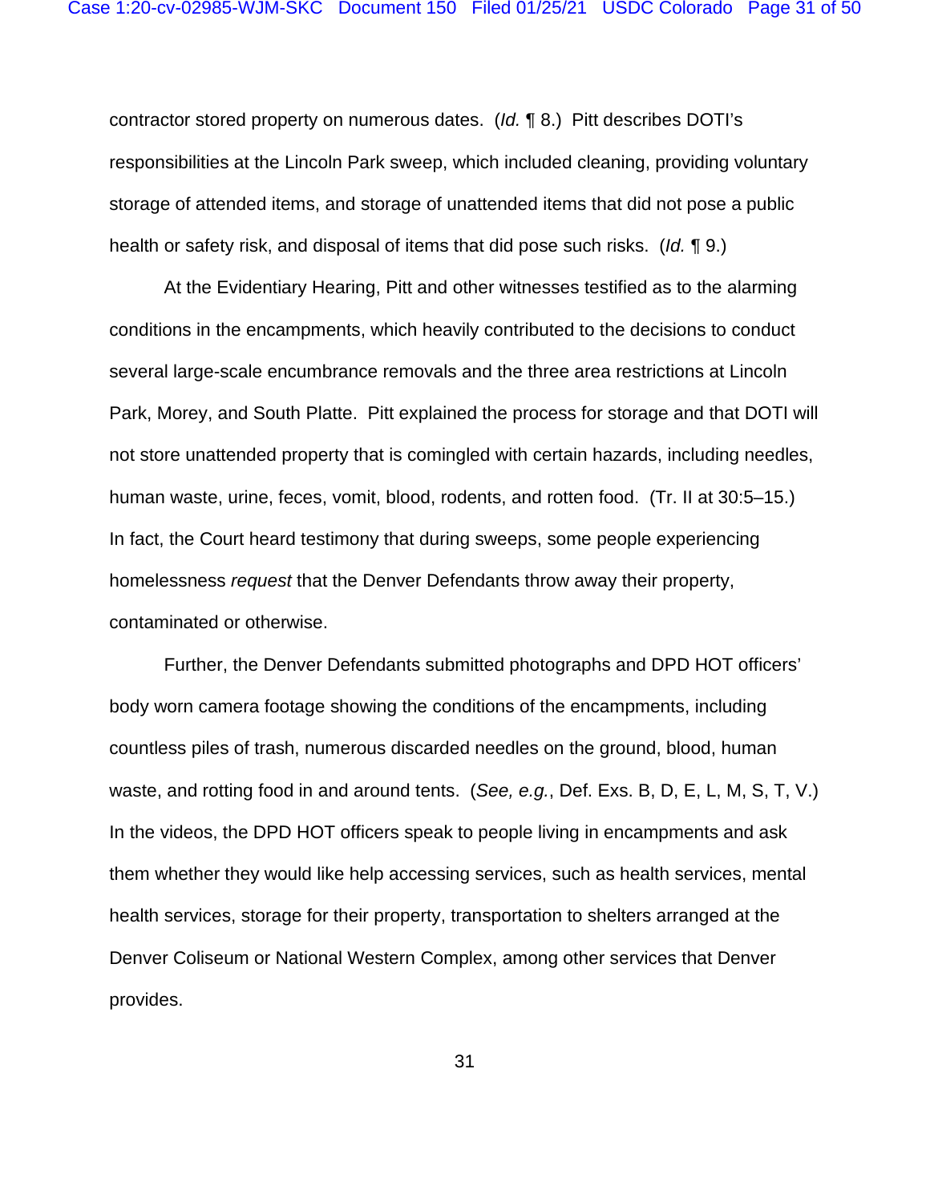contractor stored property on numerous dates. (*Id.* ¶ 8.) Pitt describes DOTI's responsibilities at the Lincoln Park sweep, which included cleaning, providing voluntary storage of attended items, and storage of unattended items that did not pose a public health or safety risk, and disposal of items that did pose such risks. (*Id.* ¶ 9.)

At the Evidentiary Hearing, Pitt and other witnesses testified as to the alarming conditions in the encampments, which heavily contributed to the decisions to conduct several large-scale encumbrance removals and the three area restrictions at Lincoln Park, Morey, and South Platte. Pitt explained the process for storage and that DOTI will not store unattended property that is comingled with certain hazards, including needles, human waste, urine, feces, vomit, blood, rodents, and rotten food. (Tr. II at 30:5–15.) In fact, the Court heard testimony that during sweeps, some people experiencing homelessness *request* that the Denver Defendants throw away their property, contaminated or otherwise.

Further, the Denver Defendants submitted photographs and DPD HOT officers' body worn camera footage showing the conditions of the encampments, including countless piles of trash, numerous discarded needles on the ground, blood, human waste, and rotting food in and around tents. (*See, e.g.*, Def. Exs. B, D, E, L, M, S, T, V.) In the videos, the DPD HOT officers speak to people living in encampments and ask them whether they would like help accessing services, such as health services, mental health services, storage for their property, transportation to shelters arranged at the Denver Coliseum or National Western Complex, among other services that Denver provides.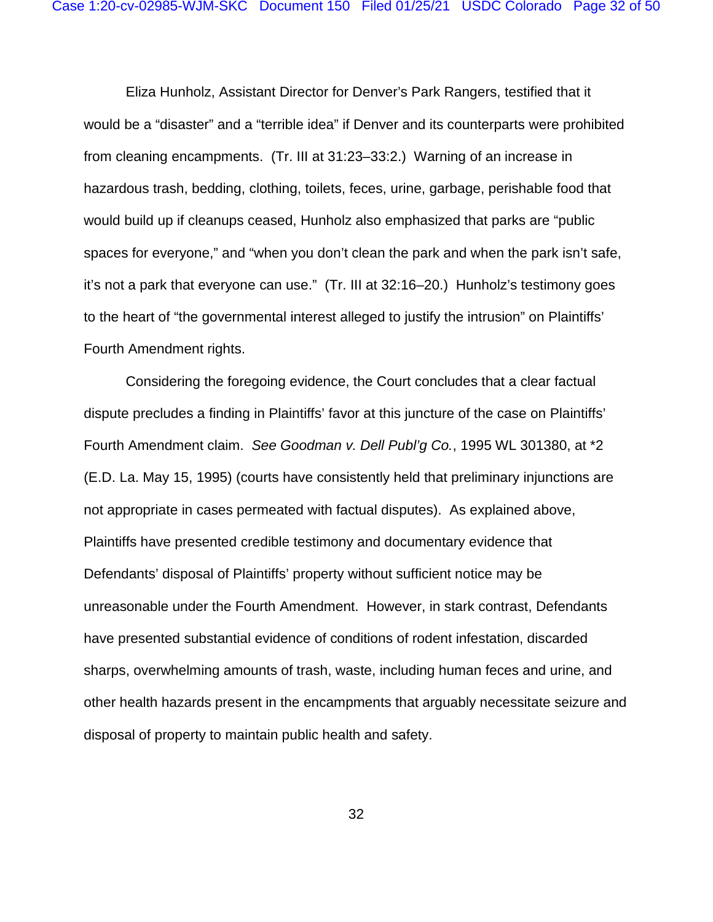Eliza Hunholz, Assistant Director for Denver's Park Rangers, testified that it would be a "disaster" and a "terrible idea" if Denver and its counterparts were prohibited from cleaning encampments. (Tr. III at 31:23–33:2.) Warning of an increase in hazardous trash, bedding, clothing, toilets, feces, urine, garbage, perishable food that would build up if cleanups ceased, Hunholz also emphasized that parks are "public spaces for everyone," and "when you don't clean the park and when the park isn't safe, it's not a park that everyone can use." (Tr. III at 32:16–20.) Hunholz's testimony goes to the heart of "the governmental interest alleged to justify the intrusion" on Plaintiffs' Fourth Amendment rights.

Considering the foregoing evidence, the Court concludes that a clear factual dispute precludes a finding in Plaintiffs' favor at this juncture of the case on Plaintiffs' Fourth Amendment claim. *See Goodman v. Dell Publ'g Co.*, 1995 WL 301380, at *2 (E.D. La. May 15, 1995) (courts have consistently held that preliminary injunctions are not appropriate in cases permeated with factual disputes). As explained above, Plaintiffs have presented credible testimony and documentary evidence that Defendants' disposal of Plaintiffs' property without sufficient notice may be unreasonable under the Fourth Amendment. However, in stark contrast, Defendants have presented substantial evidence of conditions of rodent infestation, discarded sharps, overwhelming amounts of trash, waste, including human feces and urine, and other health hazards present in the encampments that arguably necessitate seizure and disposal of property to maintain public health and safety.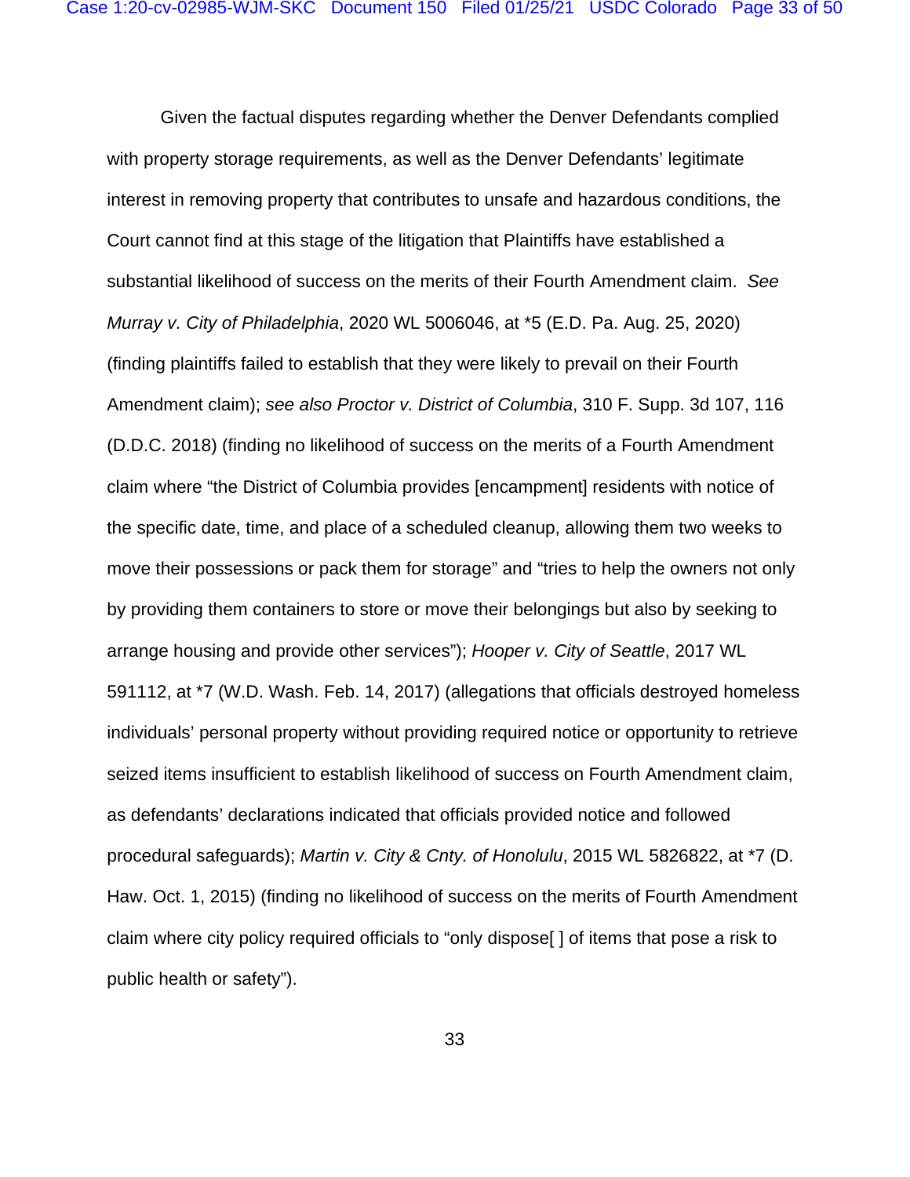Given the factual disputes regarding whether the Denver Defendants complied with property storage requirements, as well as the Denver Defendants' legitimate interest in removing property that contributes to unsafe and hazardous conditions, the Court cannot find at this stage of the litigation that Plaintiffs have established a substantial likelihood of success on the merits of their Fourth Amendment claim. *See Murray v. City of Philadelphia*, 2020 WL 5006046, at *5 (E.D. Pa. Aug. 25, 2020) (finding plaintiffs failed to establish that they were likely to prevail on their Fourth Amendment claim); *see also Proctor v. District of Columbia*, 310 F. Supp. 3d 107, 116 (D.D.C. 2018) (finding no likelihood of success on the merits of a Fourth Amendment claim where "the District of Columbia provides [encampment] residents with notice of the specific date, time, and place of a scheduled cleanup, allowing them two weeks to move their possessions or pack them for storage" and "tries to help the owners not only by providing them containers to store or move their belongings but also by seeking to arrange housing and provide other services"); *Hooper v. City of Seattle*, 2017 WL 591112, at *7 (W.D. Wash. Feb. 14, 2017) (allegations that officials destroyed homeless individuals' personal property without providing required notice or opportunity to retrieve seized items insufficient to establish likelihood of success on Fourth Amendment claim, as defendants' declarations indicated that officials provided notice and followed procedural safeguards); *Martin v. City & Cnty. of Honolulu*, 2015 WL 5826822, at *7 (D. Haw. Oct. 1, 2015) (finding no likelihood of success on the merits of Fourth Amendment claim where city policy required officials to "only dispose[ ] of items that pose a risk to public health or safety").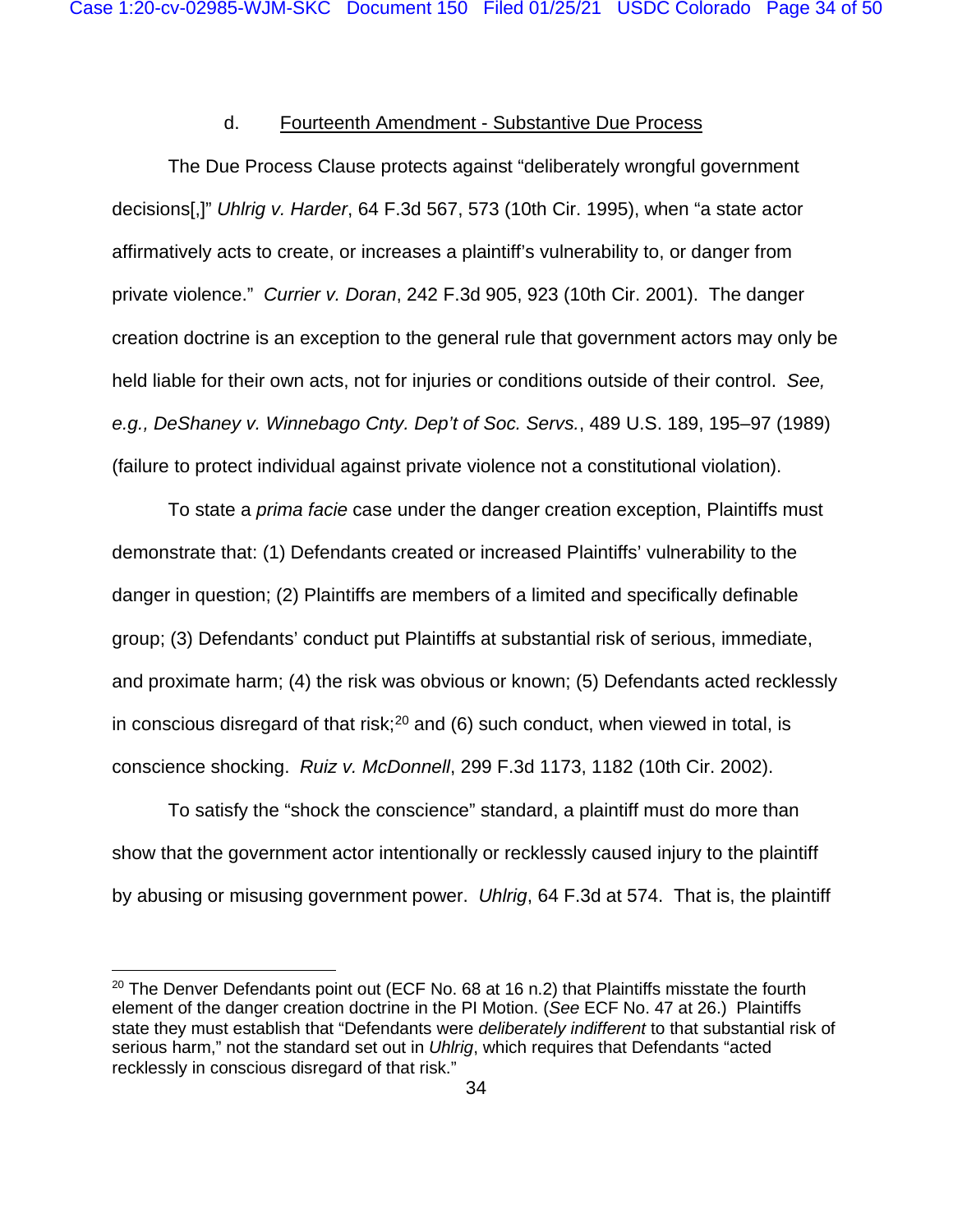d. <u>Fourteenth Amendment - Substantive Due Process</u>

The Due Process Clause protects against "deliberately wrongful government decisions[,]" *Uhlrig v. Harder*, 64 F.3d 567, 573 (10th Cir. 1995), when "a state actor affirmatively acts to create, or increases a plaintiff's vulnerability to, or danger from private violence." *Currier v. Doran*, 242 F.3d 905, 923 (10th Cir. 2001). The danger creation doctrine is an exception to the general rule that government actors may only be held liable for their own acts, not for injuries or conditions outside of their control. *See, e.g., DeShaney v. Winnebago Cnty. Dep't of Soc. Servs.*, 489 U.S. 189, 195–97 (1989) (failure to protect individual against private violence not a constitutional violation).

To state a *prima facie* case under the danger creation exception, Plaintiffs must demonstrate that: (1) Defendants created or increased Plaintiffs' vulnerability to the danger in question; (2) Plaintiffs are members of a limited and specifically definable group; (3) Defendants' conduct put Plaintiffs at substantial risk of serious, immediate, and proximate harm; (4) the risk was obvious or known; (5) Defendants acted recklessly in conscious disregard of that risk;[20] and (6) such conduct, when viewed in total, is conscience shocking. *Ruiz v. McDonnell*, 299 F.3d 1173, 1182 (10th Cir. 2002).

To satisfy the "shock the conscience" standard, a plaintiff must do more than show that the government actor intentionally or recklessly caused injury to the plaintiff by abusing or misusing government power. *Uhlrig*, 64 F.3d at 574. That is, the plaintiff

[20] The Denver Defendants point out (ECF No. 68 at 16 n.2) that Plaintiffs misstate the fourth element of the danger creation doctrine in the PI Motion. (*See* ECF No. 47 at 26.) Plaintiffs state they must establish that "Defendants were *deliberately indifferent* to that substantial risk of serious harm," not the standard set out in *Uhlrig*, which requires that Defendants "acted recklessly in conscious disregard of that risk."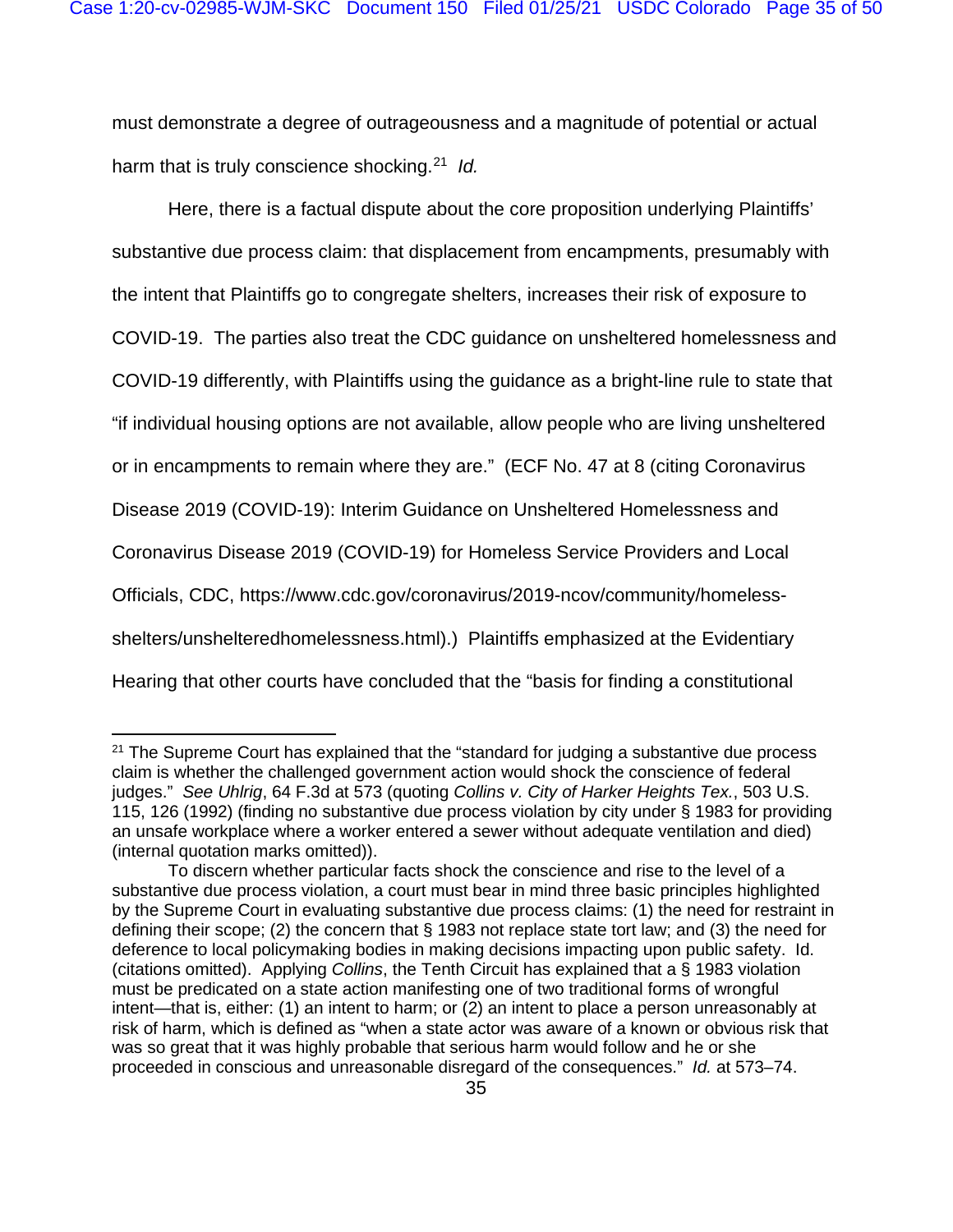must demonstrate a degree of outrageousness and a magnitude of potential or actual harm that is truly conscience shocking.[21] *Id.*

Here, there is a factual dispute about the core proposition underlying Plaintiffs' substantive due process claim: that displacement from encampments, presumably with the intent that Plaintiffs go to congregate shelters, increases their risk of exposure to COVID-19. The parties also treat the CDC guidance on unsheltered homelessness and COVID-19 differently, with Plaintiffs using the guidance as a bright-line rule to state that "if individual housing options are not available, allow people who are living unsheltered or in encampments to remain where they are." (ECF No. 47 at 8 (citing Coronavirus Disease 2019 (COVID-19): Interim Guidance on Unsheltered Homelessness and Coronavirus Disease 2019 (COVID-19) for Homeless Service Providers and Local Officials, CDC, https://www.cdc.gov/coronavirus/2019-ncov/community/homeless-shelters/unshelteredhomelessness.html).) Plaintiffs emphasized at the Evidentiary Hearing that other courts have concluded that the "basis for finding a constitutional

---

[21] The Supreme Court has explained that the "standard for judging a substantive due process claim is whether the challenged government action would shock the conscience of federal judges." *See Uhlrig*, 64 F.3d at 573 (quoting *Collins v. City of Harker Heights Tex.*, 503 U.S. 115, 126 (1992) (finding no substantive due process violation by city under § 1983 for providing an unsafe workplace where a worker entered a sewer without adequate ventilation and died) (internal quotation marks omitted)).

To discern whether particular facts shock the conscience and rise to the level of a substantive due process violation, a court must bear in mind three basic principles highlighted by the Supreme Court in evaluating substantive due process claims: (1) the need for restraint in defining their scope; (2) the concern that § 1983 not replace state tort law; and (3) the need for deference to local policymaking bodies in making decisions impacting upon public safety. Id. (citations omitted). Applying *Collins*, the Tenth Circuit has explained that a § 1983 violation must be predicated on a state action manifesting one of two traditional forms of wrongful intent—that is, either: (1) an intent to harm; or (2) an intent to place a person unreasonably at risk of harm, which is defined as "when a state actor was aware of a known or obvious risk that was so great that it was highly probable that serious harm would follow and he or she proceeded in conscious and unreasonable disregard of the consequences." *Id.* at 573–74.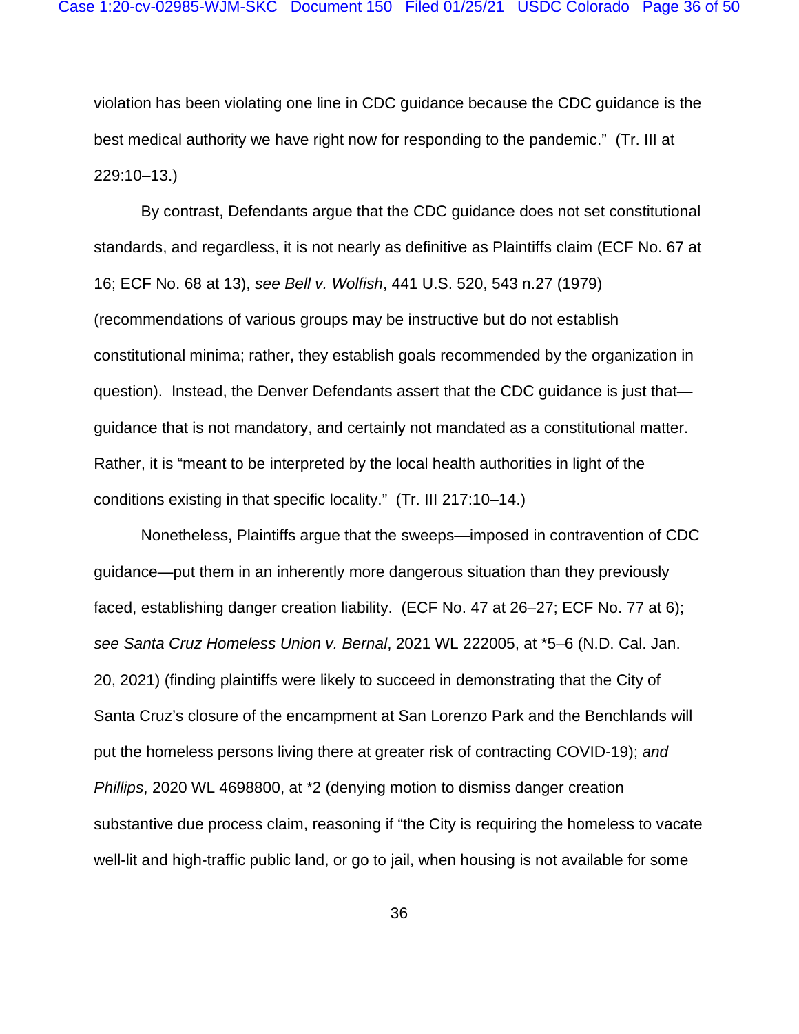violation has been violating one line in CDC guidance because the CDC guidance is the best medical authority we have right now for responding to the pandemic." (Tr. III at 229:10–13.)

By contrast, Defendants argue that the CDC guidance does not set constitutional standards, and regardless, it is not nearly as definitive as Plaintiffs claim (ECF No. 67 at 16; ECF No. 68 at 13), *see Bell v. Wolfish*, 441 U.S. 520, 543 n.27 (1979) (recommendations of various groups may be instructive but do not establish constitutional minima; rather, they establish goals recommended by the organization in question). Instead, the Denver Defendants assert that the CDC guidance is just that—guidance that is not mandatory, and certainly not mandated as a constitutional matter. Rather, it is "meant to be interpreted by the local health authorities in light of the conditions existing in that specific locality." (Tr. III 217:10–14.)

Nonetheless, Plaintiffs argue that the sweeps—imposed in contravention of CDC guidance—put them in an inherently more dangerous situation than they previously faced, establishing danger creation liability. (ECF No. 47 at 26–27; ECF No. 77 at 6); *see Santa Cruz Homeless Union v. Bernal*, 2021 WL 222005, at *5–6 (N.D. Cal. Jan. 20, 2021) (finding plaintiffs were likely to succeed in demonstrating that the City of Santa Cruz's closure of the encampment at San Lorenzo Park and the Benchlands will put the homeless persons living there at greater risk of contracting COVID-19); *and Phillips*, 2020 WL 4698800, at *2 (denying motion to dismiss danger creation substantive due process claim, reasoning if "the City is requiring the homeless to vacate well-lit and high-traffic public land, or go to jail, when housing is not available for some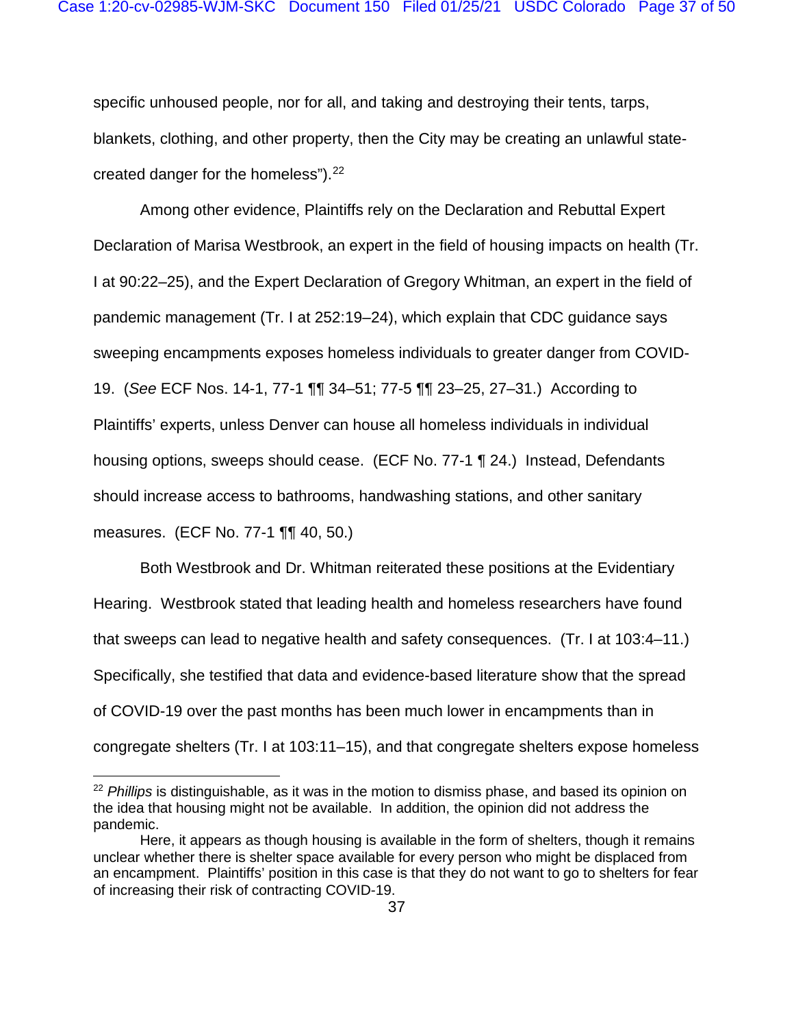specific unhoused people, nor for all, and taking and destroying their tents, tarps, blankets, clothing, and other property, then the City may be creating an unlawful state-created danger for the homeless").[22]

Among other evidence, Plaintiffs rely on the Declaration and Rebuttal Expert Declaration of Marisa Westbrook, an expert in the field of housing impacts on health (Tr. I at 90:22–25), and the Expert Declaration of Gregory Whitman, an expert in the field of pandemic management (Tr. I at 252:19–24), which explain that CDC guidance says sweeping encampments exposes homeless individuals to greater danger from COVID-19. (*See* ECF Nos. 14-1, 77-1 ¶¶ 34–51; 77-5 ¶¶ 23–25, 27–31.) According to Plaintiffs' experts, unless Denver can house all homeless individuals in individual housing options, sweeps should cease. (ECF No. 77-1 ¶ 24.) Instead, Defendants should increase access to bathrooms, handwashing stations, and other sanitary measures. (ECF No. 77-1 ¶¶ 40, 50.)

Both Westbrook and Dr. Whitman reiterated these positions at the Evidentiary Hearing. Westbrook stated that leading health and homeless researchers have found that sweeps can lead to negative health and safety consequences. (Tr. I at 103:4–11.) Specifically, she testified that data and evidence-based literature show that the spread of COVID-19 over the past months has been much lower in encampments than in congregate shelters (Tr. I at 103:11–15), and that congregate shelters expose homeless

---

[22] *Phillips* is distinguishable, as it was in the motion to dismiss phase, and based its opinion on the idea that housing might not be available. In addition, the opinion did not address the pandemic.

Here, it appears as though housing is available in the form of shelters, though it remains unclear whether there is shelter space available for every person who might be displaced from an encampment. Plaintiffs' position in this case is that they do not want to go to shelters for fear of increasing their risk of contracting COVID-19.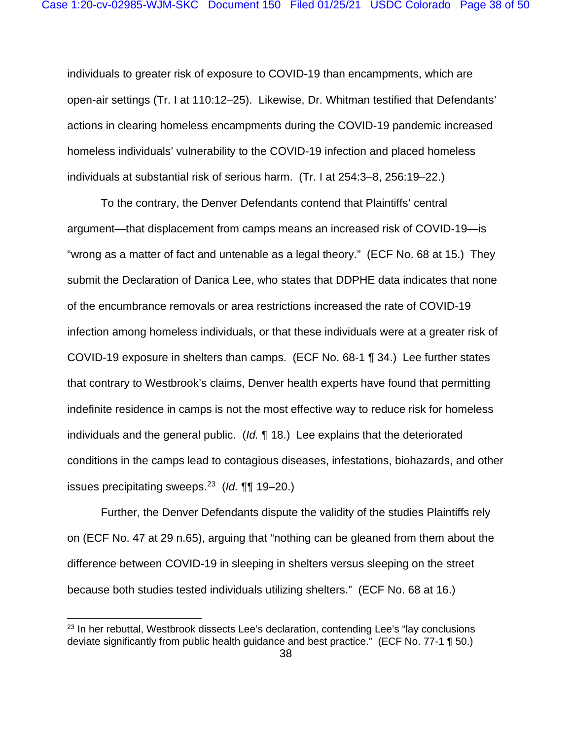individuals to greater risk of exposure to COVID-19 than encampments, which are open-air settings (Tr. I at 110:12–25). Likewise, Dr. Whitman testified that Defendants' actions in clearing homeless encampments during the COVID-19 pandemic increased homeless individuals' vulnerability to the COVID-19 infection and placed homeless individuals at substantial risk of serious harm. (Tr. I at 254:3–8, 256:19–22.)

To the contrary, the Denver Defendants contend that Plaintiffs' central argument—that displacement from camps means an increased risk of COVID-19—is "wrong as a matter of fact and untenable as a legal theory." (ECF No. 68 at 15.) They submit the Declaration of Danica Lee, who states that DDPHE data indicates that none of the encumbrance removals or area restrictions increased the rate of COVID-19 infection among homeless individuals, or that these individuals were at a greater risk of COVID-19 exposure in shelters than camps. (ECF No. 68-1 ¶ 34.) Lee further states that contrary to Westbrook's claims, Denver health experts have found that permitting indefinite residence in camps is not the most effective way to reduce risk for homeless individuals and the general public. (*Id.* ¶ 18.) Lee explains that the deteriorated conditions in the camps lead to contagious diseases, infestations, biohazards, and other issues precipitating sweeps.[23] (*Id.* ¶¶ 19–20.)

Further, the Denver Defendants dispute the validity of the studies Plaintiffs rely on (ECF No. 47 at 29 n.65), arguing that "nothing can be gleaned from them about the difference between COVID-19 in sleeping in shelters versus sleeping on the street because both studies tested individuals utilizing shelters." (ECF No. 68 at 16.)

---

[23] In her rebuttal, Westbrook dissects Lee's declaration, contending Lee's "lay conclusions deviate significantly from public health guidance and best practice." (ECF No. 77-1 ¶ 50.)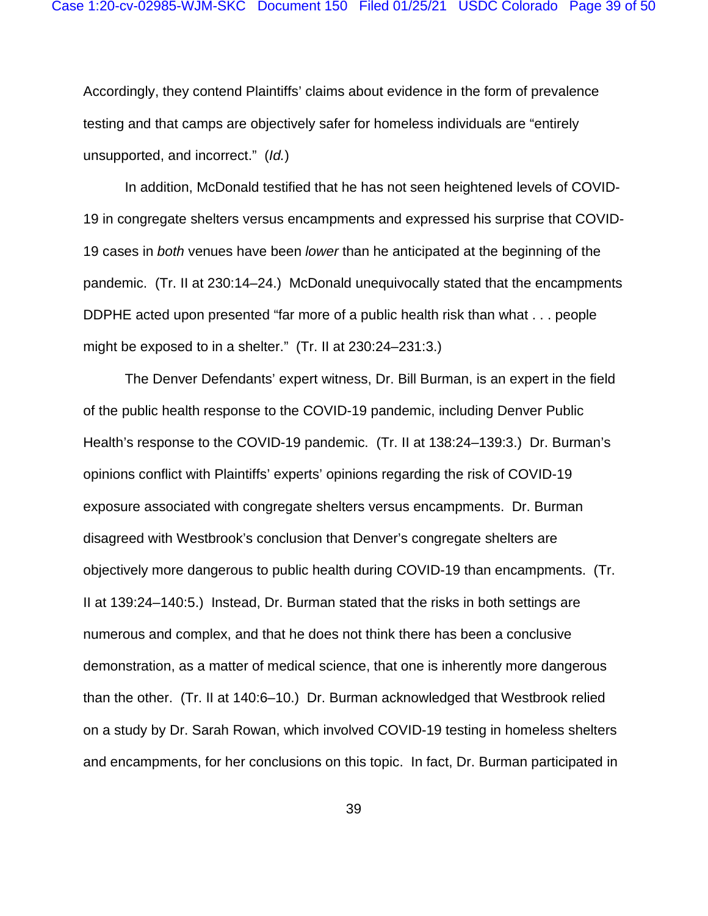Accordingly, they contend Plaintiffs' claims about evidence in the form of prevalence testing and that camps are objectively safer for homeless individuals are "entirely unsupported, and incorrect." (*Id.*)

In addition, McDonald testified that he has not seen heightened levels of COVID-19 in congregate shelters versus encampments and expressed his surprise that COVID-19 cases in *both* venues have been *lower* than he anticipated at the beginning of the pandemic. (Tr. II at 230:14–24.) McDonald unequivocally stated that the encampments DDPHE acted upon presented "far more of a public health risk than what . . . people might be exposed to in a shelter." (Tr. II at 230:24–231:3.)

The Denver Defendants' expert witness, Dr. Bill Burman, is an expert in the field of the public health response to the COVID-19 pandemic, including Denver Public Health's response to the COVID-19 pandemic. (Tr. II at 138:24–139:3.) Dr. Burman's opinions conflict with Plaintiffs' experts' opinions regarding the risk of COVID-19 exposure associated with congregate shelters versus encampments. Dr. Burman disagreed with Westbrook's conclusion that Denver's congregate shelters are objectively more dangerous to public health during COVID-19 than encampments. (Tr. II at 139:24–140:5.) Instead, Dr. Burman stated that the risks in both settings are numerous and complex, and that he does not think there has been a conclusive demonstration, as a matter of medical science, that one is inherently more dangerous than the other. (Tr. II at 140:6–10.) Dr. Burman acknowledged that Westbrook relied on a study by Dr. Sarah Rowan, which involved COVID-19 testing in homeless shelters and encampments, for her conclusions on this topic. In fact, Dr. Burman participated in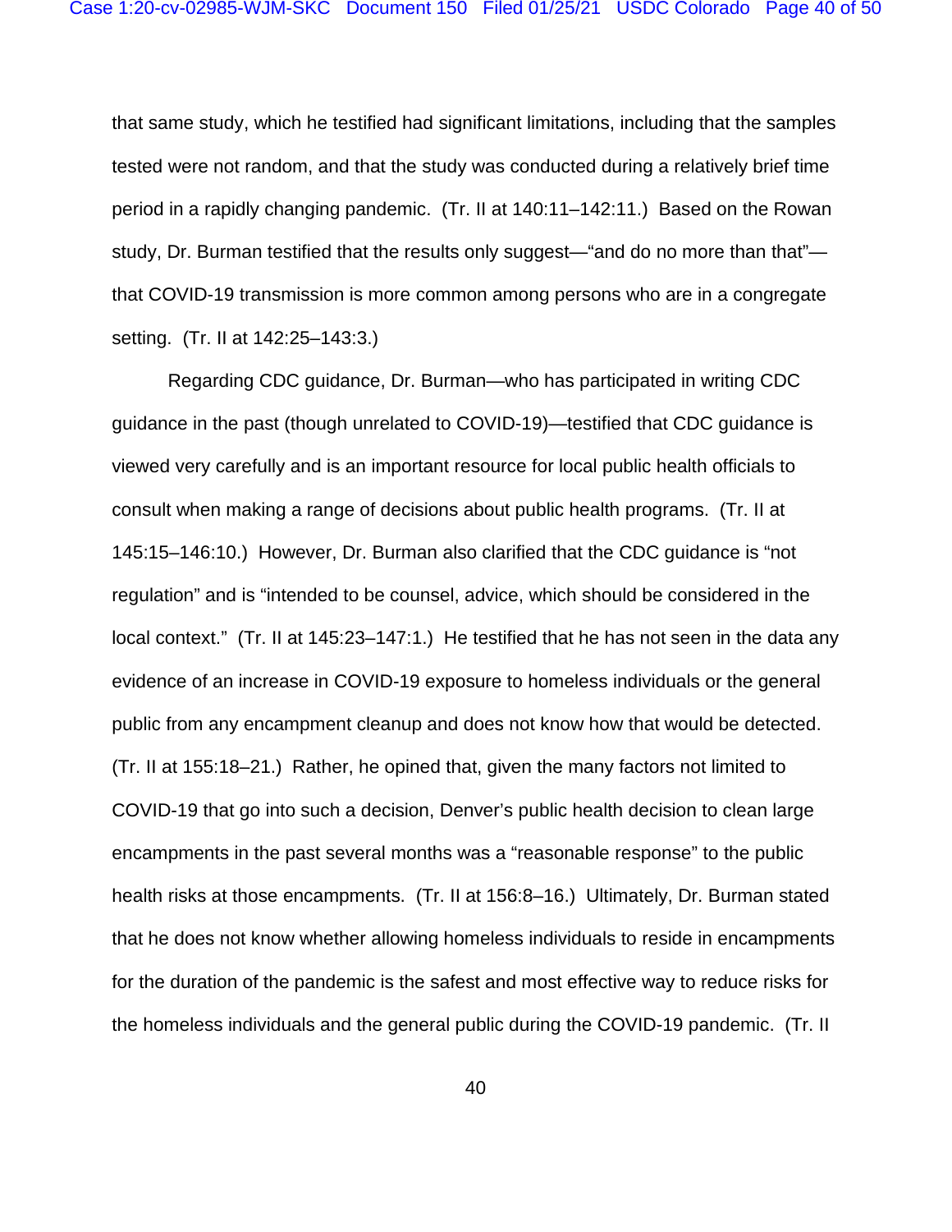that same study, which he testified had significant limitations, including that the samples tested were not random, and that the study was conducted during a relatively brief time period in a rapidly changing pandemic. (Tr. II at 140:11–142:11.) Based on the Rowan study, Dr. Burman testified that the results only suggest—"and do no more than that"—that COVID-19 transmission is more common among persons who are in a congregate setting. (Tr. II at 142:25–143:3.)

Regarding CDC guidance, Dr. Burman—who has participated in writing CDC guidance in the past (though unrelated to COVID-19)—testified that CDC guidance is viewed very carefully and is an important resource for local public health officials to consult when making a range of decisions about public health programs. (Tr. II at 145:15–146:10.) However, Dr. Burman also clarified that the CDC guidance is "not regulation" and is "intended to be counsel, advice, which should be considered in the local context." (Tr. II at 145:23–147:1.) He testified that he has not seen in the data any evidence of an increase in COVID-19 exposure to homeless individuals or the general public from any encampment cleanup and does not know how that would be detected. (Tr. II at 155:18–21.) Rather, he opined that, given the many factors not limited to COVID-19 that go into such a decision, Denver's public health decision to clean large encampments in the past several months was a "reasonable response" to the public health risks at those encampments. (Tr. II at 156:8–16.) Ultimately, Dr. Burman stated that he does not know whether allowing homeless individuals to reside in encampments for the duration of the pandemic is the safest and most effective way to reduce risks for the homeless individuals and the general public during the COVID-19 pandemic. (Tr. II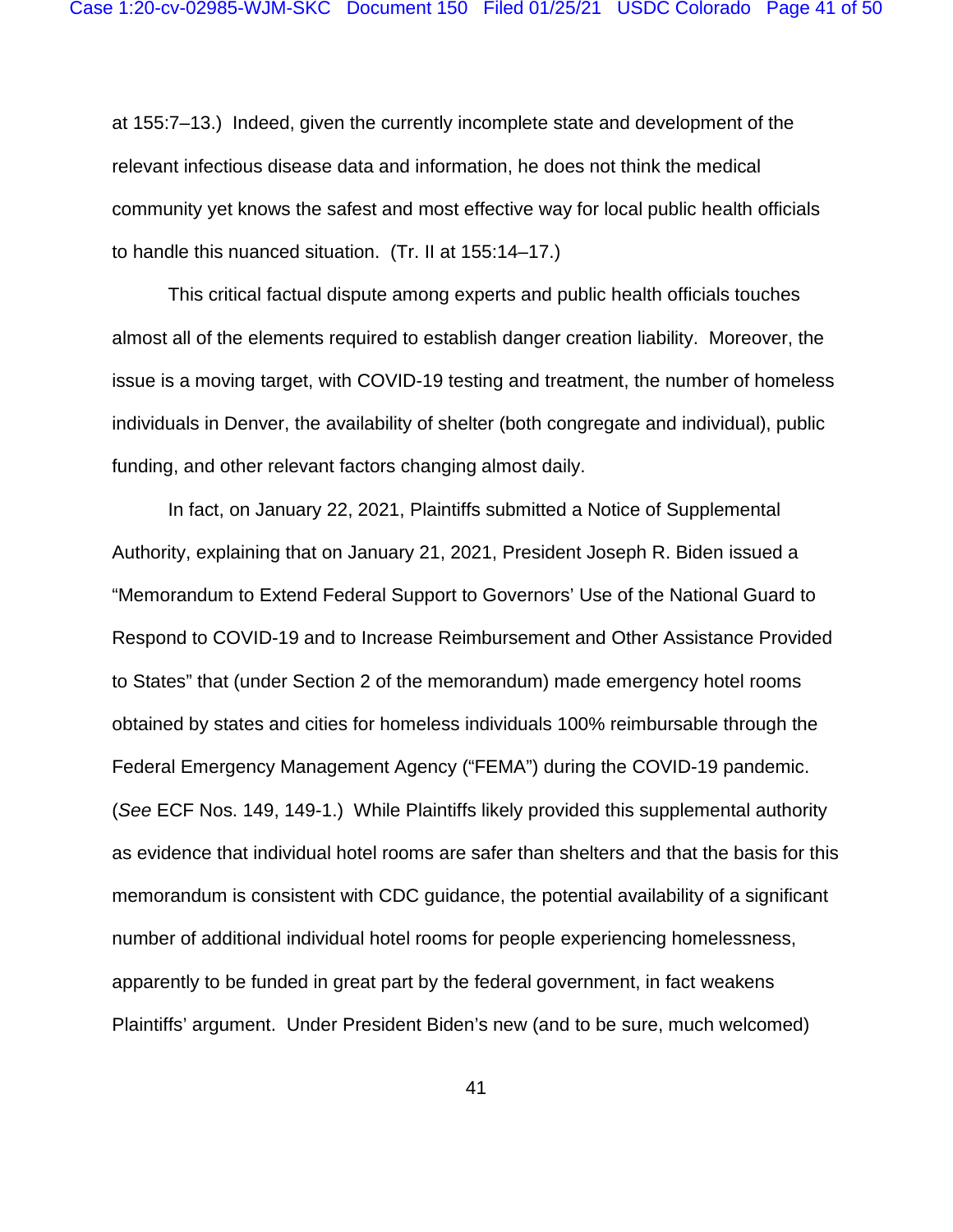at 155:7–13.) Indeed, given the currently incomplete state and development of the relevant infectious disease data and information, he does not think the medical community yet knows the safest and most effective way for local public health officials to handle this nuanced situation. (Tr. II at 155:14–17.)

This critical factual dispute among experts and public health officials touches almost all of the elements required to establish danger creation liability. Moreover, the issue is a moving target, with COVID-19 testing and treatment, the number of homeless individuals in Denver, the availability of shelter (both congregate and individual), public funding, and other relevant factors changing almost daily.

In fact, on January 22, 2021, Plaintiffs submitted a Notice of Supplemental Authority, explaining that on January 21, 2021, President Joseph R. Biden issued a "Memorandum to Extend Federal Support to Governors' Use of the National Guard to Respond to COVID-19 and to Increase Reimbursement and Other Assistance Provided to States" that (under Section 2 of the memorandum) made emergency hotel rooms obtained by states and cities for homeless individuals 100% reimbursable through the Federal Emergency Management Agency ("FEMA") during the COVID-19 pandemic. (*See* ECF Nos. 149, 149-1.) While Plaintiffs likely provided this supplemental authority as evidence that individual hotel rooms are safer than shelters and that the basis for this memorandum is consistent with CDC guidance, the potential availability of a significant number of additional individual hotel rooms for people experiencing homelessness, apparently to be funded in great part by the federal government, in fact weakens Plaintiffs' argument. Under President Biden's new (and to be sure, much welcomed)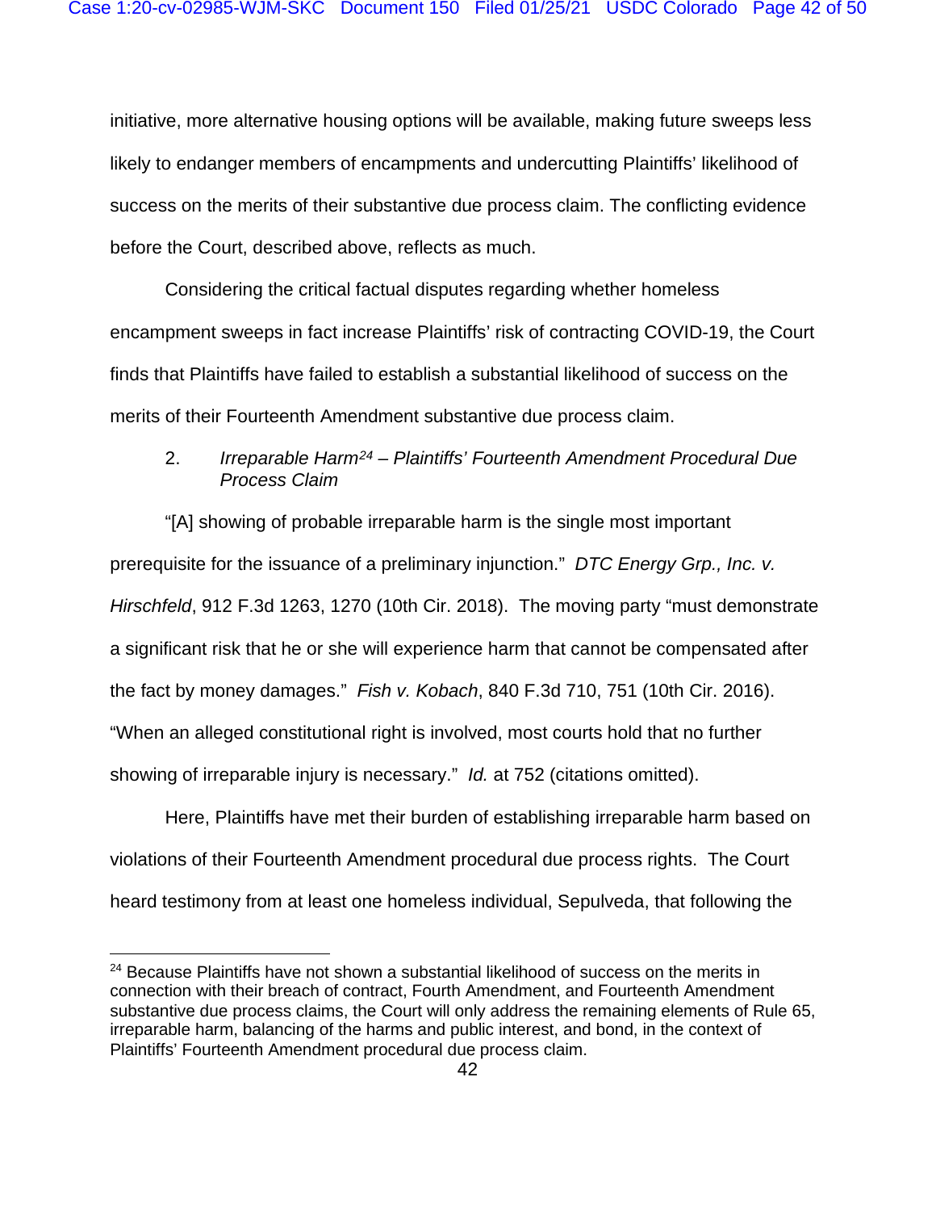initiative, more alternative housing options will be available, making future sweeps less likely to endanger members of encampments and undercutting Plaintiffs' likelihood of success on the merits of their substantive due process claim. The conflicting evidence before the Court, described above, reflects as much.

Considering the critical factual disputes regarding whether homeless encampment sweeps in fact increase Plaintiffs' risk of contracting COVID-19, the Court finds that Plaintiffs have failed to establish a substantial likelihood of success on the merits of their Fourteenth Amendment substantive due process claim.

2. *Irreparable Harm[24] – Plaintiffs' Fourteenth Amendment Procedural Due Process Claim*

"[A] showing of probable irreparable harm is the single most important prerequisite for the issuance of a preliminary injunction." *DTC Energy Grp., Inc. v. Hirschfeld*, 912 F.3d 1263, 1270 (10th Cir. 2018). The moving party "must demonstrate a significant risk that he or she will experience harm that cannot be compensated after the fact by money damages." *Fish v. Kobach*, 840 F.3d 710, 751 (10th Cir. 2016). "When an alleged constitutional right is involved, most courts hold that no further showing of irreparable injury is necessary." *Id.* at 752 (citations omitted).

Here, Plaintiffs have met their burden of establishing irreparable harm based on violations of their Fourteenth Amendment procedural due process rights. The Court heard testimony from at least one homeless individual, Sepulveda, that following the

---

[24] Because Plaintiffs have not shown a substantial likelihood of success on the merits in connection with their breach of contract, Fourth Amendment, and Fourteenth Amendment substantive due process claims, the Court will only address the remaining elements of Rule 65, irreparable harm, balancing of the harms and public interest, and bond, in the context of Plaintiffs' Fourteenth Amendment procedural due process claim.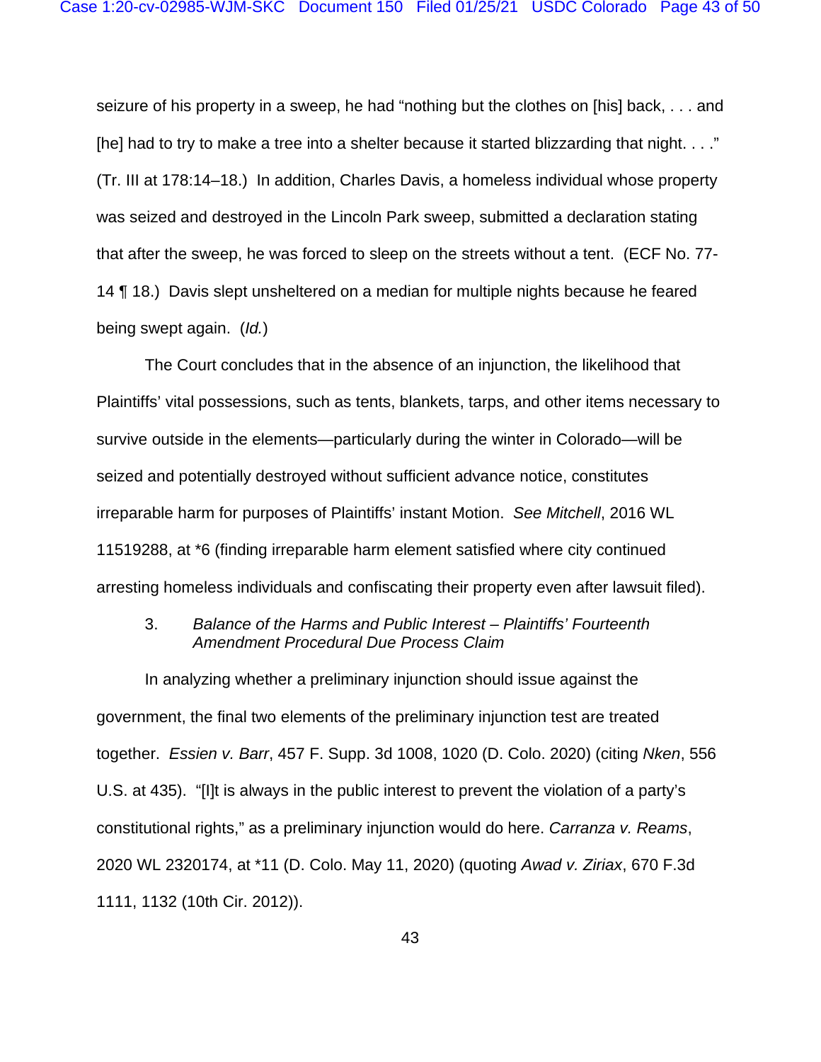seizure of his property in a sweep, he had "nothing but the clothes on [his] back, . . . and [he] had to try to make a tree into a shelter because it started blizzarding that night. . . ." (Tr. III at 178:14–18.) In addition, Charles Davis, a homeless individual whose property was seized and destroyed in the Lincoln Park sweep, submitted a declaration stating that after the sweep, he was forced to sleep on the streets without a tent. (ECF No. 77-14 ¶ 18.) Davis slept unsheltered on a median for multiple nights because he feared being swept again. (*Id.*)

The Court concludes that in the absence of an injunction, the likelihood that Plaintiffs' vital possessions, such as tents, blankets, tarps, and other items necessary to survive outside in the elements—particularly during the winter in Colorado—will be seized and potentially destroyed without sufficient advance notice, constitutes irreparable harm for purposes of Plaintiffs' instant Motion. *See Mitchell*, 2016 WL 11519288, at *6 (finding irreparable harm element satisfied where city continued arresting homeless individuals and confiscating their property even after lawsuit filed).

### 3. *Balance of the Harms and Public Interest – Plaintiffs' Fourteenth Amendment Procedural Due Process Claim*

In analyzing whether a preliminary injunction should issue against the government, the final two elements of the preliminary injunction test are treated together. *Essien v. Barr*, 457 F. Supp. 3d 1008, 1020 (D. Colo. 2020) (citing *Nken*, 556 U.S. at 435). "[I]t is always in the public interest to prevent the violation of a party's constitutional rights," as a preliminary injunction would do here. *Carranza v. Reams*, 2020 WL 2320174, at *11 (D. Colo. May 11, 2020) (quoting *Awad v. Ziriax*, 670 F.3d 1111, 1132 (10th Cir. 2012)).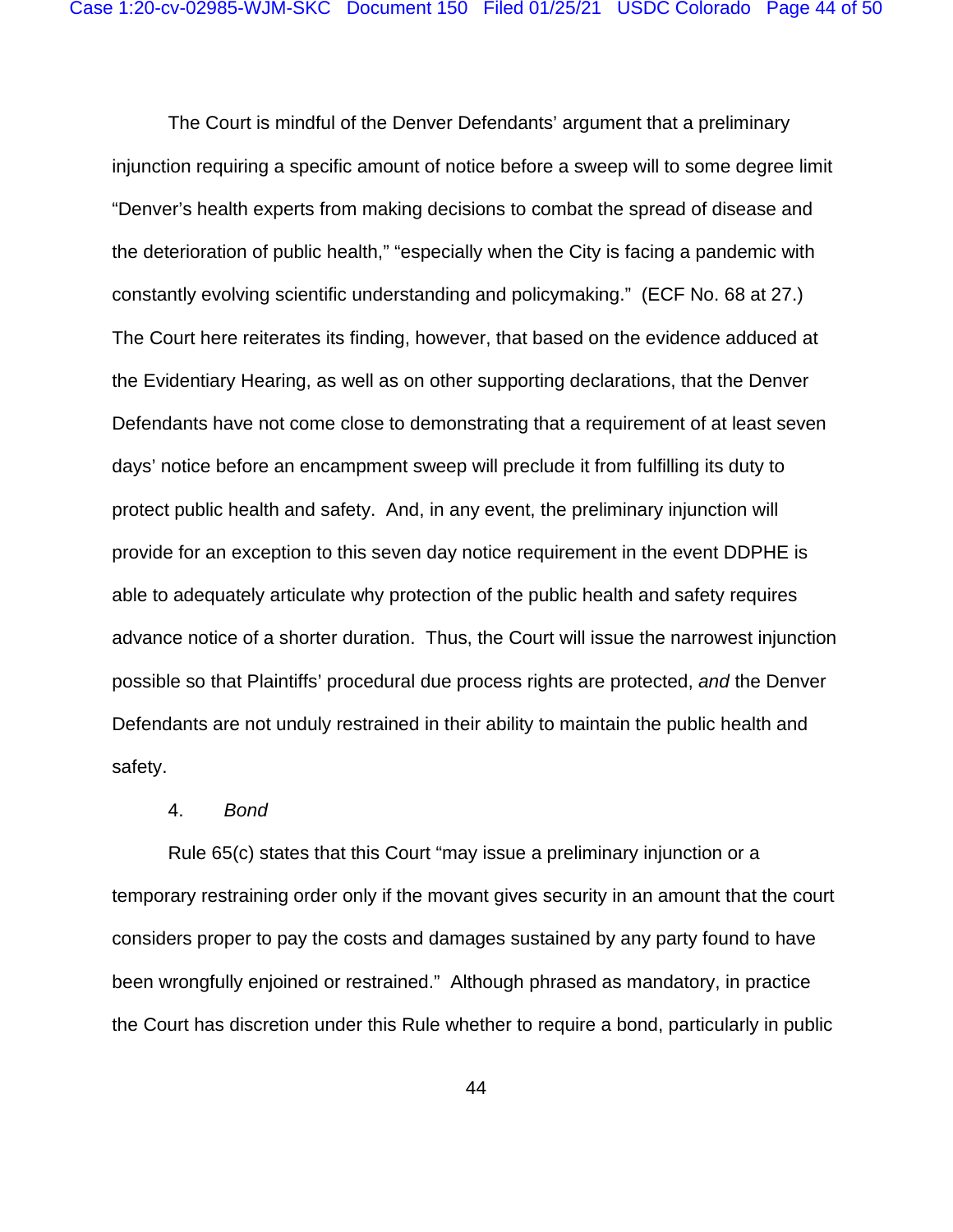The Court is mindful of the Denver Defendants' argument that a preliminary injunction requiring a specific amount of notice before a sweep will to some degree limit "Denver's health experts from making decisions to combat the spread of disease and the deterioration of public health," "especially when the City is facing a pandemic with constantly evolving scientific understanding and policymaking." (ECF No. 68 at 27.) The Court here reiterates its finding, however, that based on the evidence adduced at the Evidentiary Hearing, as well as on other supporting declarations, that the Denver Defendants have not come close to demonstrating that a requirement of at least seven days' notice before an encampment sweep will preclude it from fulfilling its duty to protect public health and safety. And, in any event, the preliminary injunction will provide for an exception to this seven day notice requirement in the event DDPHE is able to adequately articulate why protection of the public health and safety requires advance notice of a shorter duration. Thus, the Court will issue the narrowest injunction possible so that Plaintiffs' procedural due process rights are protected, *and* the Denver Defendants are not unduly restrained in their ability to maintain the public health and safety.

4. *Bond*

Rule 65(c) states that this Court "may issue a preliminary injunction or a temporary restraining order only if the movant gives security in an amount that the court considers proper to pay the costs and damages sustained by any party found to have been wrongfully enjoined or restrained." Although phrased as mandatory, in practice the Court has discretion under this Rule whether to require a bond, particularly in public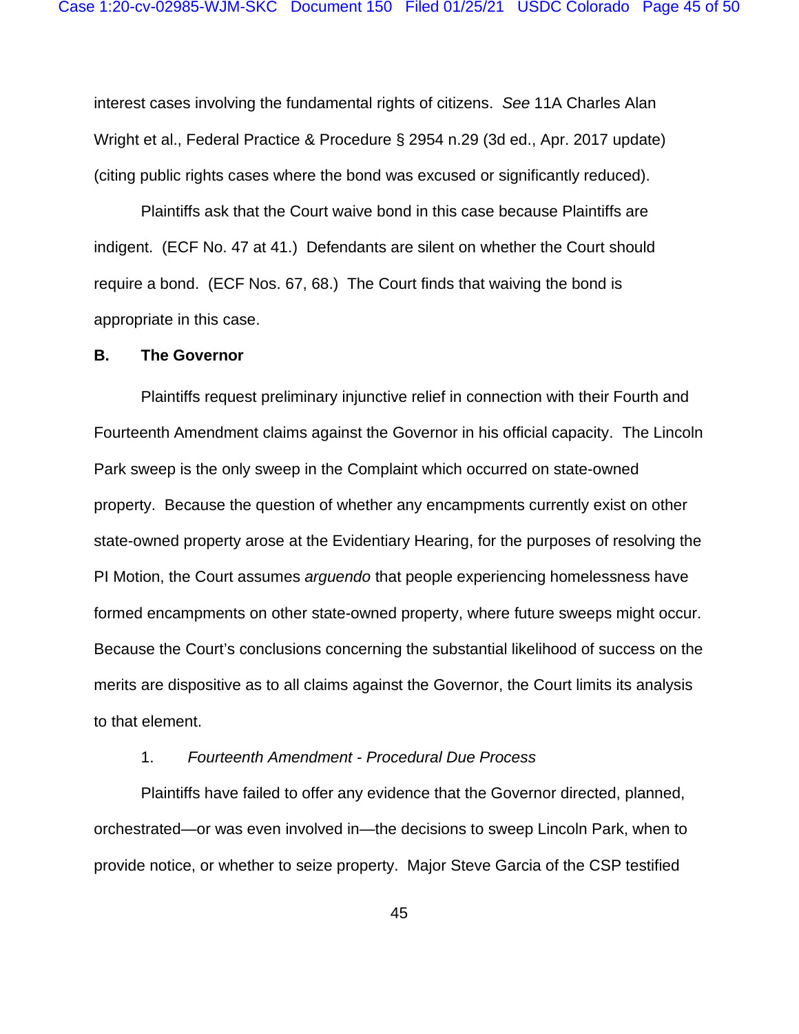interest cases involving the fundamental rights of citizens. *See* 11A Charles Alan Wright et al., Federal Practice & Procedure § 2954 n.29 (3d ed., Apr. 2017 update) (citing public rights cases where the bond was excused or significantly reduced).

Plaintiffs ask that the Court waive bond in this case because Plaintiffs are indigent. (ECF No. 47 at 41.) Defendants are silent on whether the Court should require a bond. (ECF Nos. 67, 68.) The Court finds that waiving the bond is appropriate in this case.

### B. The Governor

Plaintiffs request preliminary injunctive relief in connection with their Fourth and Fourteenth Amendment claims against the Governor in his official capacity. The Lincoln Park sweep is the only sweep in the Complaint which occurred on state-owned property. Because the question of whether any encampments currently exist on other state-owned property arose at the Evidentiary Hearing, for the purposes of resolving the PI Motion, the Court assumes *arguendo* that people experiencing homelessness have formed encampments on other state-owned property, where future sweeps might occur. Because the Court's conclusions concerning the substantial likelihood of success on the merits are dispositive as to all claims against the Governor, the Court limits its analysis to that element.

#### 1. *Fourteenth Amendment - Procedural Due Process*

Plaintiffs have failed to offer any evidence that the Governor directed, planned, orchestrated—or was even involved in—the decisions to sweep Lincoln Park, when to provide notice, or whether to seize property. Major Steve Garcia of the CSP testified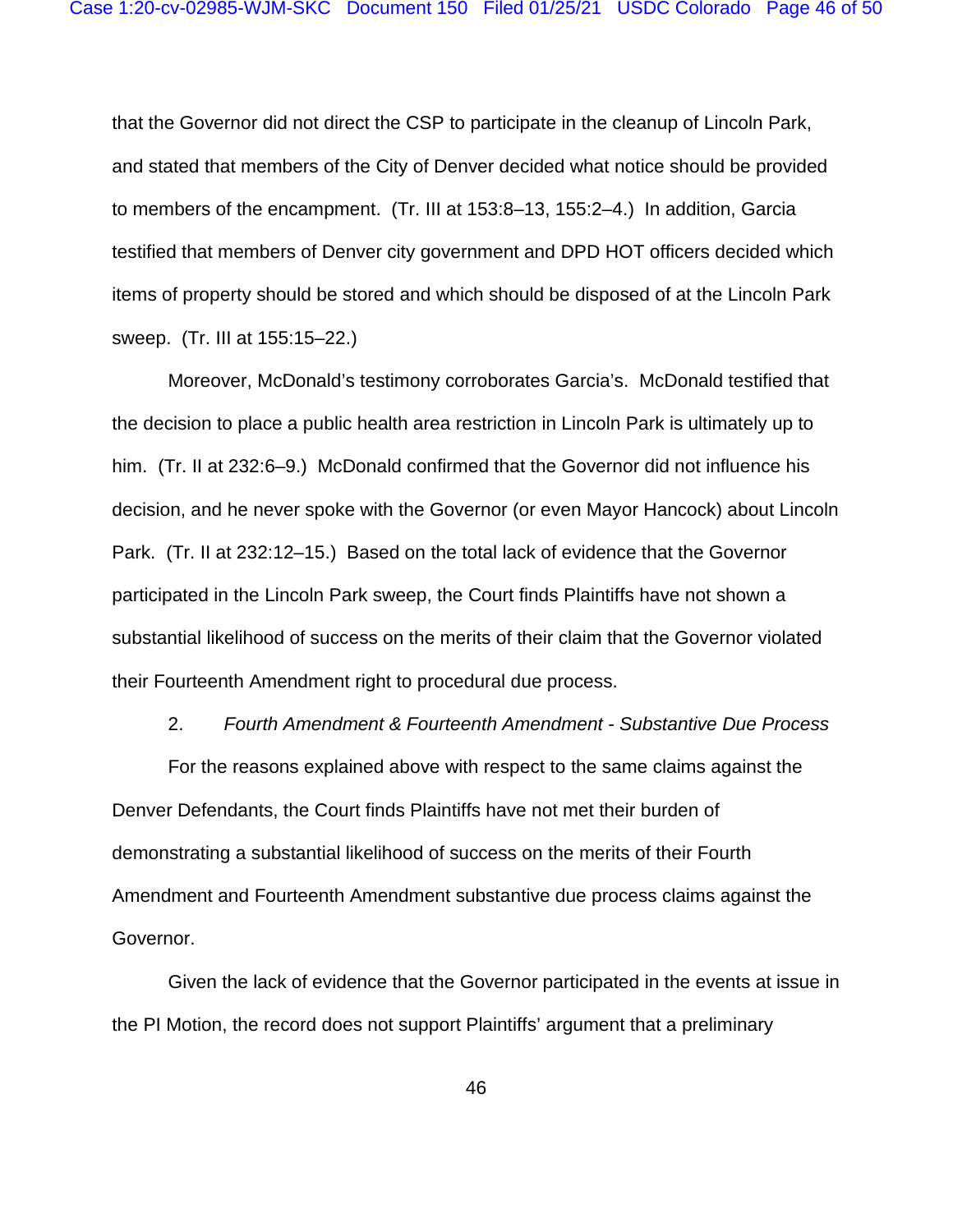that the Governor did not direct the CSP to participate in the cleanup of Lincoln Park, and stated that members of the City of Denver decided what notice should be provided to members of the encampment. (Tr. III at 153:8–13, 155:2–4.) In addition, Garcia testified that members of Denver city government and DPD HOT officers decided which items of property should be stored and which should be disposed of at the Lincoln Park sweep. (Tr. III at 155:15–22.)

Moreover, McDonald's testimony corroborates Garcia's. McDonald testified that the decision to place a public health area restriction in Lincoln Park is ultimately up to him. (Tr. II at 232:6–9.) McDonald confirmed that the Governor did not influence his decision, and he never spoke with the Governor (or even Mayor Hancock) about Lincoln Park. (Tr. II at 232:12–15.) Based on the total lack of evidence that the Governor participated in the Lincoln Park sweep, the Court finds Plaintiffs have not shown a substantial likelihood of success on the merits of their claim that the Governor violated their Fourteenth Amendment right to procedural due process.

2. *Fourth Amendment & Fourteenth Amendment - Substantive Due Process*

For the reasons explained above with respect to the same claims against the Denver Defendants, the Court finds Plaintiffs have not met their burden of demonstrating a substantial likelihood of success on the merits of their Fourth Amendment and Fourteenth Amendment substantive due process claims against the Governor.

Given the lack of evidence that the Governor participated in the events at issue in the PI Motion, the record does not support Plaintiffs' argument that a preliminary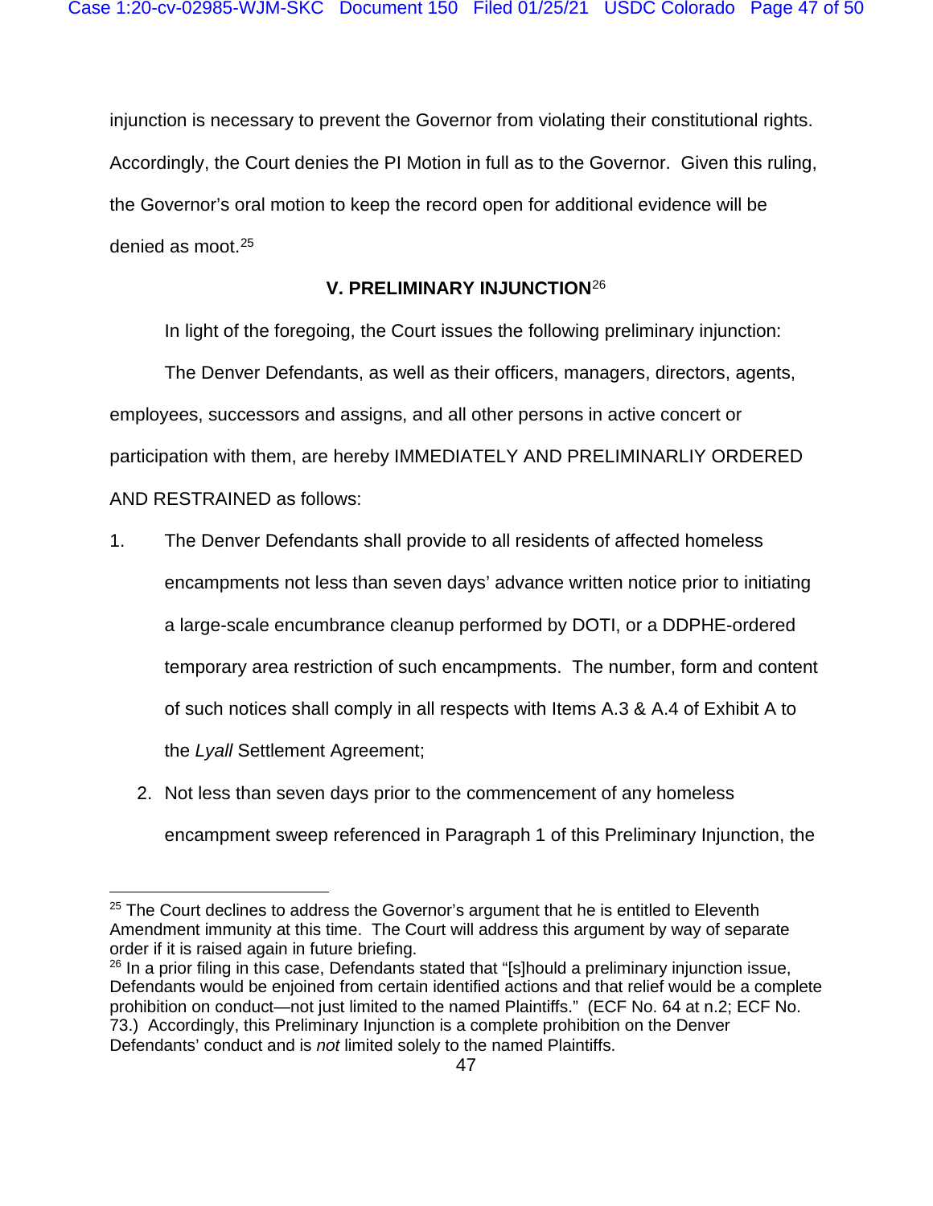injunction is necessary to prevent the Governor from violating their constitutional rights. Accordingly, the Court denies the PI Motion in full as to the Governor. Given this ruling, the Governor's oral motion to keep the record open for additional evidence will be denied as moot.[25]

## V. PRELIMINARY INJUNCTION[26]

In light of the foregoing, the Court issues the following preliminary injunction:

The Denver Defendants, as well as their officers, managers, directors, agents, employees, successors and assigns, and all other persons in active concert or participation with them, are hereby IMMEDIATELY AND PRELIMINARLIY ORDERED AND RESTRAINED as follows:

1. The Denver Defendants shall provide to all residents of affected homeless encampments not less than seven days' advance written notice prior to initiating a large-scale encumbrance cleanup performed by DOTI, or a DDPHE-ordered temporary area restriction of such encampments. The number, form and content of such notices shall comply in all respects with Items A.3 & A.4 of Exhibit A to the *Lyall* Settlement Agreement;

2. Not less than seven days prior to the commencement of any homeless encampment sweep referenced in Paragraph 1 of this Preliminary Injunction, the

---

[25] The Court declines to address the Governor's argument that he is entitled to Eleventh Amendment immunity at this time. The Court will address this argument by way of separate order if it is raised again in future briefing.

[26] In a prior filing in this case, Defendants stated that "[s]hould a preliminary injunction issue, Defendants would be enjoined from certain identified actions and that relief would be a complete prohibition on conduct—not just limited to the named Plaintiffs." (ECF No. 64 at n.2; ECF No. 73.) Accordingly, this Preliminary Injunction is a complete prohibition on the Denver Defendants' conduct and is *not* limited solely to the named Plaintiffs.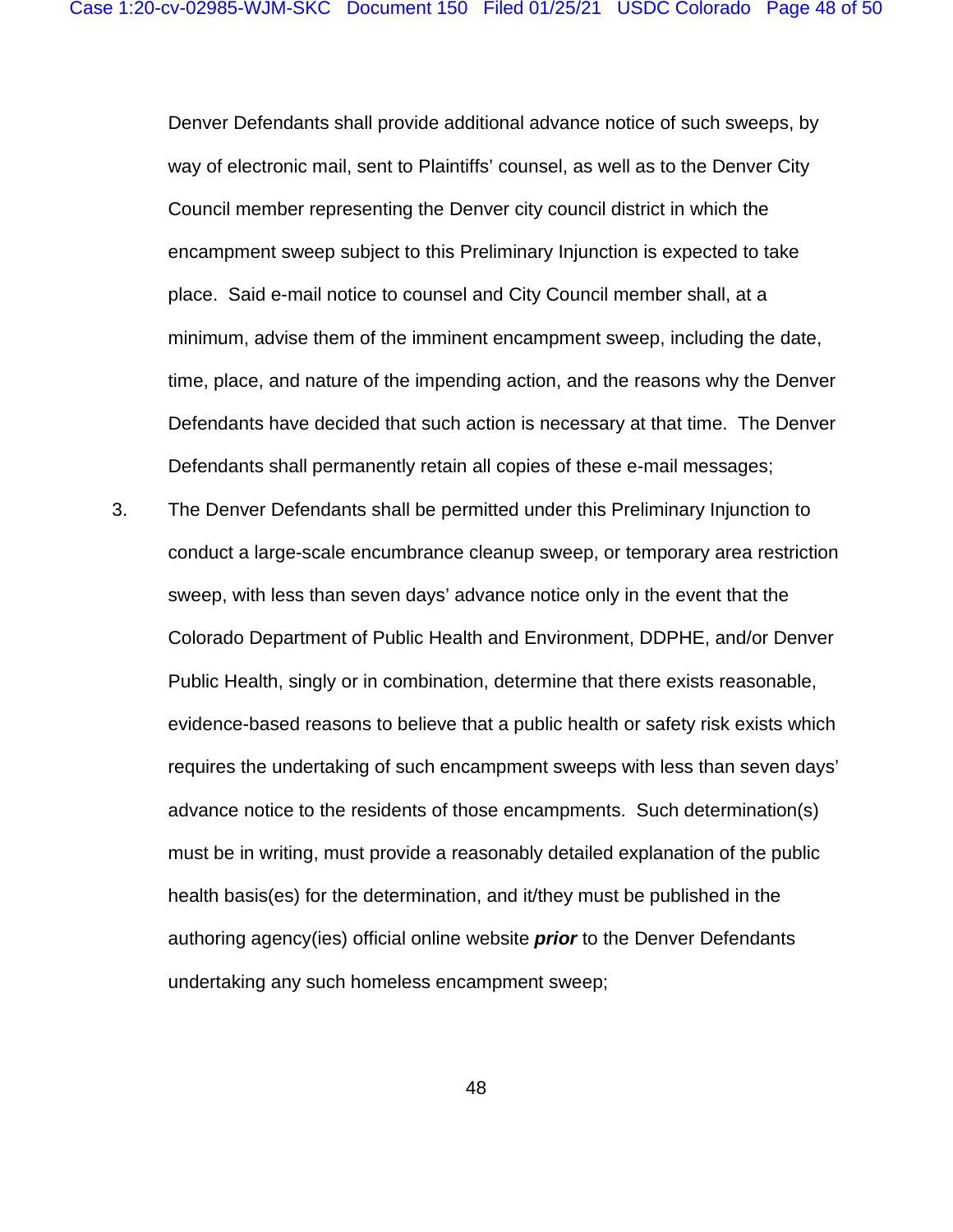Denver Defendants shall provide additional advance notice of such sweeps, by way of electronic mail, sent to Plaintiffs' counsel, as well as to the Denver City Council member representing the Denver city council district in which the encampment sweep subject to this Preliminary Injunction is expected to take place. Said e-mail notice to counsel and City Council member shall, at a minimum, advise them of the imminent encampment sweep, including the date, time, place, and nature of the impending action, and the reasons why the Denver Defendants have decided that such action is necessary at that time. The Denver Defendants shall permanently retain all copies of these e-mail messages;

3. The Denver Defendants shall be permitted under this Preliminary Injunction to conduct a large-scale encumbrance cleanup sweep, or temporary area restriction sweep, with less than seven days' advance notice only in the event that the Colorado Department of Public Health and Environment, DDPHE, and/or Denver Public Health, singly or in combination, determine that there exists reasonable, evidence-based reasons to believe that a public health or safety risk exists which requires the undertaking of such encampment sweeps with less than seven days' advance notice to the residents of those encampments. Such determination(s) must be in writing, must provide a reasonably detailed explanation of the public health basis(es) for the determination, and it/they must be published in the authoring agency(ies) official online website ***prior*** to the Denver Defendants undertaking any such homeless encampment sweep;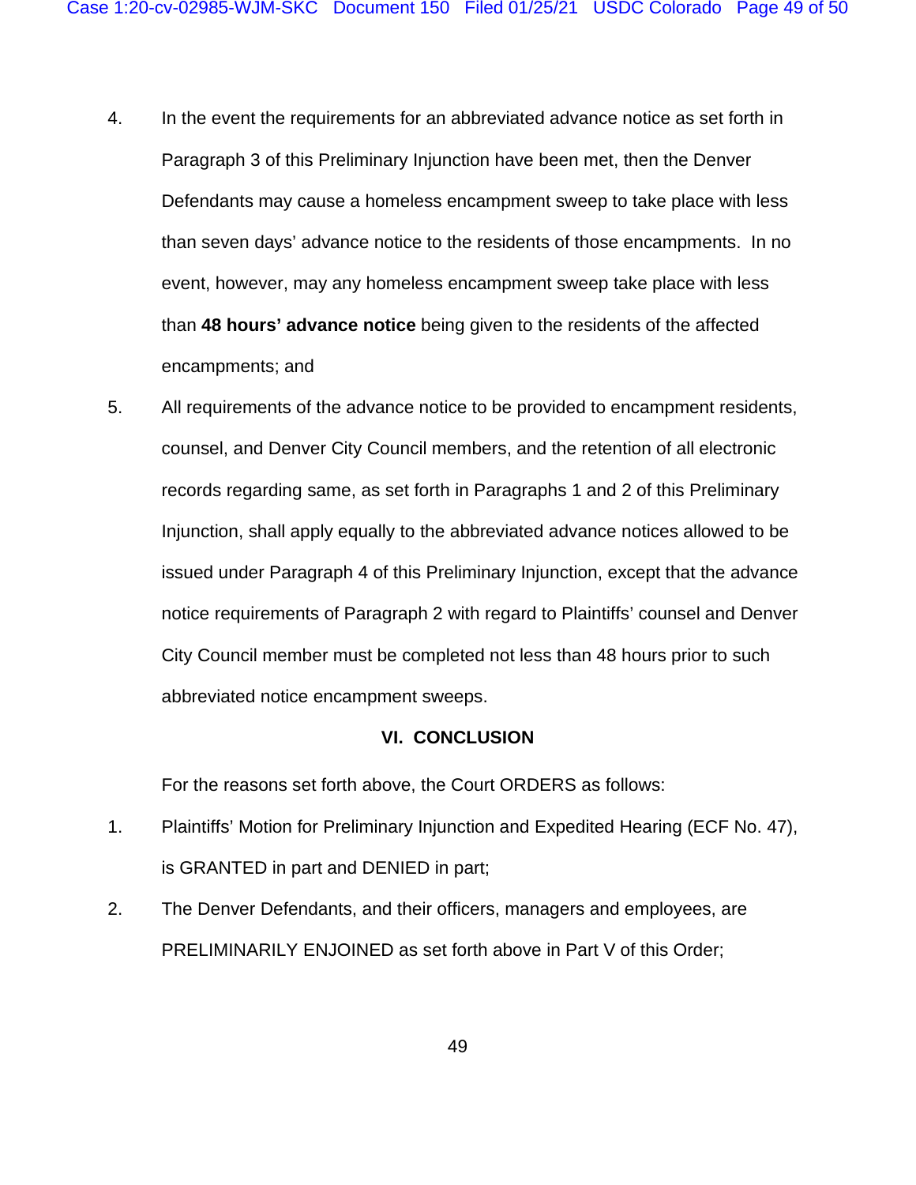4. In the event the requirements for an abbreviated advance notice as set forth in Paragraph 3 of this Preliminary Injunction have been met, then the Denver Defendants may cause a homeless encampment sweep to take place with less than seven days' advance notice to the residents of those encampments. In no event, however, may any homeless encampment sweep take place with less than **48 hours' advance notice** being given to the residents of the affected encampments; and

5. All requirements of the advance notice to be provided to encampment residents, counsel, and Denver City Council members, and the retention of all electronic records regarding same, as set forth in Paragraphs 1 and 2 of this Preliminary Injunction, shall apply equally to the abbreviated advance notices allowed to be issued under Paragraph 4 of this Preliminary Injunction, except that the advance notice requirements of Paragraph 2 with regard to Plaintiffs' counsel and Denver City Council member must be completed not less than 48 hours prior to such abbreviated notice encampment sweeps.

## VI. CONCLUSION

For the reasons set forth above, the Court ORDERS as follows:

1. Plaintiffs' Motion for Preliminary Injunction and Expedited Hearing (ECF No. 47), is GRANTED in part and DENIED in part;

2. The Denver Defendants, and their officers, managers and employees, are PRELIMINARILY ENJOINED as set forth above in Part V of this Order;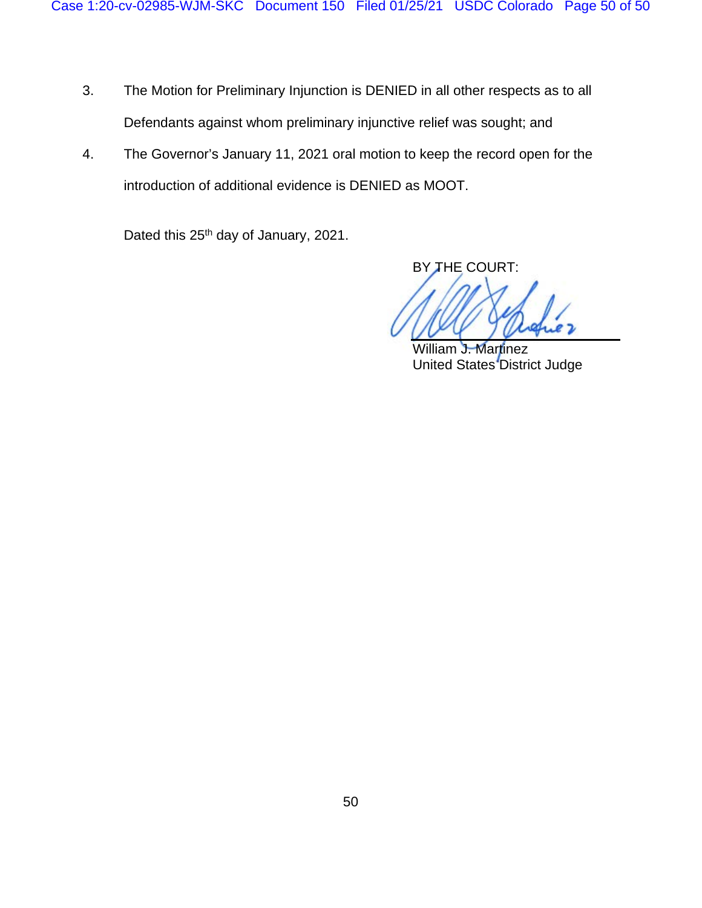3. The Motion for Preliminary Injunction is DENIED in all other respects as to all Defendants against whom preliminary injunctive relief was sought; and

4. The Governor's January 11, 2021 oral motion to keep the record open for the introduction of additional evidence is DENIED as MOOT.

Dated this 25th day of January, 2021.

BY THE COURT:

William J. Martinez
United States District Judge